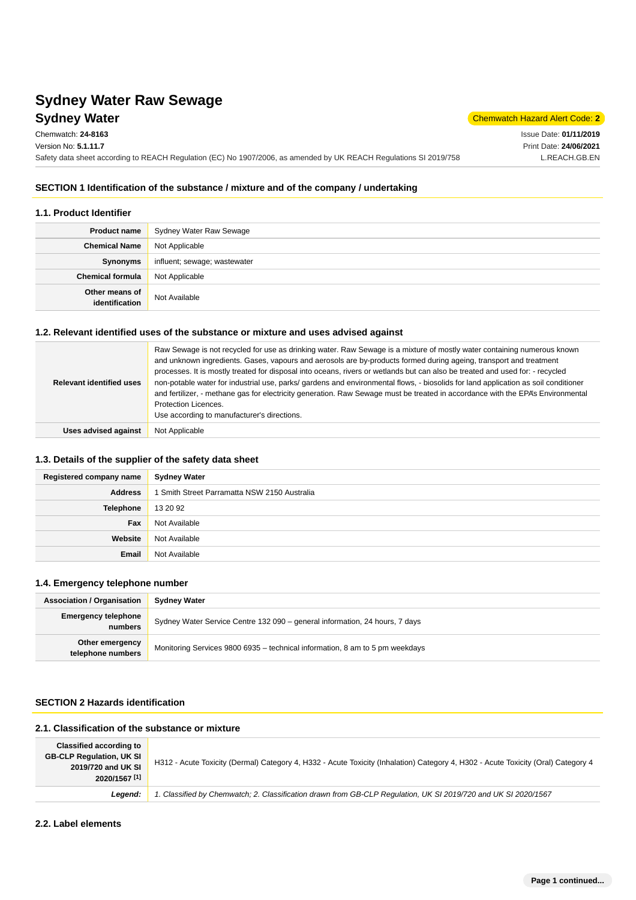# Sydney Water Raw Sewage

## Sydney Water

Chemwatch Hazard Alert Code: **2**

Chemwatch: **24-8163**
Version No: **5.1.11.7**
Safety data sheet according to REACH Regulation (EC) No 1907/2006, as amended by UK REACH Regulations SI 2019/758

Issue Date: **01/11/2019**
Print Date: **24/06/2021**
L.REACH.GB.EN

## SECTION 1 Identification of the substance / mixture and of the company / undertaking

### 1.1. Product Identifier

| | |
|---|---|
| **Product name** | Sydney Water Raw Sewage |
| **Chemical Name** | Not Applicable |
| **Synonyms** | influent; sewage; wastewater |
| **Chemical formula** | Not Applicable |
| **Other means of identification** | Not Available |

### 1.2. Relevant identified uses of the substance or mixture and uses advised against

| | |
|---|---|
| **Relevant identified uses** | Raw Sewage is not recycled for use as drinking water. Raw Sewage is a mixture of mostly water containing numerous known and unknown ingredients. Gases, vapours and aerosols are by-products formed during ageing, transport and treatment processes. It is mostly treated for disposal into oceans, rivers or wetlands but can also be treated and used for: - recycled non-potable water for industrial use, parks/ gardens and environmental flows, - biosolids for land application as soil conditioner and fertilizer, - methane gas for electricity generation. Raw Sewage must be treated in accordance with the EPA's Environmental Protection Licences.<br>Use according to manufacturer's directions. |
| **Uses advised against** | Not Applicable |

### 1.3. Details of the supplier of the safety data sheet

| | |
|---|---|
| **Registered company name** | **Sydney Water** |
| **Address** | 1 Smith Street Parramatta NSW 2150 Australia |
| **Telephone** | 13 20 92 |
| **Fax** | Not Available |
| **Website** | Not Available |
| **Email** | Not Available |

### 1.4. Emergency telephone number

| | |
|---|---|
| **Association / Organisation** | **Sydney Water** |
| **Emergency telephone numbers** | Sydney Water Service Centre 132 090 – general information, 24 hours, 7 days |
| **Other emergency telephone numbers** | Monitoring Services 9800 6935 – technical information, 8 am to 5 pm weekdays |

## SECTION 2 Hazards identification

### 2.1. Classification of the substance or mixture

| | |
|---|---|
| **Classified according to GB-CLP Regulation, UK SI 2019/720 and UK SI 2020/1567 [1]** | H312 - Acute Toxicity (Dermal) Category 4, H332 - Acute Toxicity (Inhalation) Category 4, H302 - Acute Toxicity (Oral) Category 4 |
| ***Legend:*** | *1. Classified by Chemwatch; 2. Classification drawn from GB-CLP Regulation, UK SI 2019/720 and UK SI 2020/1567* |

### 2.2. Label elements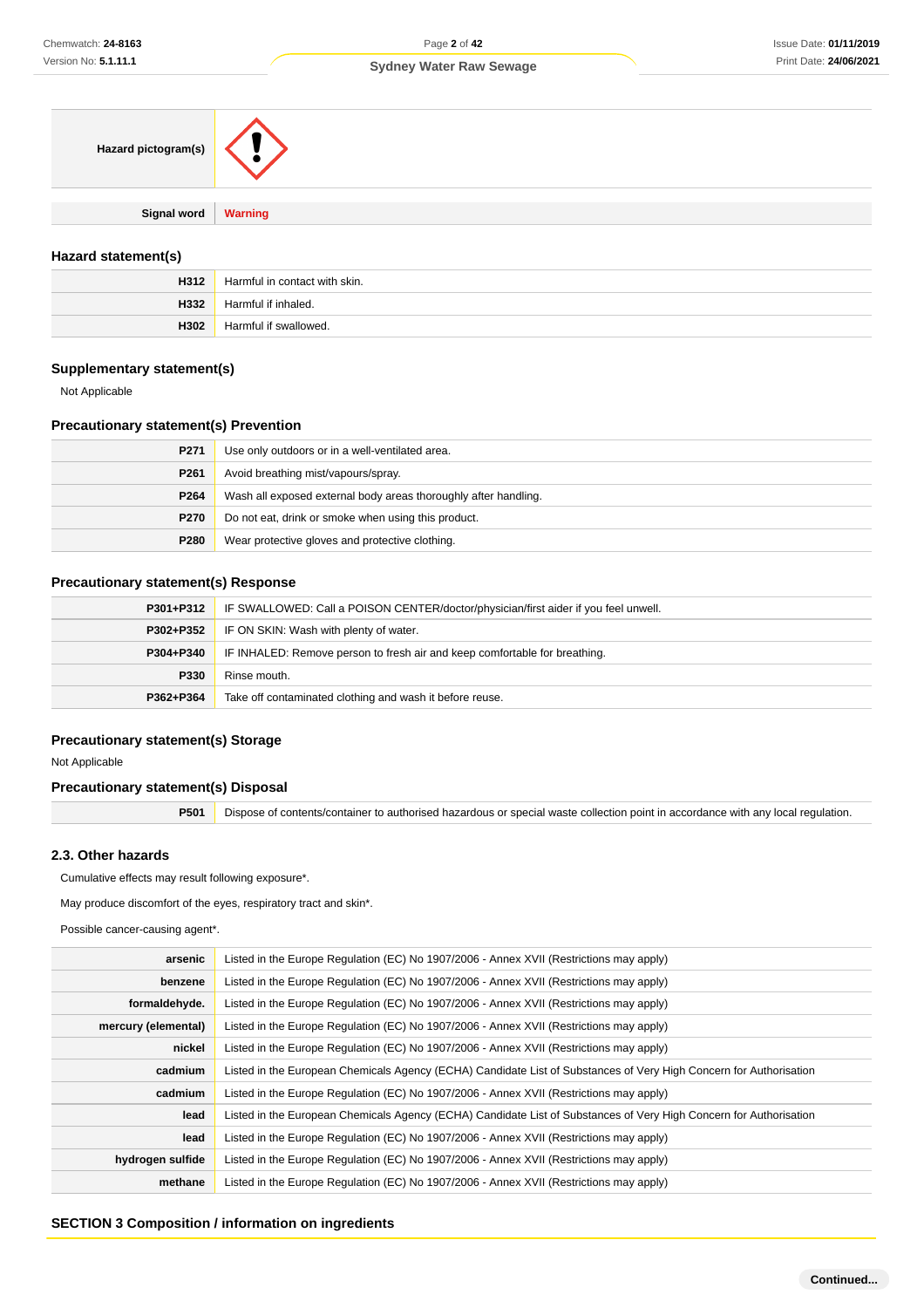| Hazard pictogram(s) | |
| --- | --- |
| Signal word | Warning |

### Hazard statement(s)

| | |
| --- | --- |
| H312 | Harmful in contact with skin. |
| H332 | Harmful if inhaled. |
| H302 | Harmful if swallowed. |

### Supplementary statement(s)

Not Applicable

### Precautionary statement(s) Prevention

| | |
| --- | --- |
| P271 | Use only outdoors or in a well-ventilated area. |
| P261 | Avoid breathing mist/vapours/spray. |
| P264 | Wash all exposed external body areas thoroughly after handling. |
| P270 | Do not eat, drink or smoke when using this product. |
| P280 | Wear protective gloves and protective clothing. |

### Precautionary statement(s) Response

| | |
| --- | --- |
| P301+P312 | IF SWALLOWED: Call a POISON CENTER/doctor/physician/first aider if you feel unwell. |
| P302+P352 | IF ON SKIN: Wash with plenty of water. |
| P304+P340 | IF INHALED: Remove person to fresh air and keep comfortable for breathing. |
| P330 | Rinse mouth. |
| P362+P364 | Take off contaminated clothing and wash it before reuse. |

### Precautionary statement(s) Storage

Not Applicable

### Precautionary statement(s) Disposal

| | |
| --- | --- |
| P501 | Dispose of contents/container to authorised hazardous or special waste collection point in accordance with any local regulation. |

### 2.3. Other hazards

Cumulative effects may result following exposure*.

May produce discomfort of the eyes, respiratory tract and skin*.

Possible cancer-causing agent*.

| | |
| --- | --- |
| arsenic | Listed in the Europe Regulation (EC) No 1907/2006 - Annex XVII (Restrictions may apply) |
| benzene | Listed in the Europe Regulation (EC) No 1907/2006 - Annex XVII (Restrictions may apply) |
| formaldehyde. | Listed in the Europe Regulation (EC) No 1907/2006 - Annex XVII (Restrictions may apply) |
| mercury (elemental) | Listed in the Europe Regulation (EC) No 1907/2006 - Annex XVII (Restrictions may apply) |
| nickel | Listed in the Europe Regulation (EC) No 1907/2006 - Annex XVII (Restrictions may apply) |
| cadmium | Listed in the European Chemicals Agency (ECHA) Candidate List of Substances of Very High Concern for Authorisation |
| cadmium | Listed in the Europe Regulation (EC) No 1907/2006 - Annex XVII (Restrictions may apply) |
| lead | Listed in the European Chemicals Agency (ECHA) Candidate List of Substances of Very High Concern for Authorisation |
| lead | Listed in the Europe Regulation (EC) No 1907/2006 - Annex XVII (Restrictions may apply) |
| hydrogen sulfide | Listed in the Europe Regulation (EC) No 1907/2006 - Annex XVII (Restrictions may apply) |
| methane | Listed in the Europe Regulation (EC) No 1907/2006 - Annex XVII (Restrictions may apply) |

## SECTION 3 Composition / information on ingredients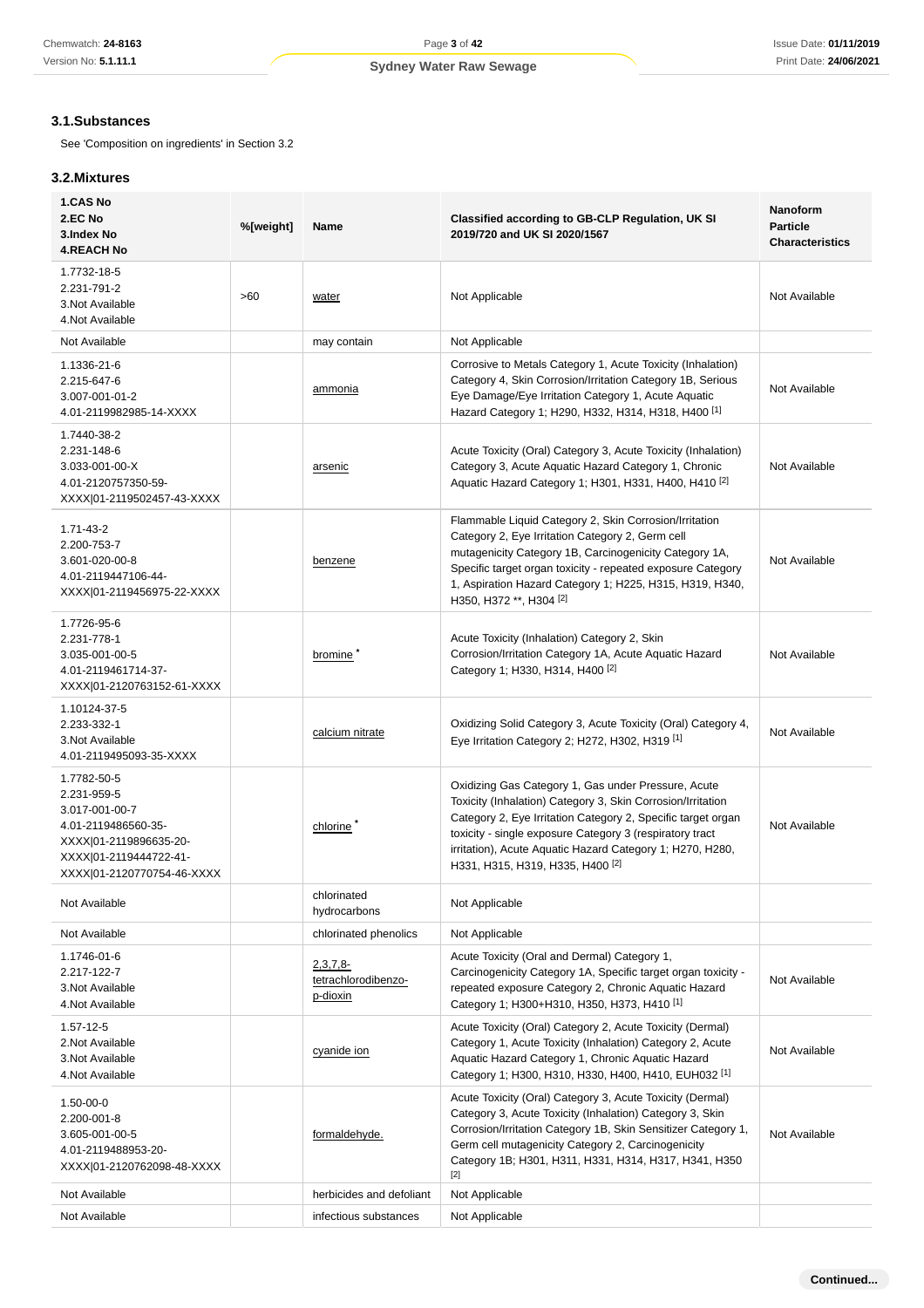### 3.1.Substances

See 'Composition on ingredients' in Section 3.2

### 3.2.Mixtures

| 1.CAS No<br>2.EC No<br>3.Index No<br>4.REACH No | %[weight] | Name | Classified according to GB-CLP Regulation, UK SI 2019/720 and UK SI 2020/1567 | Nanoform Particle Characteristics |
|---|---|---|---|---|
| 1.7732-18-5<br>2.231-791-2<br>3.Not Available<br>4.Not Available | >60 | water | Not Applicable | Not Available |
| Not Available | | may contain | Not Applicable | |
| 1.1336-21-6<br>2.215-647-6<br>3.007-001-01-2<br>4.01-2119982985-14-XXXX | | ammonia | Corrosive to Metals Category 1, Acute Toxicity (Inhalation) Category 4, Skin Corrosion/Irritation Category 1B, Serious Eye Damage/Eye Irritation Category 1, Acute Aquatic Hazard Category 1; H290, H332, H314, H318, H400 [1] | Not Available |
| 1.7440-38-2<br>2.231-148-6<br>3.033-001-00-X<br>4.01-2120757350-59-XXXX\|01-2119502457-43-XXXX | | arsenic | Acute Toxicity (Oral) Category 3, Acute Toxicity (Inhalation) Category 3, Acute Aquatic Hazard Category 1, Chronic Aquatic Hazard Category 1; H301, H331, H400, H410 [2] | Not Available |
| 1.71-43-2<br>2.200-753-7<br>3.601-020-00-8<br>4.01-2119447106-44-XXXX\|01-2119456975-22-XXXX | | benzene | Flammable Liquid Category 2, Skin Corrosion/Irritation Category 2, Eye Irritation Category 2, Germ cell mutagenicity Category 1B, Carcinogenicity Category 1A, Specific target organ toxicity - repeated exposure Category 1, Aspiration Hazard Category 1; H225, H315, H319, H340, H350, H372 **, H304 [2] | Not Available |
| 1.7726-95-6<br>2.231-778-1<br>3.035-001-00-5<br>4.01-2119461714-37-XXXX\|01-2120763152-61-XXXX | | bromine * | Acute Toxicity (Inhalation) Category 2, Skin Corrosion/Irritation Category 1A, Acute Aquatic Hazard Category 1; H330, H314, H400 [2] | Not Available |
| 1.10124-37-5<br>2.233-332-1<br>3.Not Available<br>4.01-2119495093-35-XXXX | | calcium nitrate | Oxidizing Solid Category 3, Acute Toxicity (Oral) Category 4, Eye Irritation Category 2; H272, H302, H319 [1] | Not Available |
| 1.7782-50-5<br>2.231-959-5<br>3.017-001-00-7<br>4.01-2119486560-35-XXXX\|01-2119896635-20-XXXX\|01-2119444722-41-XXXX\|01-2120770754-46-XXXX | | chlorine * | Oxidizing Gas Category 1, Gas under Pressure, Acute Toxicity (Inhalation) Category 3, Skin Corrosion/Irritation Category 2, Eye Irritation Category 2, Specific target organ toxicity - single exposure Category 3 (respiratory tract irritation), Acute Aquatic Hazard Category 1; H270, H280, H331, H315, H319, H335, H400 [2] | Not Available |
| Not Available | | chlorinated hydrocarbons | Not Applicable | |
| Not Available | | chlorinated phenolics | Not Applicable | |
| 1.1746-01-6<br>2.217-122-7<br>3.Not Available<br>4.Not Available | | 2,3,7,8-tetrachlorodibenzo-p-dioxin | Acute Toxicity (Oral and Dermal) Category 1, Carcinogenicity Category 1A, Specific target organ toxicity - repeated exposure Category 2, Chronic Aquatic Hazard Category 1; H300+H310, H350, H373, H410 [1] | Not Available |
| 1.57-12-5<br>2.Not Available<br>3.Not Available<br>4.Not Available | | cyanide ion | Acute Toxicity (Oral) Category 2, Acute Toxicity (Dermal) Category 1, Acute Toxicity (Inhalation) Category 2, Acute Aquatic Hazard Category 1, Chronic Aquatic Hazard Category 1; H300, H310, H330, H400, H410, EUH032 [1] | Not Available |
| 1.50-00-0<br>2.200-001-8<br>3.605-001-00-5<br>4.01-2119488953-20-XXXX\|01-2120762098-48-XXXX | | formaldehyde. | Acute Toxicity (Oral) Category 3, Acute Toxicity (Dermal) Category 3, Acute Toxicity (Inhalation) Category 3, Skin Corrosion/Irritation Category 1B, Skin Sensitizer Category 1, Germ cell mutagenicity Category 2, Carcinogenicity Category 1B; H301, H311, H331, H314, H317, H341, H350 [2] | Not Available |
| Not Available | | herbicides and defoliant | Not Applicable | |
| Not Available | | infectious substances | Not Applicable | |

Continued...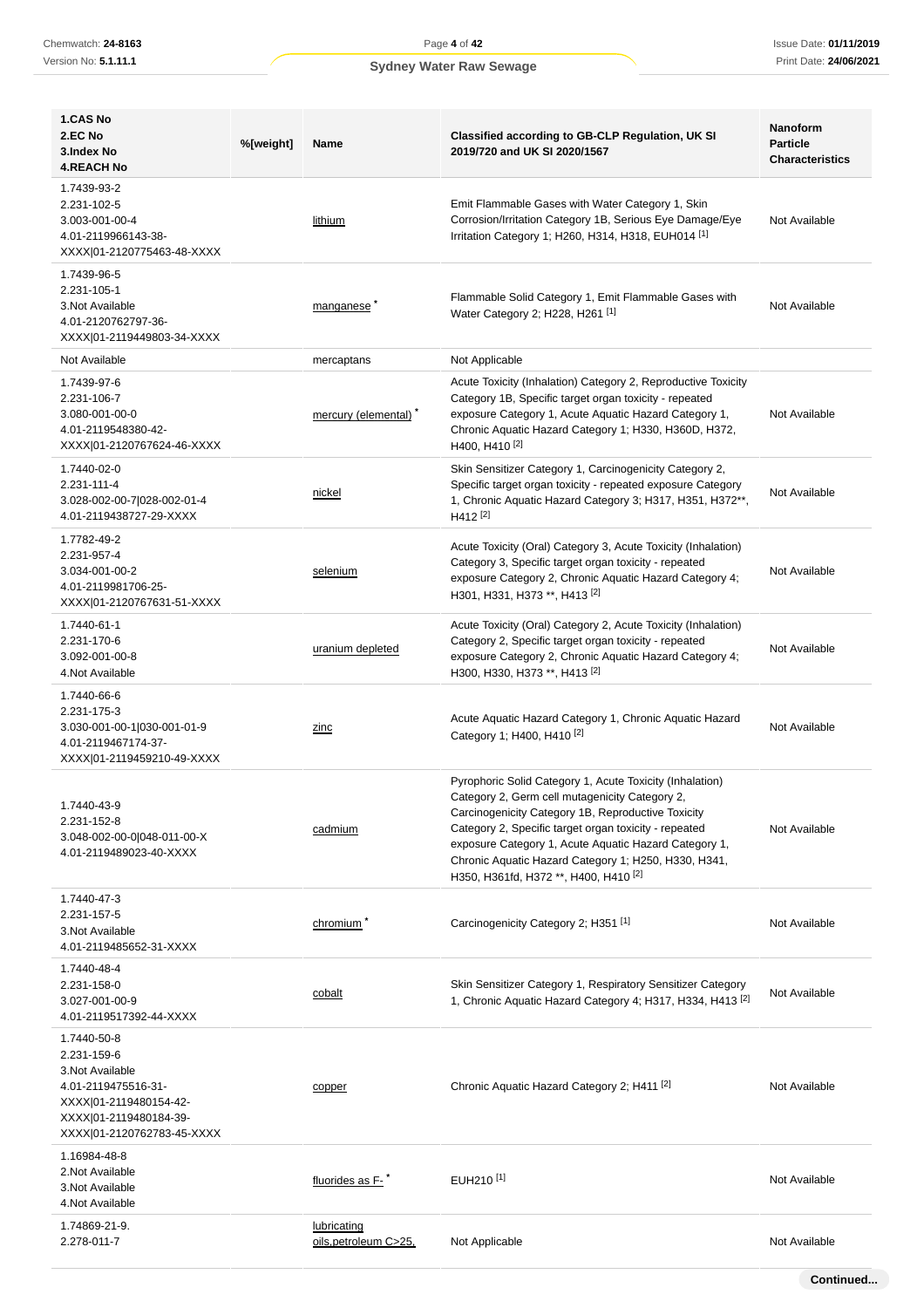| 1.CAS No<br>2.EC No<br>3.Index No<br>4.REACH No | %[weight] | Name | Classified according to GB-CLP Regulation, UK SI 2019/720 and UK SI 2020/1567 | Nanoform Particle Characteristics |
|---|---|---|---|---|
| 1.7439-93-2<br>2.231-102-5<br>3.003-001-00-4<br>4.01-2119966143-38-XXXX\|01-2120775463-48-XXXX | | lithium | Emit Flammable Gases with Water Category 1, Skin Corrosion/Irritation Category 1B, Serious Eye Damage/Eye Irritation Category 1; H260, H314, H318, EUH014 [1] | Not Available |
| 1.7439-96-5<br>2.231-105-1<br>3.Not Available<br>4.01-2120762797-36-XXXX\|01-2119449803-34-XXXX | | manganese * | Flammable Solid Category 1, Emit Flammable Gases with Water Category 2; H228, H261 [1] | Not Available |
| Not Available | | mercaptans | Not Applicable | |
| 1.7439-97-6<br>2.231-106-7<br>3.080-001-00-0<br>4.01-2119548380-42-XXXX\|01-2120767624-46-XXXX | | mercury (elemental) * | Acute Toxicity (Inhalation) Category 2, Reproductive Toxicity Category 1B, Specific target organ toxicity - repeated exposure Category 1, Acute Aquatic Hazard Category 1, Chronic Aquatic Hazard Category 1; H330, H360D, H372, H400, H410 [2] | Not Available |
| 1.7440-02-0<br>2.231-111-4<br>3.028-002-00-7\|028-002-01-4<br>4.01-2119438727-29-XXXX | | nickel | Skin Sensitizer Category 1, Carcinogenicity Category 2, Specific target organ toxicity - repeated exposure Category 1, Chronic Aquatic Hazard Category 3; H317, H351, H372**, H412 [2] | Not Available |
| 1.7782-49-2<br>2.231-957-4<br>3.034-001-00-2<br>4.01-2119981706-25-XXXX\|01-2120767631-51-XXXX | | selenium | Acute Toxicity (Oral) Category 3, Acute Toxicity (Inhalation) Category 3, Specific target organ toxicity - repeated exposure Category 2, Chronic Aquatic Hazard Category 4; H301, H331, H373 **, H413 [2] | Not Available |
| 1.7440-61-1<br>2.231-170-6<br>3.092-001-00-8<br>4.Not Available | | uranium depleted | Acute Toxicity (Oral) Category 2, Acute Toxicity (Inhalation) Category 2, Specific target organ toxicity - repeated exposure Category 2, Chronic Aquatic Hazard Category 4; H300, H330, H373 **, H413 [2] | Not Available |
| 1.7440-66-6<br>2.231-175-3<br>3.030-001-00-1\|030-001-01-9<br>4.01-2119467174-37-XXXX\|01-2119459210-49-XXXX | | zinc | Acute Aquatic Hazard Category 1, Chronic Aquatic Hazard Category 1; H400, H410 [2] | Not Available |
| 1.7440-43-9<br>2.231-152-8<br>3.048-002-00-0\|048-011-00-X<br>4.01-2119489023-40-XXXX | | cadmium | Pyrophoric Solid Category 1, Acute Toxicity (Inhalation) Category 2, Germ cell mutagenicity Category 2, Carcinogenicity Category 1B, Reproductive Toxicity Category 2, Specific target organ toxicity - repeated exposure Category 1, Acute Aquatic Hazard Category 1, Chronic Aquatic Hazard Category 1; H250, H330, H341, H350, H361fd, H372 **, H400, H410 [2] | Not Available |
| 1.7440-47-3<br>2.231-157-5<br>3.Not Available<br>4.01-2119485652-31-XXXX | | chromium * | Carcinogenicity Category 2; H351 [1] | Not Available |
| 1.7440-48-4<br>2.231-158-0<br>3.027-001-00-9<br>4.01-2119517392-44-XXXX | | cobalt | Skin Sensitizer Category 1, Respiratory Sensitizer Category 1, Chronic Aquatic Hazard Category 4; H317, H334, H413 [2] | Not Available |
| 1.7440-50-8<br>2.231-159-6<br>3.Not Available<br>4.01-2119475516-31-XXXX\|01-2119480154-42-XXXX\|01-2119480184-39-XXXX\|01-2120762783-45-XXXX | | copper | Chronic Aquatic Hazard Category 2; H411 [2] | Not Available |
| 1.16984-48-8<br>2.Not Available<br>3.Not Available<br>4.Not Available | | fluorides as F- * | EUH210 [1] | Not Available |
| 1.74869-21-9.<br>2.278-011-7 | | lubricating oils,petroleum C>25, | Not Applicable | Not Available |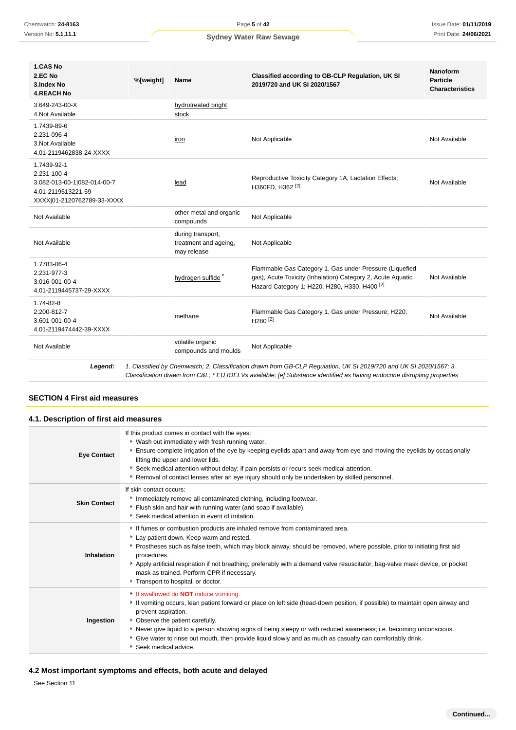| 1.CAS No<br>2.EC No<br>3.Index No<br>4.REACH No | %[weight] | Name | Classified according to GB-CLP Regulation, UK SI 2019/720 and UK SI 2020/1567 | Nanoform Particle Characteristics |
|---|---|---|---|---|
| 3.649-243-00-X<br>4.Not Available | | hydrotreated bright stock | | |
| 1.7439-89-6<br>2.231-096-4<br>3.Not Available<br>4.01-2119462838-24-XXXX | | iron | Not Applicable | Not Available |
| 1.7439-92-1<br>2.231-100-4<br>3.082-013-00-1\|082-014-00-7<br>4.01-2119513221-59-XXXX\|01-2120762789-33-XXXX | | lead | Reproductive Toxicity Category 1A, Lactation Effects; H360FD, H362 [2] | Not Available |
| Not Available | | other metal and organic compounds | Not Applicable | |
| Not Available | | during transport, treatment and ageing, may release | Not Applicable | |
| 1.7783-06-4<br>2.231-977-3<br>3.016-001-00-4<br>4.01-2119445737-29-XXXX | | hydrogen sulfide * | Flammable Gas Category 1, Gas under Pressure (Liquefied gas), Acute Toxicity (Inhalation) Category 2, Acute Aquatic Hazard Category 1; H220, H280, H330, H400 [2] | Not Available |
| 1.74-82-8<br>2.200-812-7<br>3.601-001-00-4<br>4.01-2119474442-39-XXXX | | methane | Flammable Gas Category 1, Gas under Pressure; H220, H280 [2] | Not Available |
| Not Available | | volatile organic compounds and moulds | Not Applicable | |

***Legend:*** *1. Classified by Chemwatch; 2. Classification drawn from GB-CLP Regulation, UK SI 2019/720 and UK SI 2020/1567; 3. Classification drawn from C&L; * EU IOELVs available; [e] Substance identified as having endocrine disrupting properties*

## SECTION 4 First aid measures

### 4.1. Description of first aid measures

| | |
|---|---|
| **Eye Contact** | If this product comes in contact with the eyes:<br>• Wash out immediately with fresh running water.<br>• Ensure complete irrigation of the eye by keeping eyelids apart and away from eye and moving the eyelids by occasionally lifting the upper and lower lids.<br>• Seek medical attention without delay; if pain persists or recurs seek medical attention.<br>• Removal of contact lenses after an eye injury should only be undertaken by skilled personnel. |
| **Skin Contact** | If skin contact occurs:<br>• Immediately remove all contaminated clothing, including footwear.<br>• Flush skin and hair with running water (and soap if available).<br>• Seek medical attention in event of irritation. |
| **Inhalation** | • If fumes or combustion products are inhaled remove from contaminated area.<br>• Lay patient down. Keep warm and rested.<br>• Prostheses such as false teeth, which may block airway, should be removed, where possible, prior to initiating first aid procedures.<br>• Apply artificial respiration if not breathing, preferably with a demand valve resuscitator, bag-valve mask device, or pocket mask as trained. Perform CPR if necessary.<br>• Transport to hospital, or doctor. |
| **Ingestion** | • If swallowed do **NOT** induce vomiting.<br>• If vomiting occurs, lean patient forward or place on left side (head-down position, if possible) to maintain open airway and prevent aspiration.<br>• Observe the patient carefully.<br>• Never give liquid to a person showing signs of being sleepy or with reduced awareness; i.e. becoming unconscious.<br>• Give water to rinse out mouth, then provide liquid slowly and as much as casualty can comfortably drink.<br>• Seek medical advice. |

### 4.2 Most important symptoms and effects, both acute and delayed

See Section 11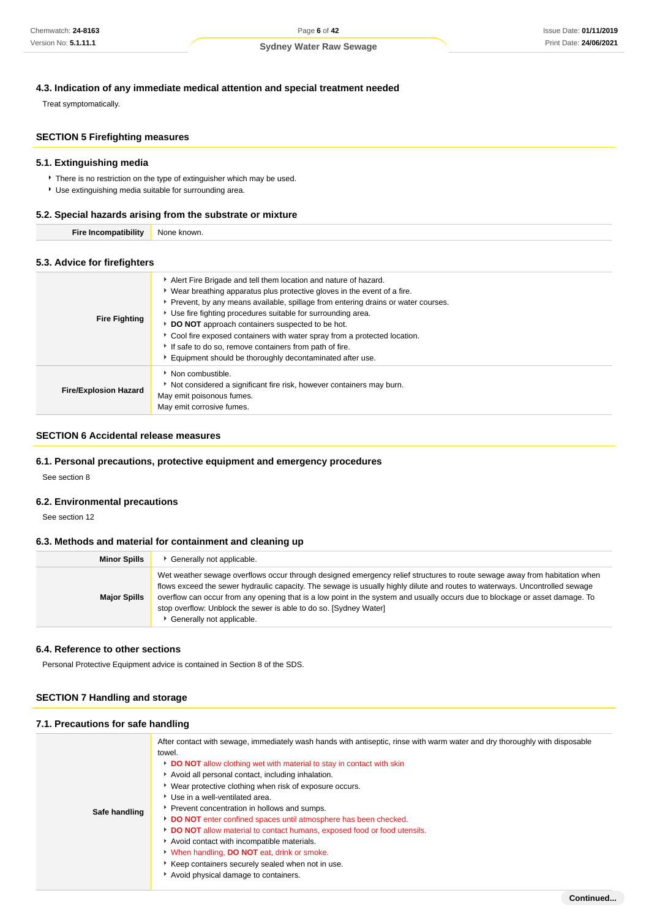### 4.3. Indication of any immediate medical attention and special treatment needed

Treat symptomatically.

## SECTION 5 Firefighting measures

### 5.1. Extinguishing media

- There is no restriction on the type of extinguisher which may be used.
- Use extinguishing media suitable for surrounding area.

### 5.2. Special hazards arising from the substrate or mixture

| | |
|---|---|
| **Fire Incompatibility** | None known. |

### 5.3. Advice for firefighters

| | |
|---|---|
| **Fire Fighting** | - Alert Fire Brigade and tell them location and nature of hazard.<br>- Wear breathing apparatus plus protective gloves in the event of a fire.<br>- Prevent, by any means available, spillage from entering drains or water courses.<br>- Use fire fighting procedures suitable for surrounding area.<br>- **DO NOT** approach containers suspected to be hot.<br>- Cool fire exposed containers with water spray from a protected location.<br>- If safe to do so, remove containers from path of fire.<br>- Equipment should be thoroughly decontaminated after use. |
| **Fire/Explosion Hazard** | - Non combustible.<br>- Not considered a significant fire risk, however containers may burn.<br>May emit poisonous fumes.<br>May emit corrosive fumes. |

## SECTION 6 Accidental release measures

### 6.1. Personal precautions, protective equipment and emergency procedures

See section 8

### 6.2. Environmental precautions

See section 12

### 6.3. Methods and material for containment and cleaning up

| | |
|---|---|
| **Minor Spills** | - Generally not applicable. |
| **Major Spills** | Wet weather sewage overflows occur through designed emergency relief structures to route sewage away from habitation when flows exceed the sewer hydraulic capacity. The sewage is usually highly dilute and routes to waterways. Uncontrolled sewage overflow can occur from any opening that is a low point in the system and usually occurs due to blockage or asset damage. To stop overflow: Unblock the sewer is able to do so. [Sydney Water]<br>- Generally not applicable. |

### 6.4. Reference to other sections

Personal Protective Equipment advice is contained in Section 8 of the SDS.

## SECTION 7 Handling and storage

### 7.1. Precautions for safe handling

| | |
|---|---|
| **Safe handling** | After contact with sewage, immediately wash hands with antiseptic, rinse with warm water and dry thoroughly with disposable towel.<br>- **DO NOT** allow clothing wet with material to stay in contact with skin<br>- Avoid all personal contact, including inhalation.<br>- Wear protective clothing when risk of exposure occurs.<br>- Use in a well-ventilated area.<br>- Prevent concentration in hollows and sumps.<br>- **DO NOT** enter confined spaces until atmosphere has been checked.<br>- **DO NOT** allow material to contact humans, exposed food or food utensils.<br>- Avoid contact with incompatible materials.<br>- When handling, **DO NOT** eat, drink or smoke.<br>- Keep containers securely sealed when not in use.<br>- Avoid physical damage to containers. |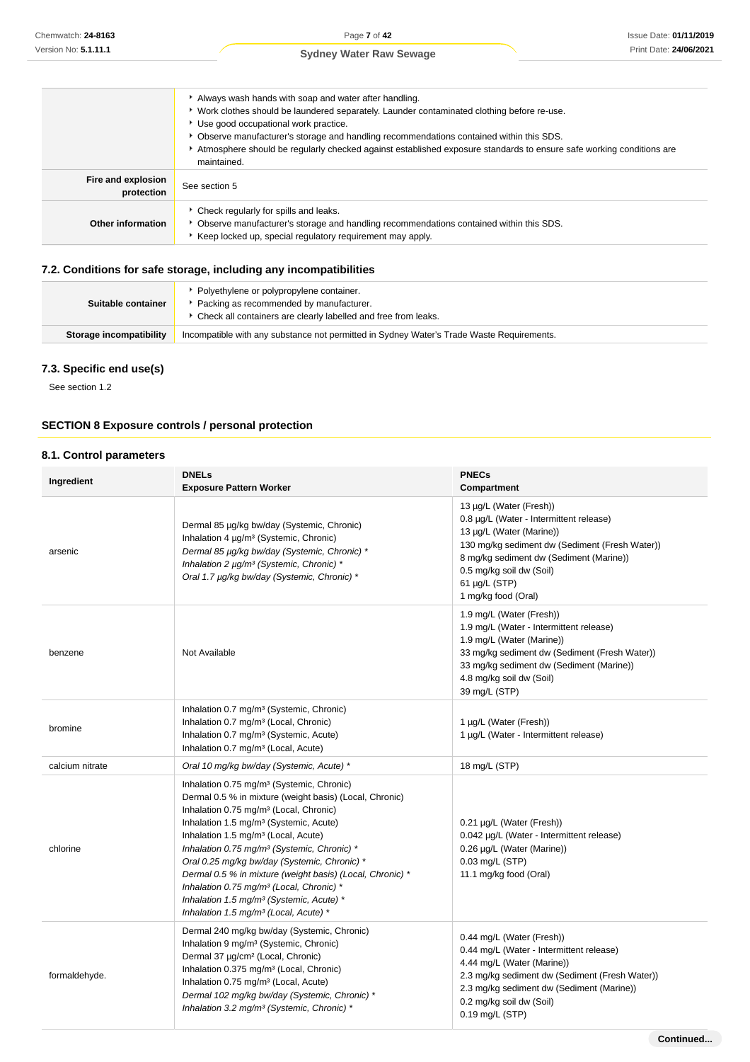| | |
|---|---|
| | - Always wash hands with soap and water after handling.<br>- Work clothes should be laundered separately. Launder contaminated clothing before re-use.<br>- Use good occupational work practice.<br>- Observe manufacturer's storage and handling recommendations contained within this SDS.<br>- Atmosphere should be regularly checked against established exposure standards to ensure safe working conditions are maintained. |
| **Fire and explosion protection** | See section 5 |
| **Other information** | - Check regularly for spills and leaks.<br>- Observe manufacturer's storage and handling recommendations contained within this SDS.<br>- Keep locked up, special regulatory requirement may apply. |

### 7.2. Conditions for safe storage, including any incompatibilities

| | |
|---|---|
| **Suitable container** | - Polyethylene or polypropylene container.<br>- Packing as recommended by manufacturer.<br>- Check all containers are clearly labelled and free from leaks. |
| **Storage incompatibility** | Incompatible with any substance not permitted in Sydney Water's Trade Waste Requirements. |

### 7.3. Specific end use(s)

See section 1.2

## SECTION 8 Exposure controls / personal protection

### 8.1. Control parameters

| Ingredient | DNELs<br>Exposure Pattern Worker | PNECs<br>Compartment |
|---|---|---|
| arsenic | Dermal 85 µg/kg bw/day (Systemic, Chronic)<br>Inhalation 4 µg/m³ (Systemic, Chronic)<br>*Dermal 85 µg/kg bw/day (Systemic, Chronic) \**<br>*Inhalation 2 µg/m³ (Systemic, Chronic) \**<br>*Oral 1.7 µg/kg bw/day (Systemic, Chronic) \** | 13 µg/L (Water (Fresh))<br>0.8 µg/L (Water - Intermittent release)<br>13 µg/L (Water (Marine))<br>130 mg/kg sediment dw (Sediment (Fresh Water))<br>8 mg/kg sediment dw (Sediment (Marine))<br>0.5 mg/kg soil dw (Soil)<br>61 µg/L (STP)<br>1 mg/kg food (Oral) |
| benzene | Not Available | 1.9 mg/L (Water (Fresh))<br>1.9 mg/L (Water - Intermittent release)<br>1.9 mg/L (Water (Marine))<br>33 mg/kg sediment dw (Sediment (Fresh Water))<br>33 mg/kg sediment dw (Sediment (Marine))<br>4.8 mg/kg soil dw (Soil)<br>39 mg/L (STP) |
| bromine | Inhalation 0.7 mg/m³ (Systemic, Chronic)<br>Inhalation 0.7 mg/m³ (Local, Chronic)<br>Inhalation 0.7 mg/m³ (Systemic, Acute)<br>Inhalation 0.7 mg/m³ (Local, Acute) | 1 µg/L (Water (Fresh))<br>1 µg/L (Water - Intermittent release) |
| calcium nitrate | *Oral 10 mg/kg bw/day (Systemic, Acute) \** | 18 mg/L (STP) |
| chlorine | Inhalation 0.75 mg/m³ (Systemic, Chronic)<br>Dermal 0.5 % in mixture (weight basis) (Local, Chronic)<br>Inhalation 0.75 mg/m³ (Local, Chronic)<br>Inhalation 1.5 mg/m³ (Systemic, Acute)<br>Inhalation 1.5 mg/m³ (Local, Acute)<br>*Inhalation 0.75 mg/m³ (Systemic, Chronic) \**<br>*Oral 0.25 mg/kg bw/day (Systemic, Chronic) \**<br>*Dermal 0.5 % in mixture (weight basis) (Local, Chronic) \**<br>*Inhalation 0.75 mg/m³ (Local, Chronic) \**<br>*Inhalation 1.5 mg/m³ (Systemic, Acute) \**<br>*Inhalation 1.5 mg/m³ (Local, Acute) \** | 0.21 µg/L (Water (Fresh))<br>0.042 µg/L (Water - Intermittent release)<br>0.26 µg/L (Water (Marine))<br>0.03 mg/L (STP)<br>11.1 mg/kg food (Oral) |
| formaldehyde. | Dermal 240 mg/kg bw/day (Systemic, Chronic)<br>Inhalation 9 mg/m³ (Systemic, Chronic)<br>Dermal 37 µg/cm² (Local, Chronic)<br>Inhalation 0.375 mg/m³ (Local, Chronic)<br>Inhalation 0.75 mg/m³ (Local, Acute)<br>*Dermal 102 mg/kg bw/day (Systemic, Chronic) \**<br>*Inhalation 3.2 mg/m³ (Systemic, Chronic) \** | 0.44 mg/L (Water (Fresh))<br>0.44 mg/L (Water - Intermittent release)<br>4.44 mg/L (Water (Marine))<br>2.3 mg/kg sediment dw (Sediment (Fresh Water))<br>2.3 mg/kg sediment dw (Sediment (Marine))<br>0.2 mg/kg soil dw (Soil)<br>0.19 mg/L (STP) |

**Continued...**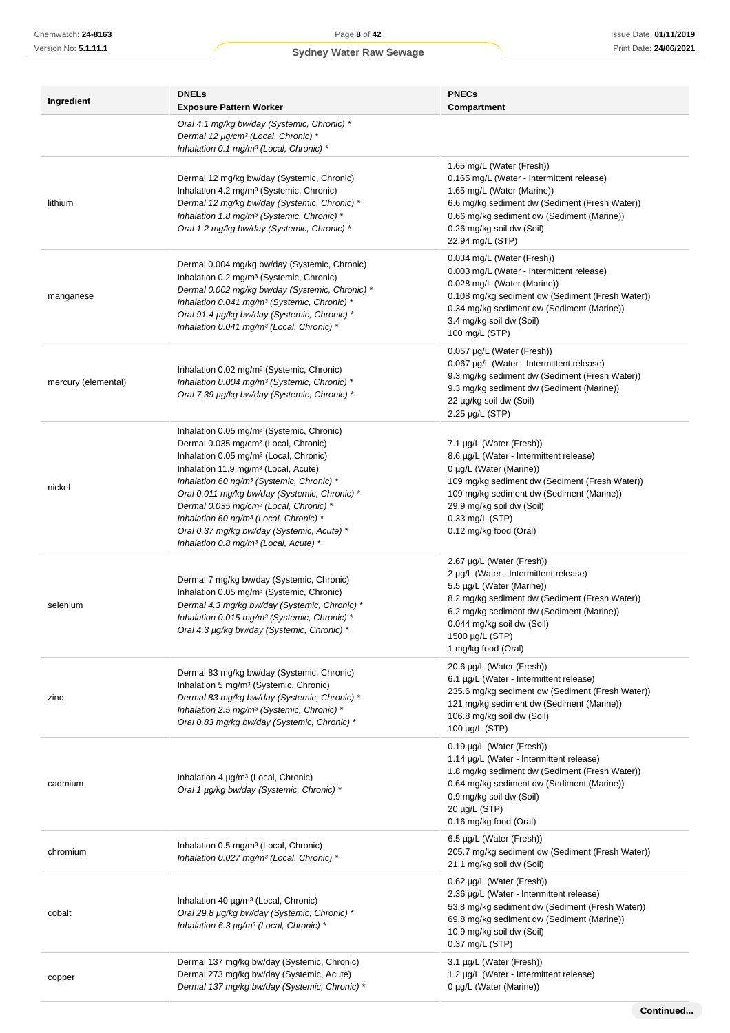| Ingredient | DNELs<br>Exposure Pattern Worker | PNECs<br>Compartment |
|---|---|---|
| | *Oral 4.1 mg/kg bw/day (Systemic, Chronic) \**<br>*Dermal 12 µg/cm² (Local, Chronic) \**<br>*Inhalation 0.1 mg/m³ (Local, Chronic) \** | |
| lithium | Dermal 12 mg/kg bw/day (Systemic, Chronic)<br>Inhalation 4.2 mg/m³ (Systemic, Chronic)<br>*Dermal 12 mg/kg bw/day (Systemic, Chronic) \**<br>*Inhalation 1.8 mg/m³ (Systemic, Chronic) \**<br>*Oral 1.2 mg/kg bw/day (Systemic, Chronic) \** | 1.65 mg/L (Water (Fresh))<br>0.165 mg/L (Water - Intermittent release)<br>1.65 mg/L (Water (Marine))<br>6.6 mg/kg sediment dw (Sediment (Fresh Water))<br>0.66 mg/kg sediment dw (Sediment (Marine))<br>0.26 mg/kg soil dw (Soil)<br>22.94 mg/L (STP) |
| manganese | Dermal 0.004 mg/kg bw/day (Systemic, Chronic)<br>Inhalation 0.2 mg/m³ (Systemic, Chronic)<br>*Dermal 0.002 mg/kg bw/day (Systemic, Chronic) \**<br>*Inhalation 0.041 mg/m³ (Systemic, Chronic) \**<br>*Oral 91.4 µg/kg bw/day (Systemic, Chronic) \**<br>*Inhalation 0.041 mg/m³ (Local, Chronic) \** | 0.034 mg/L (Water (Fresh))<br>0.003 mg/L (Water - Intermittent release)<br>0.028 mg/L (Water (Marine))<br>0.108 mg/kg sediment dw (Sediment (Fresh Water))<br>0.34 mg/kg sediment dw (Sediment (Marine))<br>3.4 mg/kg soil dw (Soil)<br>100 mg/L (STP) |
| mercury (elemental) | Inhalation 0.02 mg/m³ (Systemic, Chronic)<br>*Inhalation 0.004 mg/m³ (Systemic, Chronic) \**<br>*Oral 7.39 µg/kg bw/day (Systemic, Chronic) \** | 0.057 µg/L (Water (Fresh))<br>0.067 µg/L (Water - Intermittent release)<br>9.3 mg/kg sediment dw (Sediment (Fresh Water))<br>9.3 mg/kg sediment dw (Sediment (Marine))<br>22 µg/kg soil dw (Soil)<br>2.25 µg/L (STP) |
| nickel | Inhalation 0.05 mg/m³ (Systemic, Chronic)<br>Dermal 0.035 mg/cm² (Local, Chronic)<br>Inhalation 0.05 mg/m³ (Local, Chronic)<br>Inhalation 11.9 mg/m³ (Local, Acute)<br>*Inhalation 60 ng/m³ (Systemic, Chronic) \**<br>*Oral 0.011 mg/kg bw/day (Systemic, Chronic) \**<br>*Dermal 0.035 mg/cm² (Local, Chronic) \**<br>*Inhalation 60 ng/m³ (Local, Chronic) \**<br>*Oral 0.37 mg/kg bw/day (Systemic, Acute) \**<br>*Inhalation 0.8 mg/m³ (Local, Acute) \** | 7.1 µg/L (Water (Fresh))<br>8.6 µg/L (Water - Intermittent release)<br>0 µg/L (Water (Marine))<br>109 mg/kg sediment dw (Sediment (Fresh Water))<br>109 mg/kg sediment dw (Sediment (Marine))<br>29.9 mg/kg soil dw (Soil)<br>0.33 mg/L (STP)<br>0.12 mg/kg food (Oral) |
| selenium | Dermal 7 mg/kg bw/day (Systemic, Chronic)<br>Inhalation 0.05 mg/m³ (Systemic, Chronic)<br>*Dermal 4.3 mg/kg bw/day (Systemic, Chronic) \**<br>*Inhalation 0.015 mg/m³ (Systemic, Chronic) \**<br>*Oral 4.3 µg/kg bw/day (Systemic, Chronic) \** | 2.67 µg/L (Water (Fresh))<br>2 µg/L (Water - Intermittent release)<br>5.5 µg/L (Water (Marine))<br>8.2 mg/kg sediment dw (Sediment (Fresh Water))<br>6.2 mg/kg sediment dw (Sediment (Marine))<br>0.044 mg/kg soil dw (Soil)<br>1500 µg/L (STP)<br>1 mg/kg food (Oral) |
| zinc | Dermal 83 mg/kg bw/day (Systemic, Chronic)<br>Inhalation 5 mg/m³ (Systemic, Chronic)<br>*Dermal 83 mg/kg bw/day (Systemic, Chronic) \**<br>*Inhalation 2.5 mg/m³ (Systemic, Chronic) \**<br>*Oral 0.83 mg/kg bw/day (Systemic, Chronic) \** | 20.6 µg/L (Water (Fresh))<br>6.1 µg/L (Water - Intermittent release)<br>235.6 mg/kg sediment dw (Sediment (Fresh Water))<br>121 mg/kg sediment dw (Sediment (Marine))<br>106.8 mg/kg soil dw (Soil)<br>100 µg/L (STP) |
| cadmium | Inhalation 4 µg/m³ (Local, Chronic)<br>*Oral 1 µg/kg bw/day (Systemic, Chronic) \** | 0.19 µg/L (Water (Fresh))<br>1.14 µg/L (Water - Intermittent release)<br>1.8 mg/kg sediment dw (Sediment (Fresh Water))<br>0.64 mg/kg sediment dw (Sediment (Marine))<br>0.9 mg/kg soil dw (Soil)<br>20 µg/L (STP)<br>0.16 mg/kg food (Oral) |
| chromium | Inhalation 0.5 mg/m³ (Local, Chronic)<br>*Inhalation 0.027 mg/m³ (Local, Chronic) \** | 6.5 µg/L (Water (Fresh))<br>205.7 mg/kg sediment dw (Sediment (Fresh Water))<br>21.1 mg/kg soil dw (Soil) |
| cobalt | Inhalation 40 µg/m³ (Local, Chronic)<br>*Oral 29.8 µg/kg bw/day (Systemic, Chronic) \**<br>*Inhalation 6.3 µg/m³ (Local, Chronic) \** | 0.62 µg/L (Water (Fresh))<br>2.36 µg/L (Water - Intermittent release)<br>53.8 mg/kg sediment dw (Sediment (Fresh Water))<br>69.8 mg/kg sediment dw (Sediment (Marine))<br>10.9 mg/kg soil dw (Soil)<br>0.37 mg/L (STP) |
| copper | Dermal 137 mg/kg bw/day (Systemic, Chronic)<br>Dermal 273 mg/kg bw/day (Systemic, Acute)<br>*Dermal 137 mg/kg bw/day (Systemic, Chronic) \** | 3.1 µg/L (Water (Fresh))<br>1.2 µg/L (Water - Intermittent release)<br>0 µg/L (Water (Marine)) |

**Continued...**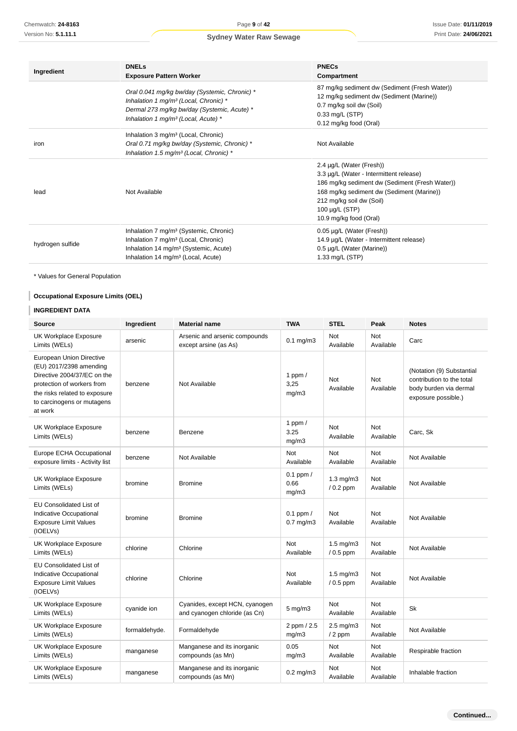| Ingredient | DNELs<br>Exposure Pattern Worker | PNECs<br>Compartment |
|---|---|---|
| | *Oral 0.041 mg/kg bw/day (Systemic, Chronic) \**<br>*Inhalation 1 mg/m³ (Local, Chronic) \**<br>*Dermal 273 mg/kg bw/day (Systemic, Acute) \**<br>*Inhalation 1 mg/m³ (Local, Acute) \** | 87 mg/kg sediment dw (Sediment (Fresh Water))<br>12 mg/kg sediment dw (Sediment (Marine))<br>0.7 mg/kg soil dw (Soil)<br>0.33 mg/L (STP)<br>0.12 mg/kg food (Oral) |
| iron | Inhalation 3 mg/m³ (Local, Chronic)<br>*Oral 0.71 mg/kg bw/day (Systemic, Chronic) \**<br>*Inhalation 1.5 mg/m³ (Local, Chronic) \** | Not Available |
| lead | Not Available | 2.4 µg/L (Water (Fresh))<br>3.3 µg/L (Water - Intermittent release)<br>186 mg/kg sediment dw (Sediment (Fresh Water))<br>168 mg/kg sediment dw (Sediment (Marine))<br>212 mg/kg soil dw (Soil)<br>100 µg/L (STP)<br>10.9 mg/kg food (Oral) |
| hydrogen sulfide | Inhalation 7 mg/m³ (Systemic, Chronic)<br>Inhalation 7 mg/m³ (Local, Chronic)<br>Inhalation 14 mg/m³ (Systemic, Acute)<br>Inhalation 14 mg/m³ (Local, Acute) | 0.05 µg/L (Water (Fresh))<br>14.9 µg/L (Water - Intermittent release)<br>0.5 µg/L (Water (Marine))<br>1.33 mg/L (STP) |

\* Values for General Population

### Occupational Exposure Limits (OEL)

### INGREDIENT DATA

| Source | Ingredient | Material name | TWA | STEL | Peak | Notes |
|---|---|---|---|---|---|---|
| UK Workplace Exposure Limits (WELs) | arsenic | Arsenic and arsenic compounds except arsine (as As) | 0.1 mg/m3 | Not Available | Not Available | Carc |
| European Union Directive (EU) 2017/2398 amending Directive 2004/37/EC on the protection of workers from the risks related to exposure to carcinogens or mutagens at work | benzene | Not Available | 1 ppm / 3,25 mg/m3 | Not Available | Not Available | (Notation (9) Substantial contribution to the total body burden via dermal exposure possible.) |
| UK Workplace Exposure Limits (WELs) | benzene | Benzene | 1 ppm / 3.25 mg/m3 | Not Available | Not Available | Carc, Sk |
| Europe ECHA Occupational exposure limits - Activity list | benzene | Not Available | Not Available | Not Available | Not Available | Not Available |
| UK Workplace Exposure Limits (WELs) | bromine | Bromine | 0.1 ppm / 0.66 mg/m3 | 1.3 mg/m3 / 0.2 ppm | Not Available | Not Available |
| EU Consolidated List of Indicative Occupational Exposure Limit Values (IOELVs) | bromine | Bromine | 0.1 ppm / 0.7 mg/m3 | Not Available | Not Available | Not Available |
| UK Workplace Exposure Limits (WELs) | chlorine | Chlorine | Not Available | 1.5 mg/m3 / 0.5 ppm | Not Available | Not Available |
| EU Consolidated List of Indicative Occupational Exposure Limit Values (IOELVs) | chlorine | Chlorine | Not Available | 1.5 mg/m3 / 0.5 ppm | Not Available | Not Available |
| UK Workplace Exposure Limits (WELs) | cyanide ion | Cyanides, except HCN, cyanogen and cyanogen chloride (as Cn) | 5 mg/m3 | Not Available | Not Available | Sk |
| UK Workplace Exposure Limits (WELs) | formaldehyde. | Formaldehyde | 2 ppm / 2.5 mg/m3 | 2.5 mg/m3 / 2 ppm | Not Available | Not Available |
| UK Workplace Exposure Limits (WELs) | manganese | Manganese and its inorganic compounds (as Mn) | 0.05 mg/m3 | Not Available | Not Available | Respirable fraction |
| UK Workplace Exposure Limits (WELs) | manganese | Manganese and its inorganic compounds (as Mn) | 0.2 mg/m3 | Not Available | Not Available | Inhalable fraction |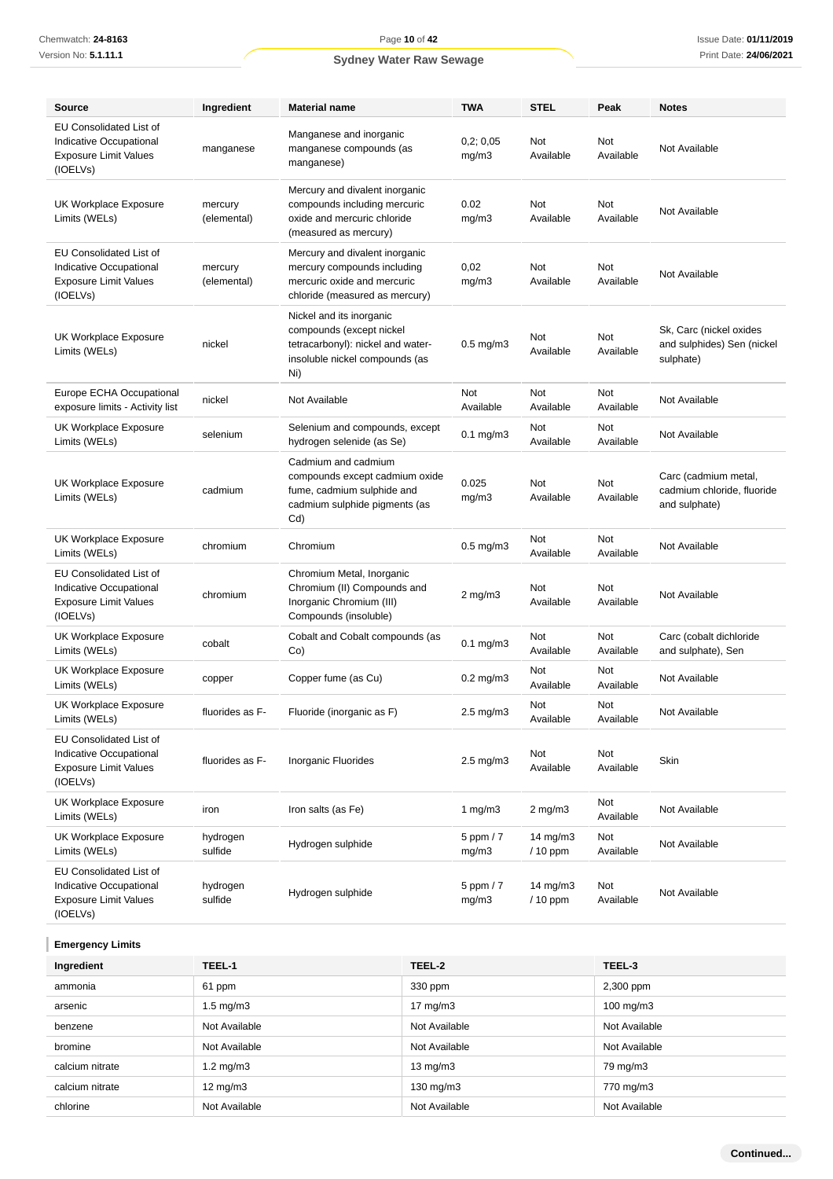| Source | Ingredient | Material name | TWA | STEL | Peak | Notes |
|---|---|---|---|---|---|---|
| EU Consolidated List of Indicative Occupational Exposure Limit Values (IOELVs) | manganese | Manganese and inorganic manganese compounds (as manganese) | 0,2; 0,05 mg/m3 | Not Available | Not Available | Not Available |
| UK Workplace Exposure Limits (WELs) | mercury (elemental) | Mercury and divalent inorganic compounds including mercuric oxide and mercuric chloride (measured as mercury) | 0.02 mg/m3 | Not Available | Not Available | Not Available |
| EU Consolidated List of Indicative Occupational Exposure Limit Values (IOELVs) | mercury (elemental) | Mercury and divalent inorganic mercury compounds including mercuric oxide and mercuric chloride (measured as mercury) | 0,02 mg/m3 | Not Available | Not Available | Not Available |
| UK Workplace Exposure Limits (WELs) | nickel | Nickel and its inorganic compounds (except nickel tetracarbonyl): nickel and water-insoluble nickel compounds (as Ni) | 0.5 mg/m3 | Not Available | Not Available | Sk, Carc (nickel oxides and sulphides) Sen (nickel sulphate) |
| Europe ECHA Occupational exposure limits - Activity list | nickel | Not Available | Not Available | Not Available | Not Available | Not Available |
| UK Workplace Exposure Limits (WELs) | selenium | Selenium and compounds, except hydrogen selenide (as Se) | 0.1 mg/m3 | Not Available | Not Available | Not Available |
| UK Workplace Exposure Limits (WELs) | cadmium | Cadmium and cadmium compounds except cadmium oxide fume, cadmium sulphide and cadmium sulphide pigments (as Cd) | 0.025 mg/m3 | Not Available | Not Available | Carc (cadmium metal, cadmium chloride, fluoride and sulphate) |
| UK Workplace Exposure Limits (WELs) | chromium | Chromium | 0.5 mg/m3 | Not Available | Not Available | Not Available |
| EU Consolidated List of Indicative Occupational Exposure Limit Values (IOELVs) | chromium | Chromium Metal, Inorganic Chromium (II) Compounds and Inorganic Chromium (III) Compounds (insoluble) | 2 mg/m3 | Not Available | Not Available | Not Available |
| UK Workplace Exposure Limits (WELs) | cobalt | Cobalt and Cobalt compounds (as Co) | 0.1 mg/m3 | Not Available | Not Available | Carc (cobalt dichloride and sulphate), Sen |
| UK Workplace Exposure Limits (WELs) | copper | Copper fume (as Cu) | 0.2 mg/m3 | Not Available | Not Available | Not Available |
| UK Workplace Exposure Limits (WELs) | fluorides as F- | Fluoride (inorganic as F) | 2.5 mg/m3 | Not Available | Not Available | Not Available |
| EU Consolidated List of Indicative Occupational Exposure Limit Values (IOELVs) | fluorides as F- | Inorganic Fluorides | 2.5 mg/m3 | Not Available | Not Available | Skin |
| UK Workplace Exposure Limits (WELs) | iron | Iron salts (as Fe) | 1 mg/m3 | 2 mg/m3 | Not Available | Not Available |
| UK Workplace Exposure Limits (WELs) | hydrogen sulfide | Hydrogen sulphide | 5 ppm / 7 mg/m3 | 14 mg/m3 / 10 ppm | Not Available | Not Available |
| EU Consolidated List of Indicative Occupational Exposure Limit Values (IOELVs) | hydrogen sulfide | Hydrogen sulphide | 5 ppm / 7 mg/m3 | 14 mg/m3 / 10 ppm | Not Available | Not Available |

### Emergency Limits

| Ingredient | TEEL-1 | TEEL-2 | TEEL-3 |
|---|---|---|---|
| ammonia | 61 ppm | 330 ppm | 2,300 ppm |
| arsenic | 1.5 mg/m3 | 17 mg/m3 | 100 mg/m3 |
| benzene | Not Available | Not Available | Not Available |
| bromine | Not Available | Not Available | Not Available |
| calcium nitrate | 1.2 mg/m3 | 13 mg/m3 | 79 mg/m3 |
| calcium nitrate | 12 mg/m3 | 130 mg/m3 | 770 mg/m3 |
| chlorine | Not Available | Not Available | Not Available |

Continued...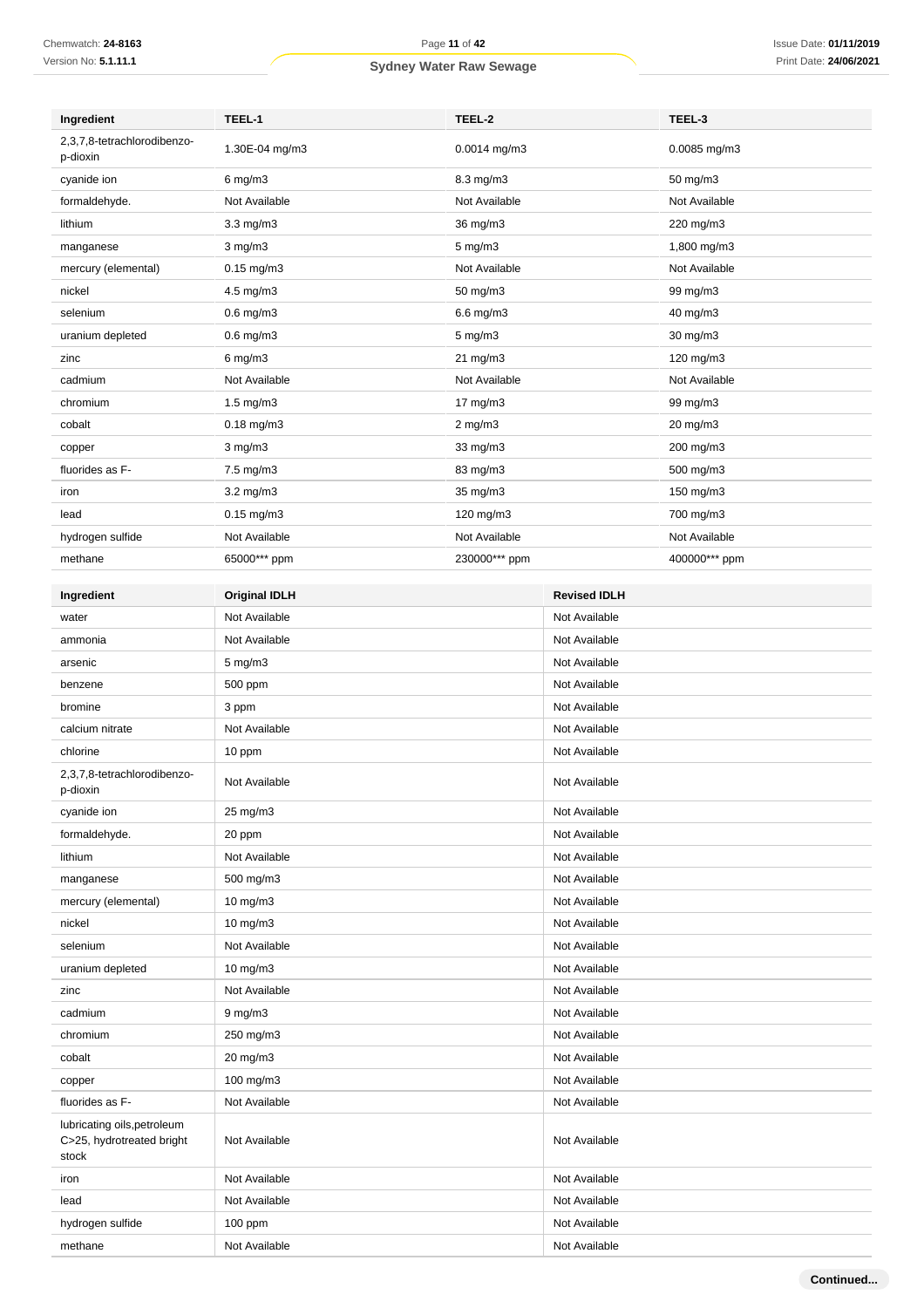| Ingredient | TEEL-1 | TEEL-2 | TEEL-3 |
|---|---|---|---|
| 2,3,7,8-tetrachlorodibenzo-p-dioxin | 1.30E-04 mg/m3 | 0.0014 mg/m3 | 0.0085 mg/m3 |
| cyanide ion | 6 mg/m3 | 8.3 mg/m3 | 50 mg/m3 |
| formaldehyde. | Not Available | Not Available | Not Available |
| lithium | 3.3 mg/m3 | 36 mg/m3 | 220 mg/m3 |
| manganese | 3 mg/m3 | 5 mg/m3 | 1,800 mg/m3 |
| mercury (elemental) | 0.15 mg/m3 | Not Available | Not Available |
| nickel | 4.5 mg/m3 | 50 mg/m3 | 99 mg/m3 |
| selenium | 0.6 mg/m3 | 6.6 mg/m3 | 40 mg/m3 |
| uranium depleted | 0.6 mg/m3 | 5 mg/m3 | 30 mg/m3 |
| zinc | 6 mg/m3 | 21 mg/m3 | 120 mg/m3 |
| cadmium | Not Available | Not Available | Not Available |
| chromium | 1.5 mg/m3 | 17 mg/m3 | 99 mg/m3 |
| cobalt | 0.18 mg/m3 | 2 mg/m3 | 20 mg/m3 |
| copper | 3 mg/m3 | 33 mg/m3 | 200 mg/m3 |
| fluorides as F- | 7.5 mg/m3 | 83 mg/m3 | 500 mg/m3 |
| iron | 3.2 mg/m3 | 35 mg/m3 | 150 mg/m3 |
| lead | 0.15 mg/m3 | 120 mg/m3 | 700 mg/m3 |
| hydrogen sulfide | Not Available | Not Available | Not Available |
| methane | 65000*** ppm | 230000*** ppm | 400000*** ppm |

| Ingredient | Original IDLH | Revised IDLH |
|---|---|---|
| water | Not Available | Not Available |
| ammonia | Not Available | Not Available |
| arsenic | 5 mg/m3 | Not Available |
| benzene | 500 ppm | Not Available |
| bromine | 3 ppm | Not Available |
| calcium nitrate | Not Available | Not Available |
| chlorine | 10 ppm | Not Available |
| 2,3,7,8-tetrachlorodibenzo-p-dioxin | Not Available | Not Available |
| cyanide ion | 25 mg/m3 | Not Available |
| formaldehyde. | 20 ppm | Not Available |
| lithium | Not Available | Not Available |
| manganese | 500 mg/m3 | Not Available |
| mercury (elemental) | 10 mg/m3 | Not Available |
| nickel | 10 mg/m3 | Not Available |
| selenium | Not Available | Not Available |
| uranium depleted | 10 mg/m3 | Not Available |
| zinc | Not Available | Not Available |
| cadmium | 9 mg/m3 | Not Available |
| chromium | 250 mg/m3 | Not Available |
| cobalt | 20 mg/m3 | Not Available |
| copper | 100 mg/m3 | Not Available |
| fluorides as F- | Not Available | Not Available |
| lubricating oils,petroleum C>25, hydrotreated bright stock | Not Available | Not Available |
| iron | Not Available | Not Available |
| lead | Not Available | Not Available |
| hydrogen sulfide | 100 ppm | Not Available |
| methane | Not Available | Not Available |

Continued...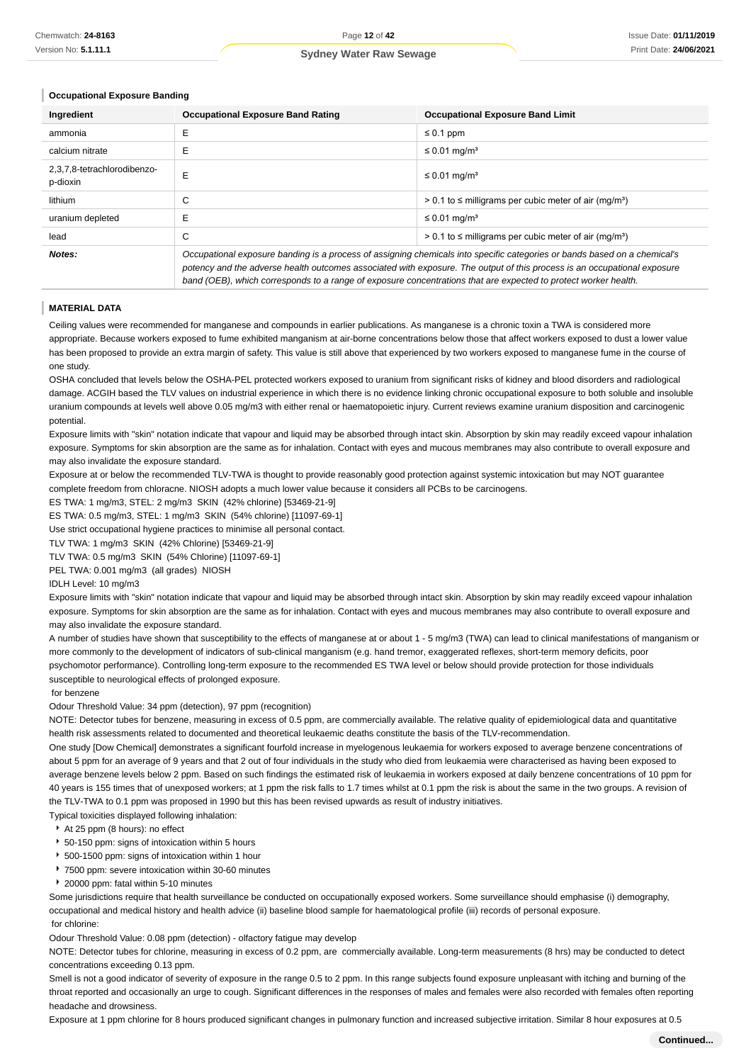### Occupational Exposure Banding

| Ingredient | Occupational Exposure Band Rating | Occupational Exposure Band Limit |
|---|---|---|
| ammonia | E | ≤ 0.1 ppm |
| calcium nitrate | E | ≤ 0.01 mg/m³ |
| 2,3,7,8-tetrachlorodibenzo-p-dioxin | E | ≤ 0.01 mg/m³ |
| lithium | C | > 0.1 to ≤ milligrams per cubic meter of air (mg/m³) |
| uranium depleted | E | ≤ 0.01 mg/m³ |
| lead | C | > 0.1 to ≤ milligrams per cubic meter of air (mg/m³) |
| ***Notes:*** | *Occupational exposure banding is a process of assigning chemicals into specific categories or bands based on a chemical's potency and the adverse health outcomes associated with exposure. The output of this process is an occupational exposure band (OEB), which corresponds to a range of exposure concentrations that are expected to protect worker health.* | |

### MATERIAL DATA

Ceiling values were recommended for manganese and compounds in earlier publications. As manganese is a chronic toxin a TWA is considered more appropriate. Because workers exposed to fume exhibited manganism at air-borne concentrations below those that affect workers exposed to dust a lower value has been proposed to provide an extra margin of safety. This value is still above that experienced by two workers exposed to manganese fume in the course of one study.

OSHA concluded that levels below the OSHA-PEL protected workers exposed to uranium from significant risks of kidney and blood disorders and radiological damage. ACGIH based the TLV values on industrial experience in which there is no evidence linking chronic occupational exposure to both soluble and insoluble uranium compounds at levels well above 0.05 mg/m3 with either renal or haematopoietic injury. Current reviews examine uranium disposition and carcinogenic potential.

Exposure limits with "skin" notation indicate that vapour and liquid may be absorbed through intact skin. Absorption by skin may readily exceed vapour inhalation exposure. Symptoms for skin absorption are the same as for inhalation. Contact with eyes and mucous membranes may also contribute to overall exposure and may also invalidate the exposure standard.

Exposure at or below the recommended TLV-TWA is thought to provide reasonably good protection against systemic intoxication but may NOT guarantee complete freedom from chloracne. NIOSH adopts a much lower value because it considers all PCBs to be carcinogens.

ES TWA: 1 mg/m3, STEL: 2 mg/m3 SKIN (42% chlorine) [53469-21-9]

ES TWA: 0.5 mg/m3, STEL: 1 mg/m3 SKIN (54% chlorine) [11097-69-1]

Use strict occupational hygiene practices to minimise all personal contact.

TLV TWA: 1 mg/m3 SKIN (42% Chlorine) [53469-21-9]

TLV TWA: 0.5 mg/m3 SKIN (54% Chlorine) [11097-69-1]

PEL TWA: 0.001 mg/m3 (all grades) NIOSH

IDLH Level: 10 mg/m3

Exposure limits with "skin" notation indicate that vapour and liquid may be absorbed through intact skin. Absorption by skin may readily exceed vapour inhalation exposure. Symptoms for skin absorption are the same as for inhalation. Contact with eyes and mucous membranes may also contribute to overall exposure and may also invalidate the exposure standard.

A number of studies have shown that susceptibility to the effects of manganese at or about 1 - 5 mg/m3 (TWA) can lead to clinical manifestations of manganism or more commonly to the development of indicators of sub-clinical manganism (e.g. hand tremor, exaggerated reflexes, short-term memory deficits, poor psychomotor performance). Controlling long-term exposure to the recommended ES TWA level or below should provide protection for those individuals susceptible to neurological effects of prolonged exposure.

for benzene

Odour Threshold Value: 34 ppm (detection), 97 ppm (recognition)

NOTE: Detector tubes for benzene, measuring in excess of 0.5 ppm, are commercially available. The relative quality of epidemiological data and quantitative health risk assessments related to documented and theoretical leukaemic deaths constitute the basis of the TLV-recommendation.

One study [Dow Chemical] demonstrates a significant fourfold increase in myelogenous leukaemia for workers exposed to average benzene concentrations of about 5 ppm for an average of 9 years and that 2 out of four individuals in the study who died from leukaemia were characterised as having been exposed to average benzene levels below 2 ppm. Based on such findings the estimated risk of leukaemia in workers exposed at daily benzene concentrations of 10 ppm for 40 years is 155 times that of unexposed workers; at 1 ppm the risk falls to 1.7 times whilst at 0.1 ppm the risk is about the same in the two groups. A revision of the TLV-TWA to 0.1 ppm was proposed in 1990 but this has been revised upwards as result of industry initiatives.

Typical toxicities displayed following inhalation:

- At 25 ppm (8 hours): no effect
- 50-150 ppm: signs of intoxication within 5 hours
- 500-1500 ppm: signs of intoxication within 1 hour
- 7500 ppm: severe intoxication within 30-60 minutes
- 20000 ppm: fatal within 5-10 minutes

Some jurisdictions require that health surveillance be conducted on occupationally exposed workers. Some surveillance should emphasise (i) demography, occupational and medical history and health advice (ii) baseline blood sample for haematological profile (iii) records of personal exposure.

for chlorine:

Odour Threshold Value: 0.08 ppm (detection) - olfactory fatigue may develop

NOTE: Detector tubes for chlorine, measuring in excess of 0.2 ppm, are commercially available. Long-term measurements (8 hrs) may be conducted to detect concentrations exceeding 0.13 ppm.

Smell is not a good indicator of severity of exposure in the range 0.5 to 2 ppm. In this range subjects found exposure unpleasant with itching and burning of the throat reported and occasionally an urge to cough. Significant differences in the responses of males and females were also recorded with females often reporting headache and drowsiness.

Exposure at 1 ppm chlorine for 8 hours produced significant changes in pulmonary function and increased subjective irritation. Similar 8 hour exposures at 0.5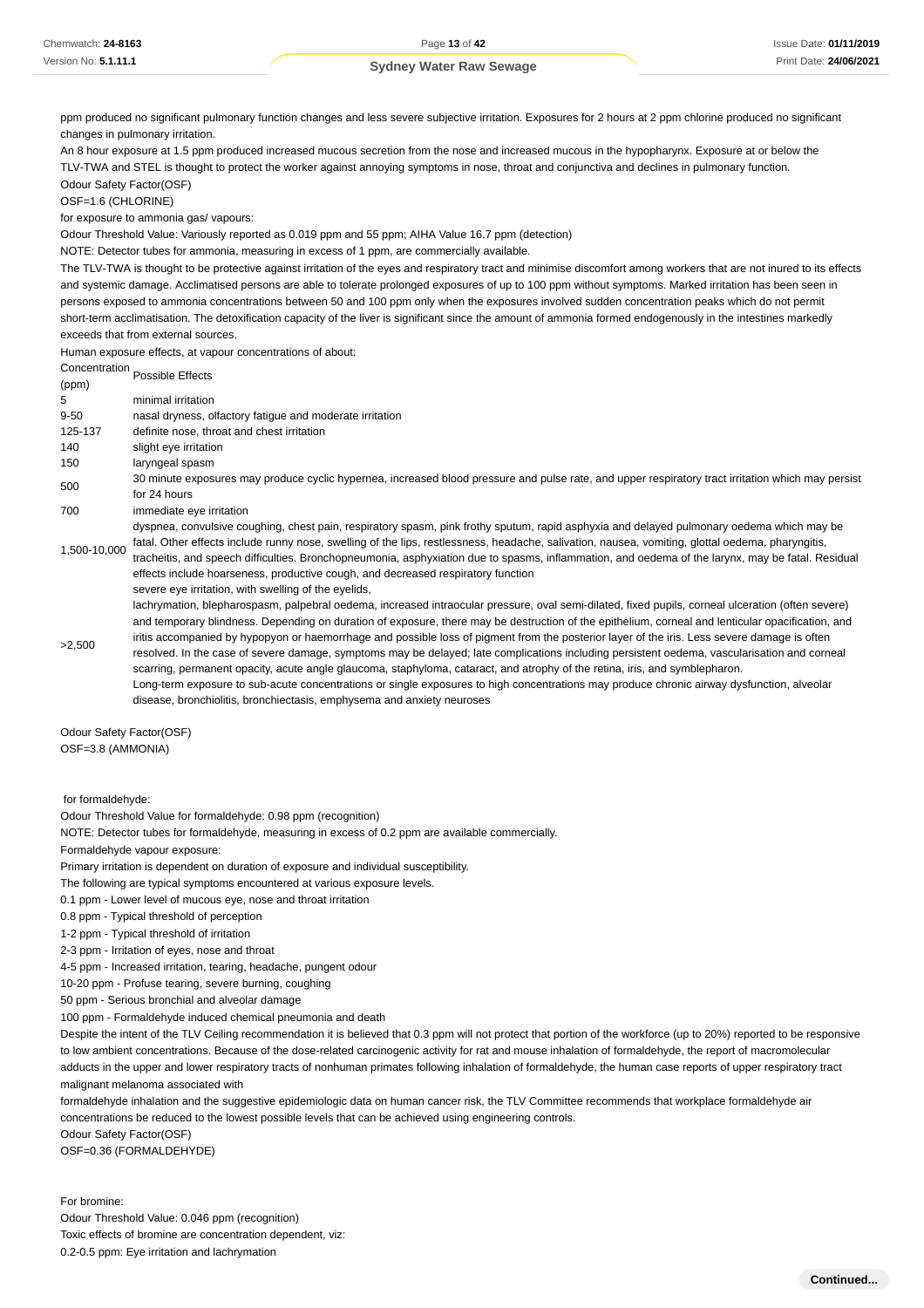ppm produced no significant pulmonary function changes and less severe subjective irritation. Exposures for 2 hours at 2 ppm chlorine produced no significant changes in pulmonary irritation.

An 8 hour exposure at 1.5 ppm produced increased mucous secretion from the nose and increased mucous in the hypopharynx. Exposure at or below the TLV-TWA and STEL is thought to protect the worker against annoying symptoms in nose, throat and conjunctiva and declines in pulmonary function.

Odour Safety Factor(OSF)

OSF=1.6 (CHLORINE)

for exposure to ammonia gas/ vapours:

Odour Threshold Value: Variously reported as 0.019 ppm and 55 ppm; AIHA Value 16.7 ppm (detection)

NOTE: Detector tubes for ammonia, measuring in excess of 1 ppm, are commercially available.

The TLV-TWA is thought to be protective against irritation of the eyes and respiratory tract and minimise discomfort among workers that are not inured to its effects and systemic damage. Acclimatised persons are able to tolerate prolonged exposures of up to 100 ppm without symptoms. Marked irritation has been seen in persons exposed to ammonia concentrations between 50 and 100 ppm only when the exposures involved sudden concentration peaks which do not permit short-term acclimatisation. The detoxification capacity of the liver is significant since the amount of ammonia formed endogenously in the intestines markedly exceeds that from external sources.

Human exposure effects, at vapour concentrations of about:

| Concentration (ppm) | Possible Effects |
|---|---|
| 5 | minimal irritation |
| 9-50 | nasal dryness, olfactory fatigue and moderate irritation |
| 125-137 | definite nose, throat and chest irritation |
| 140 | slight eye irritation |
| 150 | laryngeal spasm |
| 500 | 30 minute exposures may produce cyclic hypernea, increased blood pressure and pulse rate, and upper respiratory tract irritation which may persist for 24 hours |
| 700 | immediate eye irritation |
| 1,500-10,000 | dyspnea, convulsive coughing, chest pain, respiratory spasm, pink frothy sputum, rapid asphyxia and delayed pulmonary oedema which may be fatal. Other effects include runny nose, swelling of the lips, restlessness, headache, salivation, nausea, vomiting, glottal oedema, pharyngitis, tracheitis, and speech difficulties. Bronchopneumonia, asphyxiation due to spasms, inflammation, and oedema of the larynx, may be fatal. Residual effects include hoarseness, productive cough, and decreased respiratory function |
| >2,500 | severe eye irritation, with swelling of the eyelids, lachrymation, blepharospasm, palpebral oedema, increased intraocular pressure, oval semi-dilated, fixed pupils, corneal ulceration (often severe) and temporary blindness. Depending on duration of exposure, there may be destruction of the epithelium, corneal and lenticular opacification, and iritis accompanied by hypopyon or haemorrhage and possible loss of pigment from the posterior layer of the iris. Less severe damage is often resolved. In the case of severe damage, symptoms may be delayed; late complications including persistent oedema, vascularisation and corneal scarring, permanent opacity, acute angle glaucoma, staphyloma, cataract, and atrophy of the retina, iris, and symblepharon. Long-term exposure to sub-acute concentrations or single exposures to high concentrations may produce chronic airway dysfunction, alveolar disease, bronchiolitis, bronchiectasis, emphysema and anxiety neuroses |

Odour Safety Factor(OSF)

OSF=3.8 (AMMONIA)

for formaldehyde:

Odour Threshold Value for formaldehyde: 0.98 ppm (recognition)

NOTE: Detector tubes for formaldehyde, measuring in excess of 0.2 ppm are available commercially.

Formaldehyde vapour exposure:

Primary irritation is dependent on duration of exposure and individual susceptibility.

The following are typical symptoms encountered at various exposure levels.

0.1 ppm - Lower level of mucous eye, nose and throat irritation

0.8 ppm - Typical threshold of perception

1-2 ppm - Typical threshold of irritation

2-3 ppm - Irritation of eyes, nose and throat

4-5 ppm - Increased irritation, tearing, headache, pungent odour

10-20 ppm - Profuse tearing, severe burning, coughing

50 ppm - Serious bronchial and alveolar damage

100 ppm - Formaldehyde induced chemical pneumonia and death

Despite the intent of the TLV Ceiling recommendation it is believed that 0.3 ppm will not protect that portion of the workforce (up to 20%) reported to be responsive to low ambient concentrations. Because of the dose-related carcinogenic activity for rat and mouse inhalation of formaldehyde, the report of macromolecular adducts in the upper and lower respiratory tracts of nonhuman primates following inhalation of formaldehyde, the human case reports of upper respiratory tract malignant melanoma associated with

formaldehyde inhalation and the suggestive epidemiologic data on human cancer risk, the TLV Committee recommends that workplace formaldehyde air concentrations be reduced to the lowest possible levels that can be achieved using engineering controls.

Odour Safety Factor(OSF)

OSF=0.36 (FORMALDEHYDE)

For bromine:

Odour Threshold Value: 0.046 ppm (recognition)

Toxic effects of bromine are concentration dependent, viz:

0.2-0.5 ppm: Eye irritation and lachrymation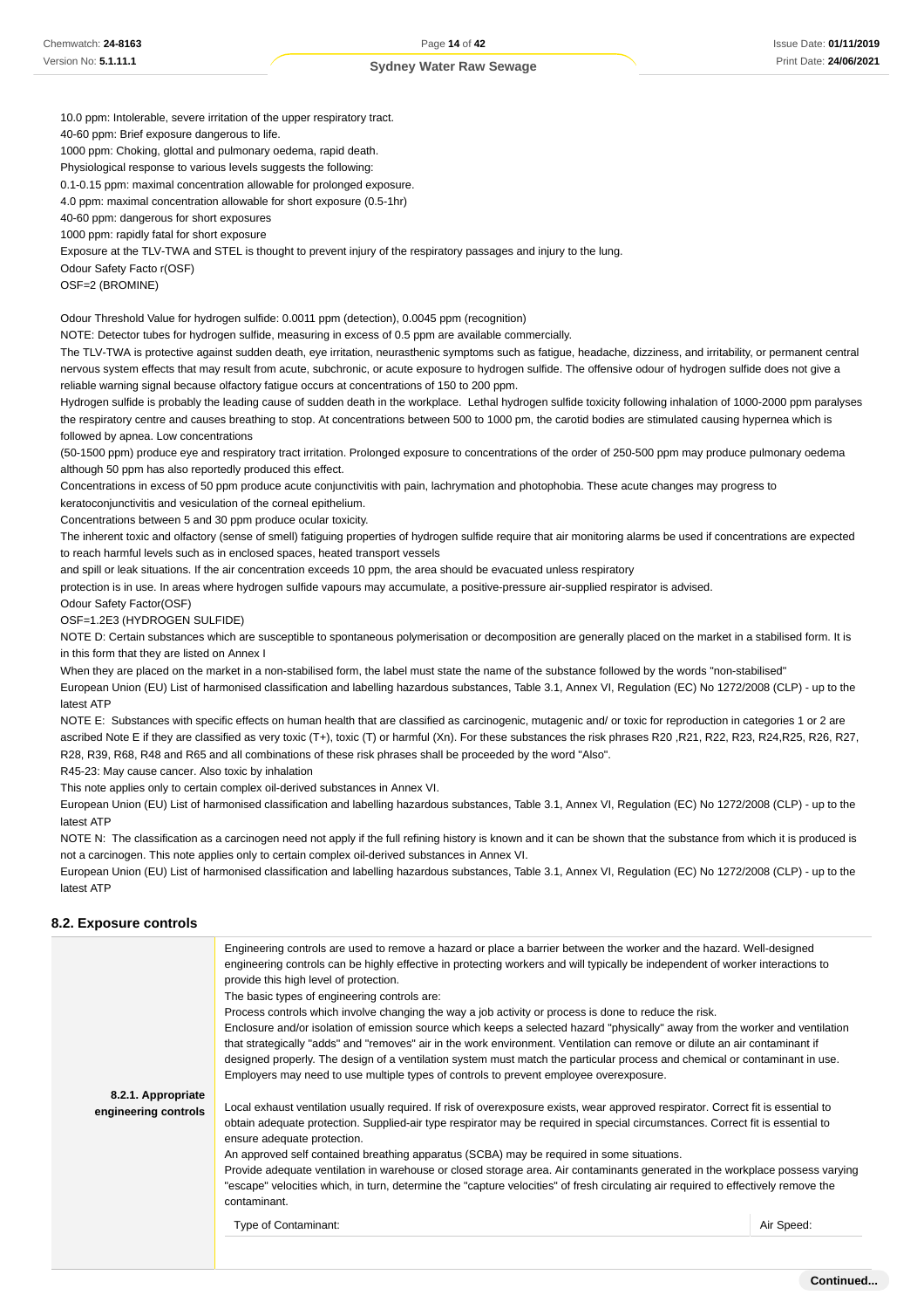10.0 ppm: Intolerable, severe irritation of the upper respiratory tract.
40-60 ppm: Brief exposure dangerous to life.
1000 ppm: Choking, glottal and pulmonary oedema, rapid death.
Physiological response to various levels suggests the following:
0.1-0.15 ppm: maximal concentration allowable for prolonged exposure.
4.0 ppm: maximal concentration allowable for short exposure (0.5-1hr)
40-60 ppm: dangerous for short exposures
1000 ppm: rapidly fatal for short exposure
Exposure at the TLV-TWA and STEL is thought to prevent injury of the respiratory passages and injury to the lung.
Odour Safety Facto r(OSF)
OSF=2 (BROMINE)

Odour Threshold Value for hydrogen sulfide: 0.0011 ppm (detection), 0.0045 ppm (recognition)
NOTE: Detector tubes for hydrogen sulfide, measuring in excess of 0.5 ppm are available commercially.
The TLV-TWA is protective against sudden death, eye irritation, neurasthenic symptoms such as fatigue, headache, dizziness, and irritability, or permanent central nervous system effects that may result from acute, subchronic, or acute exposure to hydrogen sulfide. The offensive odour of hydrogen sulfide does not give a reliable warning signal because olfactory fatigue occurs at concentrations of 150 to 200 ppm.
Hydrogen sulfide is probably the leading cause of sudden death in the workplace. Lethal hydrogen sulfide toxicity following inhalation of 1000-2000 ppm paralyses the respiratory centre and causes breathing to stop. At concentrations between 500 to 1000 pm, the carotid bodies are stimulated causing hypernea which is followed by apnea. Low concentrations
(50-1500 ppm) produce eye and respiratory tract irritation. Prolonged exposure to concentrations of the order of 250-500 ppm may produce pulmonary oedema although 50 ppm has also reportedly produced this effect.
Concentrations in excess of 50 ppm produce acute conjunctivitis with pain, lachrymation and photophobia. These acute changes may progress to keratoconjunctivitis and vesiculation of the corneal epithelium.
Concentrations between 5 and 30 ppm produce ocular toxicity.
The inherent toxic and olfactory (sense of smell) fatiguing properties of hydrogen sulfide require that air monitoring alarms be used if concentrations are expected to reach harmful levels such as in enclosed spaces, heated transport vessels
and spill or leak situations. If the air concentration exceeds 10 ppm, the area should be evacuated unless respiratory
protection is in use. In areas where hydrogen sulfide vapours may accumulate, a positive-pressure air-supplied respirator is advised.
Odour Safety Factor(OSF)
OSF=1.2E3 (HYDROGEN SULFIDE)
NOTE D: Certain substances which are susceptible to spontaneous polymerisation or decomposition are generally placed on the market in a stabilised form. It is in this form that they are listed on Annex I
When they are placed on the market in a non-stabilised form, the label must state the name of the substance followed by the words "non-stabilised"
European Union (EU) List of harmonised classification and labelling hazardous substances, Table 3.1, Annex VI, Regulation (EC) No 1272/2008 (CLP) - up to the latest ATP
NOTE E: Substances with specific effects on human health that are classified as carcinogenic, mutagenic and/ or toxic for reproduction in categories 1 or 2 are ascribed Note E if they are classified as very toxic (T+), toxic (T) or harmful (Xn). For these substances the risk phrases R20 ,R21, R22, R23, R24,R25, R26, R27, R28, R39, R68, R48 and R65 and all combinations of these risk phrases shall be proceeded by the word "Also".
R45-23: May cause cancer. Also toxic by inhalation
This note applies only to certain complex oil-derived substances in Annex VI.
European Union (EU) List of harmonised classification and labelling hazardous substances, Table 3.1, Annex VI, Regulation (EC) No 1272/2008 (CLP) - up to the latest ATP
NOTE N: The classification as a carcinogen need not apply if the full refining history is known and it can be shown that the substance from which it is produced is not a carcinogen. This note applies only to certain complex oil-derived substances in Annex VI.
European Union (EU) List of harmonised classification and labelling hazardous substances, Table 3.1, Annex VI, Regulation (EC) No 1272/2008 (CLP) - up to the latest ATP

## 8.2. Exposure controls

**8.2.1. Appropriate engineering controls**

Engineering controls are used to remove a hazard or place a barrier between the worker and the hazard. Well-designed engineering controls can be highly effective in protecting workers and will typically be independent of worker interactions to provide this high level of protection.
The basic types of engineering controls are:
Process controls which involve changing the way a job activity or process is done to reduce the risk.
Enclosure and/or isolation of emission source which keeps a selected hazard "physically" away from the worker and ventilation that strategically "adds" and "removes" air in the work environment. Ventilation can remove or dilute an air contaminant if designed properly. The design of a ventilation system must match the particular process and chemical or contaminant in use.
Employers may need to use multiple types of controls to prevent employee overexposure.

Local exhaust ventilation usually required. If risk of overexposure exists, wear approved respirator. Correct fit is essential to obtain adequate protection. Supplied-air type respirator may be required in special circumstances. Correct fit is essential to ensure adequate protection.
An approved self contained breathing apparatus (SCBA) may be required in some situations.
Provide adequate ventilation in warehouse or closed storage area. Air contaminants generated in the workplace possess varying "escape" velocities which, in turn, determine the "capture velocities" of fresh circulating air required to effectively remove the contaminant.

| Type of Contaminant: | Air Speed: |
| --- | --- |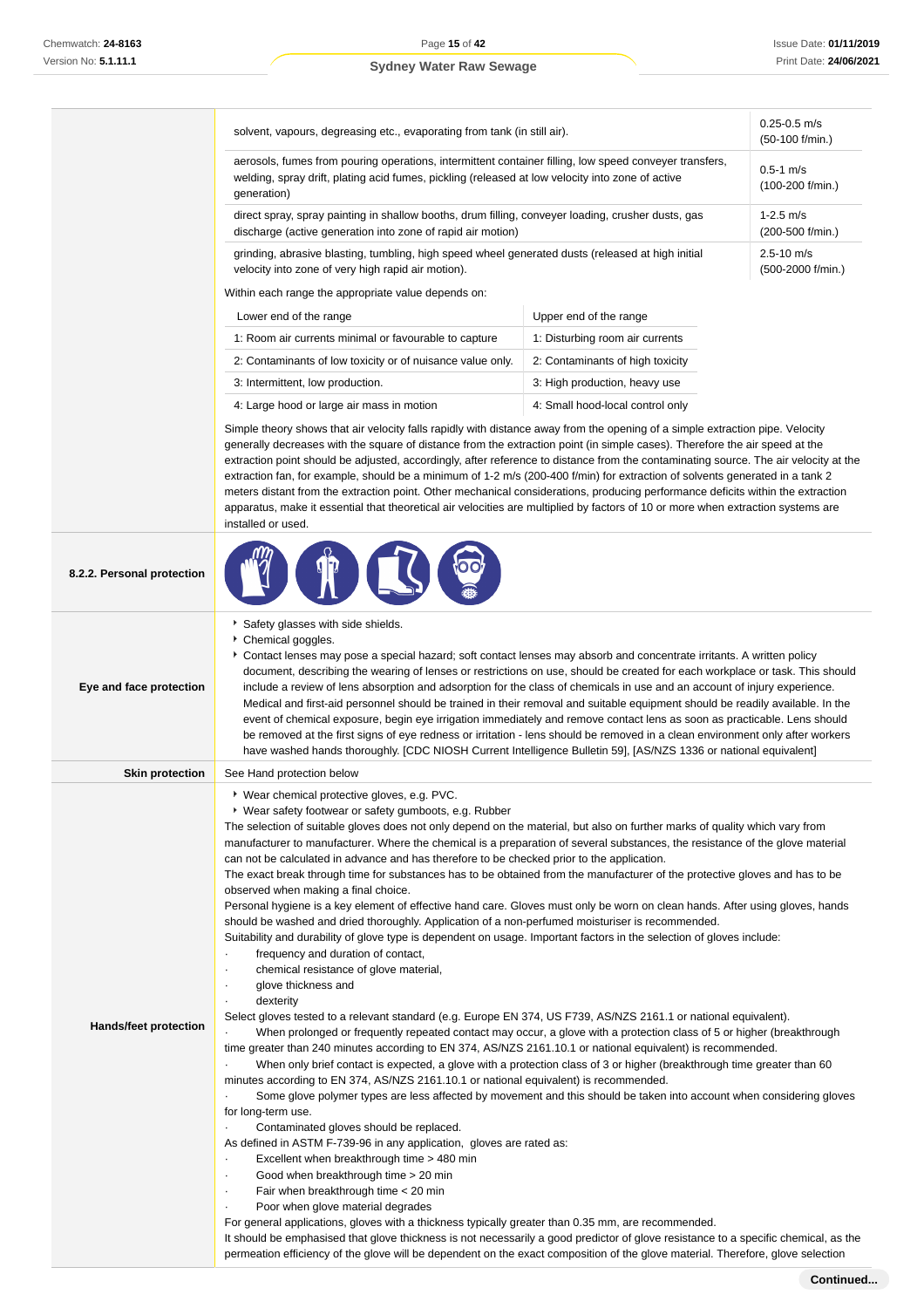| | | |
|---|---|---|
| | solvent, vapours, degreasing etc., evaporating from tank (in still air). | 0.25-0.5 m/s (50-100 f/min.) |
| | aerosols, fumes from pouring operations, intermittent container filling, low speed conveyer transfers, welding, spray drift, plating acid fumes, pickling (released at low velocity into zone of active generation) | 0.5-1 m/s (100-200 f/min.) |
| | direct spray, spray painting in shallow booths, drum filling, conveyer loading, crusher dusts, gas discharge (active generation into zone of rapid air motion) | 1-2.5 m/s (200-500 f/min.) |
| | grinding, abrasive blasting, tumbling, high speed wheel generated dusts (released at high initial velocity into zone of very high rapid air motion). | 2.5-10 m/s (500-2000 f/min.) |

Within each range the appropriate value depends on:

| Lower end of the range | Upper end of the range |
|---|---|
| 1: Room air currents minimal or favourable to capture | 1: Disturbing room air currents |
| 2: Contaminants of low toxicity or of nuisance value only. | 2: Contaminants of high toxicity |
| 3: Intermittent, low production. | 3: High production, heavy use |
| 4: Large hood or large air mass in motion | 4: Small hood-local control only |

Simple theory shows that air velocity falls rapidly with distance away from the opening of a simple extraction pipe. Velocity generally decreases with the square of distance from the extraction point (in simple cases). Therefore the air speed at the extraction point should be adjusted, accordingly, after reference to distance from the contaminating source. The air velocity at the extraction fan, for example, should be a minimum of 1-2 m/s (200-400 f/min) for extraction of solvents generated in a tank 2 meters distant from the extraction point. Other mechanical considerations, producing performance deficits within the extraction apparatus, make it essential that theoretical air velocities are multiplied by factors of 10 or more when extraction systems are installed or used.

**8.2.2. Personal protection**

**Eye and face protection**

- Safety glasses with side shields.
- Chemical goggles.
- Contact lenses may pose a special hazard; soft contact lenses may absorb and concentrate irritants. A written policy document, describing the wearing of lenses or restrictions on use, should be created for each workplace or task. This should include a review of lens absorption and adsorption for the class of chemicals in use and an account of injury experience. Medical and first-aid personnel should be trained in their removal and suitable equipment should be readily available. In the event of chemical exposure, begin eye irrigation immediately and remove contact lens as soon as practicable. Lens should be removed at the first signs of eye redness or irritation - lens should be removed in a clean environment only after workers have washed hands thoroughly. [CDC NIOSH Current Intelligence Bulletin 59], [AS/NZS 1336 or national equivalent]

**Skin protection**

See Hand protection below

**Hands/feet protection**

- Wear chemical protective gloves, e.g. PVC.
- Wear safety footwear or safety gumboots, e.g. Rubber

The selection of suitable gloves does not only depend on the material, but also on further marks of quality which vary from manufacturer to manufacturer. Where the chemical is a preparation of several substances, the resistance of the glove material can not be calculated in advance and has therefore to be checked prior to the application.

The exact break through time for substances has to be obtained from the manufacturer of the protective gloves and has to be observed when making a final choice.

Personal hygiene is a key element of effective hand care. Gloves must only be worn on clean hands. After using gloves, hands should be washed and dried thoroughly. Application of a non-perfumed moisturiser is recommended.

Suitability and durability of glove type is dependent on usage. Important factors in the selection of gloves include:

- frequency and duration of contact,
- chemical resistance of glove material,
- glove thickness and
- dexterity

Select gloves tested to a relevant standard (e.g. Europe EN 374, US F739, AS/NZS 2161.1 or national equivalent).

- When prolonged or frequently repeated contact may occur, a glove with a protection class of 5 or higher (breakthrough time greater than 240 minutes according to EN 374, AS/NZS 2161.10.1 or national equivalent) is recommended.
- When only brief contact is expected, a glove with a protection class of 3 or higher (breakthrough time greater than 60 minutes according to EN 374, AS/NZS 2161.10.1 or national equivalent) is recommended.
- Some glove polymer types are less affected by movement and this should be taken into account when considering gloves for long-term use.
- Contaminated gloves should be replaced.

As defined in ASTM F-739-96 in any application, gloves are rated as:

- Excellent when breakthrough time > 480 min
- Good when breakthrough time > 20 min
- Fair when breakthrough time < 20 min
- Poor when glove material degrades

For general applications, gloves with a thickness typically greater than 0.35 mm, are recommended.

It should be emphasised that glove thickness is not necessarily a good predictor of glove resistance to a specific chemical, as the permeation efficiency of the glove will be dependent on the exact composition of the glove material. Therefore, glove selection

**Continued...**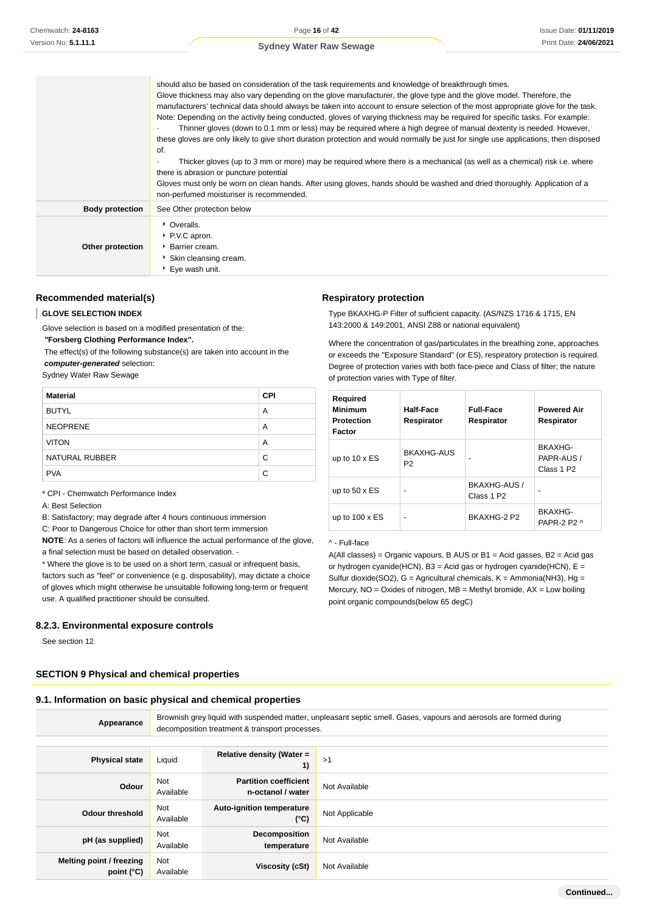| | |
|---|---|
| | should also be based on consideration of the task requirements and knowledge of breakthrough times.<br>Glove thickness may also vary depending on the glove manufacturer, the glove type and the glove model. Therefore, the manufacturers' technical data should always be taken into account to ensure selection of the most appropriate glove for the task.<br>Note: Depending on the activity being conducted, gloves of varying thickness may be required for specific tasks. For example:<br>· Thinner gloves (down to 0.1 mm or less) may be required where a high degree of manual dexterity is needed. However, these gloves are only likely to give short duration protection and would normally be just for single use applications, then disposed of.<br>· Thicker gloves (up to 3 mm or more) may be required where there is a mechanical (as well as a chemical) risk i.e. where there is abrasion or puncture potential<br>Gloves must only be worn on clean hands. After using gloves, hands should be washed and dried thoroughly. Application of a non-perfumed moisturiser is recommended. |
| **Body protection** | See Other protection below |
| **Other protection** | ‣ Overalls.<br>‣ P.V.C apron.<br>‣ Barrier cream.<br>‣ Skin cleansing cream.<br>‣ Eye wash unit. |

### Recommended material(s)

**GLOVE SELECTION INDEX**

Glove selection is based on a modified presentation of the:
***"Forsberg Clothing Performance Index".***
The effect(s) of the following substance(s) are taken into account in the ***computer-generated*** selection:
Sydney Water Raw Sewage

| Material | CPI |
|---|---|
| BUTYL | A |
| NEOPRENE | A |
| VITON | A |
| NATURAL RUBBER | C |
| PVA | C |

* CPI - Chemwatch Performance Index
A: Best Selection
B: Satisfactory; may degrade after 4 hours continuous immersion
C: Poor to Dangerous Choice for other than short term immersion
**NOTE**: As a series of factors will influence the actual performance of the glove, a final selection must be based on detailed observation. -
* Where the glove is to be used on a short term, casual or infrequent basis, factors such as "feel" or convenience (e.g. disposability), may dictate a choice of gloves which might otherwise be unsuitable following long-term or frequent use. A qualified practitioner should be consulted.

### Respiratory protection

Type BKAXHG-P Filter of sufficient capacity. (AS/NZS 1716 & 1715, EN 143:2000 & 149:2001, ANSI Z88 or national equivalent)

Where the concentration of gas/particulates in the breathing zone, approaches or exceeds the "Exposure Standard" (or ES), respiratory protection is required. Degree of protection varies with both face-piece and Class of filter; the nature of protection varies with Type of filter.

| Required Minimum Protection Factor | Half-Face Respirator | Full-Face Respirator | Powered Air Respirator |
|---|---|---|---|
| up to 10 x ES | BKAXHG-AUS P2 | - | BKAXHG-PAPR-AUS / Class 1 P2 |
| up to 50 x ES | - | BKAXHG-AUS / Class 1 P2 | - |
| up to 100 x ES | - | BKAXHG-2 P2 | BKAXHG-PAPR-2 P2 ^ |

^ - Full-face
A(All classes) = Organic vapours, B AUS or B1 = Acid gasses, B2 = Acid gas or hydrogen cyanide(HCN), B3 = Acid gas or hydrogen cyanide(HCN), E = Sulfur dioxide(SO2), G = Agricultural chemicals, K = Ammonia(NH3), Hg = Mercury, NO = Oxides of nitrogen, MB = Methyl bromide, AX = Low boiling point organic compounds(below 65 degC)

### 8.2.3. Environmental exposure controls

See section 12

## SECTION 9 Physical and chemical properties

### 9.1. Information on basic physical and chemical properties

| | |
|---|---|
| **Appearance** | Brownish grey liquid with suspended matter, unpleasant septic smell. Gases, vapours and aerosols are formed during decomposition treatment & transport processes. |

| | | | |
|---|---|---|---|
| **Physical state** | Liquid | **Relative density (Water = 1)** | >1 |
| **Odour** | Not Available | **Partition coefficient n-octanol / water** | Not Available |
| **Odour threshold** | Not Available | **Auto-ignition temperature (°C)** | Not Applicable |
| **pH (as supplied)** | Not Available | **Decomposition temperature** | Not Available |
| **Melting point / freezing point (°C)** | Not Available | **Viscosity (cSt)** | Not Available |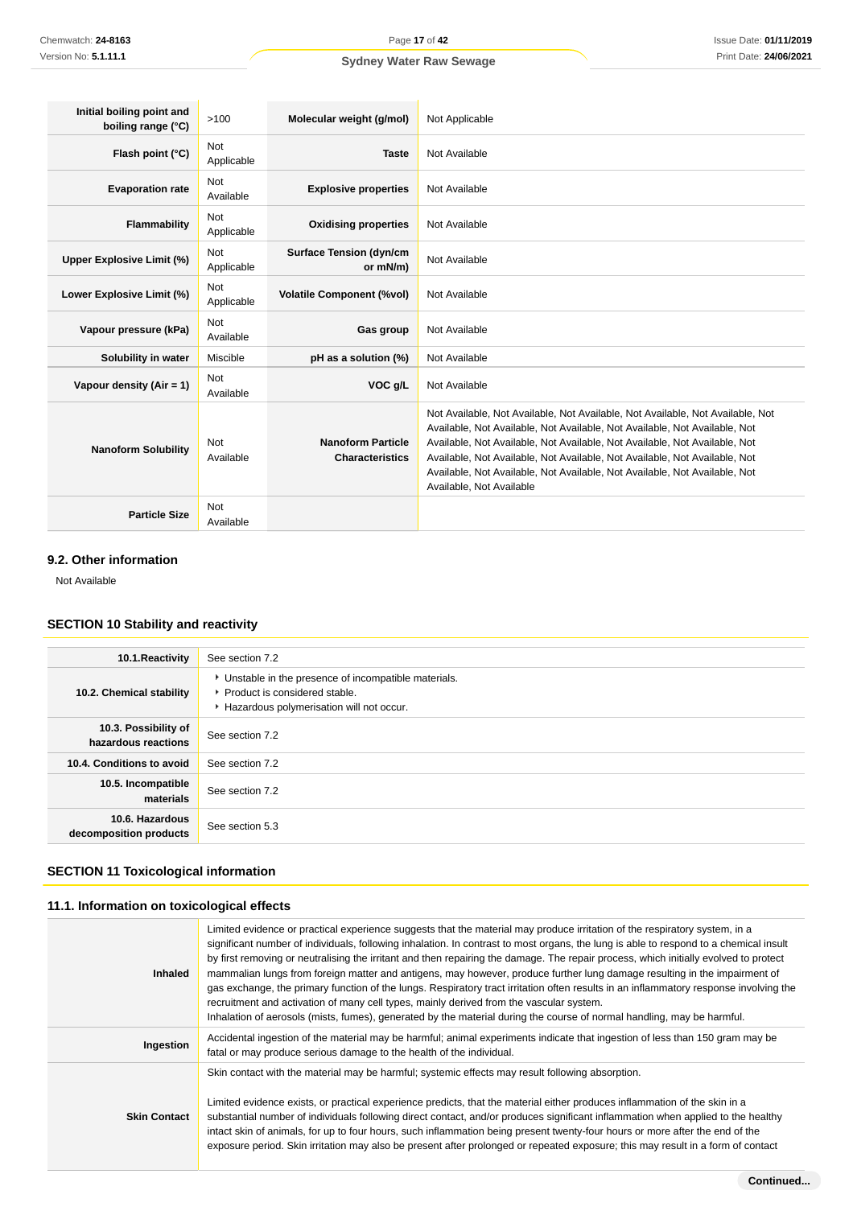| | | | |
|---|---|---|---|
| **Initial boiling point and boiling range (°C)** | >100 | **Molecular weight (g/mol)** | Not Applicable |
| **Flash point (°C)** | Not Applicable | **Taste** | Not Available |
| **Evaporation rate** | Not Available | **Explosive properties** | Not Available |
| **Flammability** | Not Applicable | **Oxidising properties** | Not Available |
| **Upper Explosive Limit (%)** | Not Applicable | **Surface Tension (dyn/cm or mN/m)** | Not Available |
| **Lower Explosive Limit (%)** | Not Applicable | **Volatile Component (%vol)** | Not Available |
| **Vapour pressure (kPa)** | Not Available | **Gas group** | Not Available |
| **Solubility in water** | Miscible | **pH as a solution (%)** | Not Available |
| **Vapour density (Air = 1)** | Not Available | **VOC g/L** | Not Available |
| **Nanoform Solubility** | Not Available | **Nanoform Particle Characteristics** | Not Available, Not Available, Not Available, Not Available, Not Available, Not Available, Not Available, Not Available, Not Available, Not Available, Not Available, Not Available, Not Available, Not Available, Not Available, Not Available, Not Available, Not Available, Not Available, Not Available, Not Available, Not Available, Not Available, Not Available, Not Available, Not Available, Not Available, Not Available |
| **Particle Size** | Not Available | | |

## 9.2. Other information

Not Available

## SECTION 10 Stability and reactivity

| | |
|---|---|
| **10.1.Reactivity** | See section 7.2 |
| **10.2. Chemical stability** | ‣ Unstable in the presence of incompatible materials.<br>‣ Product is considered stable.<br>‣ Hazardous polymerisation will not occur. |
| **10.3. Possibility of hazardous reactions** | See section 7.2 |
| **10.4. Conditions to avoid** | See section 7.2 |
| **10.5. Incompatible materials** | See section 7.2 |
| **10.6. Hazardous decomposition products** | See section 5.3 |

## SECTION 11 Toxicological information

## 11.1. Information on toxicological effects

| | |
|---|---|
| **Inhaled** | Limited evidence or practical experience suggests that the material may produce irritation of the respiratory system, in a significant number of individuals, following inhalation. In contrast to most organs, the lung is able to respond to a chemical insult by first removing or neutralising the irritant and then repairing the damage. The repair process, which initially evolved to protect mammalian lungs from foreign matter and antigens, may however, produce further lung damage resulting in the impairment of gas exchange, the primary function of the lungs. Respiratory tract irritation often results in an inflammatory response involving the recruitment and activation of many cell types, mainly derived from the vascular system.<br>Inhalation of aerosols (mists, fumes), generated by the material during the course of normal handling, may be harmful. |
| **Ingestion** | Accidental ingestion of the material may be harmful; animal experiments indicate that ingestion of less than 150 gram may be fatal or may produce serious damage to the health of the individual. |
| **Skin Contact** | Skin contact with the material may be harmful; systemic effects may result following absorption.<br><br>Limited evidence exists, or practical experience predicts, that the material either produces inflammation of the skin in a substantial number of individuals following direct contact, and/or produces significant inflammation when applied to the healthy intact skin of animals, for up to four hours, such inflammation being present twenty-four hours or more after the end of the exposure period. Skin irritation may also be present after prolonged or repeated exposure; this may result in a form of contact |

**Continued...**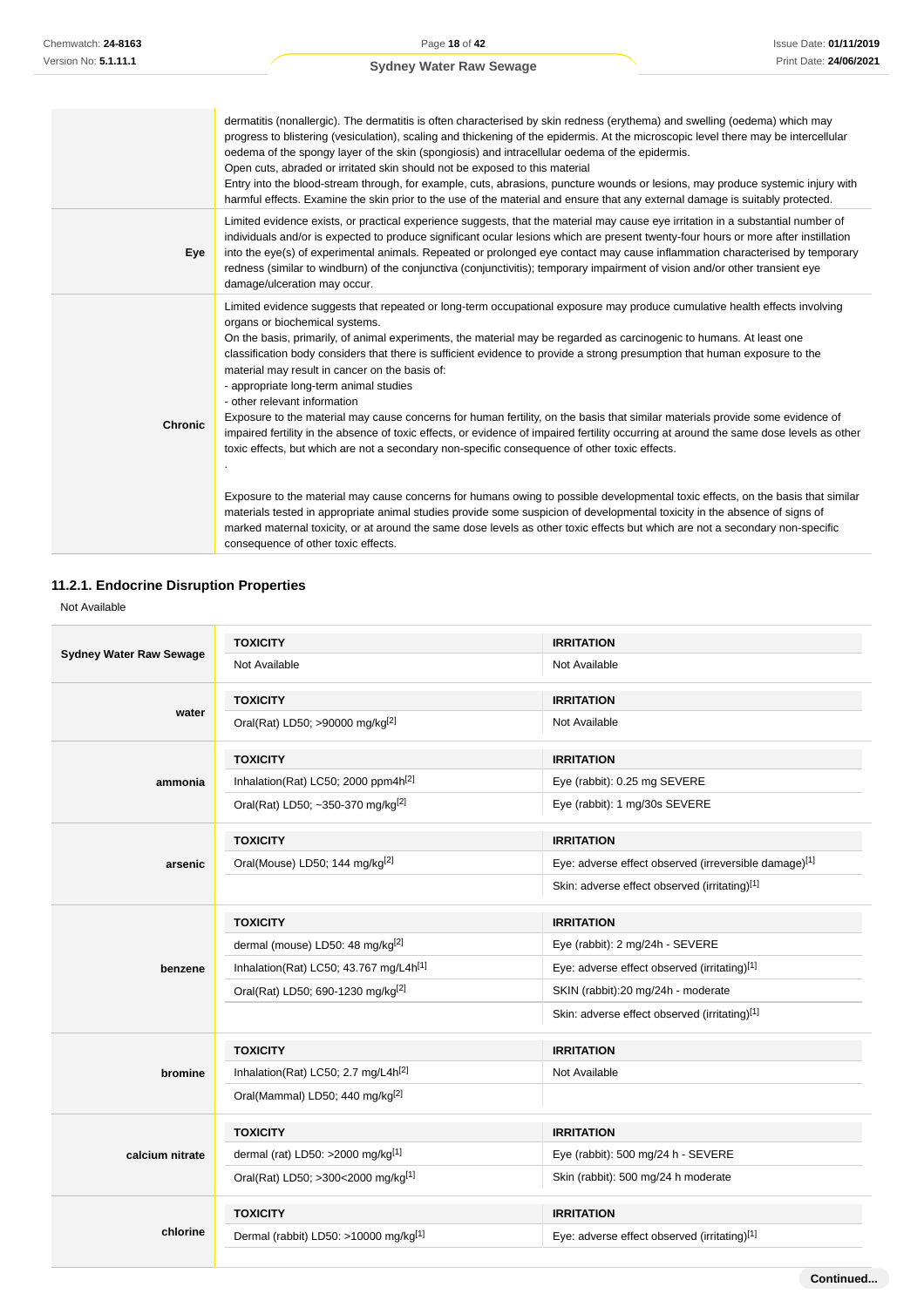| | |
|---|---|
| | dermatitis (nonallergic). The dermatitis is often characterised by skin redness (erythema) and swelling (oedema) which may progress to blistering (vesiculation), scaling and thickening of the epidermis. At the microscopic level there may be intercellular oedema of the spongy layer of the skin (spongiosis) and intracellular oedema of the epidermis.<br>Open cuts, abraded or irritated skin should not be exposed to this material<br>Entry into the blood-stream through, for example, cuts, abrasions, puncture wounds or lesions, may produce systemic injury with harmful effects. Examine the skin prior to the use of the material and ensure that any external damage is suitably protected. |
| **Eye** | Limited evidence exists, or practical experience suggests, that the material may cause eye irritation in a substantial number of individuals and/or is expected to produce significant ocular lesions which are present twenty-four hours or more after instillation into the eye(s) of experimental animals. Repeated or prolonged eye contact may cause inflammation characterised by temporary redness (similar to windburn) of the conjunctiva (conjunctivitis); temporary impairment of vision and/or other transient eye damage/ulceration may occur. |
| **Chronic** | Limited evidence suggests that repeated or long-term occupational exposure may produce cumulative health effects involving organs or biochemical systems.<br>On the basis, primarily, of animal experiments, the material may be regarded as carcinogenic to humans. At least one classification body considers that there is sufficient evidence to provide a strong presumption that human exposure to the material may result in cancer on the basis of:<br>- appropriate long-term animal studies<br>- other relevant information<br>Exposure to the material may cause concerns for human fertility, on the basis that similar materials provide some evidence of impaired fertility in the absence of toxic effects, or evidence of impaired fertility occurring at around the same dose levels as other toxic effects, but which are not a secondary non-specific consequence of other toxic effects.<br>.<br><br>Exposure to the material may cause concerns for humans owing to possible developmental toxic effects, on the basis that similar materials tested in appropriate animal studies provide some suspicion of developmental toxicity in the absence of signs of marked maternal toxicity, or at around the same dose levels as other toxic effects but which are not a secondary non-specific consequence of other toxic effects. |

### 11.2.1. Endocrine Disruption Properties

Not Available

| | TOXICITY | IRRITATION |
|---|---|---|
| **Sydney Water Raw Sewage** | Not Available | Not Available |
| **water** | **TOXICITY** | **IRRITATION** |
| | Oral(Rat) LD50; >90000 mg/kg[2] | Not Available |
| **ammonia** | **TOXICITY** | **IRRITATION** |
| | Inhalation(Rat) LC50; 2000 ppm4h[2] | Eye (rabbit): 0.25 mg SEVERE |
| | Oral(Rat) LD50; ~350-370 mg/kg[2] | Eye (rabbit): 1 mg/30s SEVERE |
| **arsenic** | **TOXICITY** | **IRRITATION** |
| | Oral(Mouse) LD50; 144 mg/kg[2] | Eye: adverse effect observed (irreversible damage)[1] |
| | | Skin: adverse effect observed (irritating)[1] |
| **benzene** | **TOXICITY** | **IRRITATION** |
| | dermal (mouse) LD50: 48 mg/kg[2] | Eye (rabbit): 2 mg/24h - SEVERE |
| | Inhalation(Rat) LC50; 43.767 mg/L4h[1] | Eye: adverse effect observed (irritating)[1] |
| | Oral(Rat) LD50; 690-1230 mg/kg[2] | SKIN (rabbit):20 mg/24h - moderate |
| | | Skin: adverse effect observed (irritating)[1] |
| **bromine** | **TOXICITY** | **IRRITATION** |
| | Inhalation(Rat) LC50; 2.7 mg/L4h[2] | Not Available |
| | Oral(Mammal) LD50; 440 mg/kg[2] | |
| **calcium nitrate** | **TOXICITY** | **IRRITATION** |
| | dermal (rat) LD50: >2000 mg/kg[1] | Eye (rabbit): 500 mg/24 h - SEVERE |
| | Oral(Rat) LD50; >300<2000 mg/kg[1] | Skin (rabbit): 500 mg/24 h moderate |
| **chlorine** | **TOXICITY** | **IRRITATION** |
| | Dermal (rabbit) LD50: >10000 mg/kg[1] | Eye: adverse effect observed (irritating)[1] |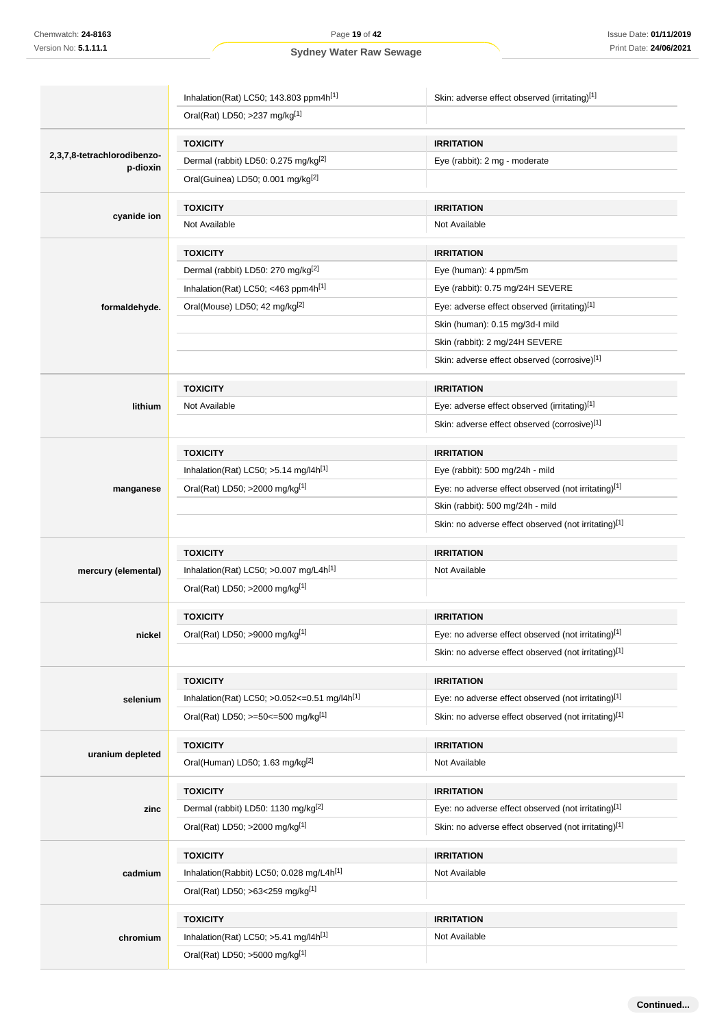| | | |
|---|---|---|
| | Inhalation(Rat) LC50; 143.803 ppm4h[1] | Skin: adverse effect observed (irritating)[1] |
| | Oral(Rat) LD50; >237 mg/kg[1] | |
| **2,3,7,8-tetrachlorodibenzo-p-dioxin** | **TOXICITY** | **IRRITATION** |
| | Dermal (rabbit) LD50: 0.275 mg/kg[2] | Eye (rabbit): 2 mg - moderate |
| | Oral(Guinea) LD50; 0.001 mg/kg[2] | |
| **cyanide ion** | **TOXICITY** | **IRRITATION** |
| | Not Available | Not Available |
| **formaldehyde.** | **TOXICITY** | **IRRITATION** |
| | Dermal (rabbit) LD50: 270 mg/kg[2] | Eye (human): 4 ppm/5m |
| | Inhalation(Rat) LC50; <463 ppm4h[1] | Eye (rabbit): 0.75 mg/24H SEVERE |
| | Oral(Mouse) LD50; 42 mg/kg[2] | Eye: adverse effect observed (irritating)[1] |
| | | Skin (human): 0.15 mg/3d-I mild |
| | | Skin (rabbit): 2 mg/24H SEVERE |
| | | Skin: adverse effect observed (corrosive)[1] |
| **lithium** | **TOXICITY** | **IRRITATION** |
| | Not Available | Eye: adverse effect observed (irritating)[1] |
| | | Skin: adverse effect observed (corrosive)[1] |
| **manganese** | **TOXICITY** | **IRRITATION** |
| | Inhalation(Rat) LC50; >5.14 mg/l4h[1] | Eye (rabbit): 500 mg/24h - mild |
| | Oral(Rat) LD50; >2000 mg/kg[1] | Eye: no adverse effect observed (not irritating)[1] |
| | | Skin (rabbit): 500 mg/24h - mild |
| | | Skin: no adverse effect observed (not irritating)[1] |
| **mercury (elemental)** | **TOXICITY** | **IRRITATION** |
| | Inhalation(Rat) LC50; >0.007 mg/L4h[1] | Not Available |
| | Oral(Rat) LD50; >2000 mg/kg[1] | |
| **nickel** | **TOXICITY** | **IRRITATION** |
| | Oral(Rat) LD50; >9000 mg/kg[1] | Eye: no adverse effect observed (not irritating)[1] |
| | | Skin: no adverse effect observed (not irritating)[1] |
| **selenium** | **TOXICITY** | **IRRITATION** |
| | Inhalation(Rat) LC50; >0.052<=0.51 mg/l4h[1] | Eye: no adverse effect observed (not irritating)[1] |
| | Oral(Rat) LD50; >=50<=500 mg/kg[1] | Skin: no adverse effect observed (not irritating)[1] |
| **uranium depleted** | **TOXICITY** | **IRRITATION** |
| | Oral(Human) LD50; 1.63 mg/kg[2] | Not Available |
| **zinc** | **TOXICITY** | **IRRITATION** |
| | Dermal (rabbit) LD50: 1130 mg/kg[2] | Eye: no adverse effect observed (not irritating)[1] |
| | Oral(Rat) LD50; >2000 mg/kg[1] | Skin: no adverse effect observed (not irritating)[1] |
| **cadmium** | **TOXICITY** | **IRRITATION** |
| | Inhalation(Rabbit) LC50; 0.028 mg/L4h[1] | Not Available |
| | Oral(Rat) LD50; >63<259 mg/kg[1] | |
| **chromium** | **TOXICITY** | **IRRITATION** |
| | Inhalation(Rat) LC50; >5.41 mg/l4h[1] | Not Available |
| | Oral(Rat) LD50; >5000 mg/kg[1] | |

**Continued...**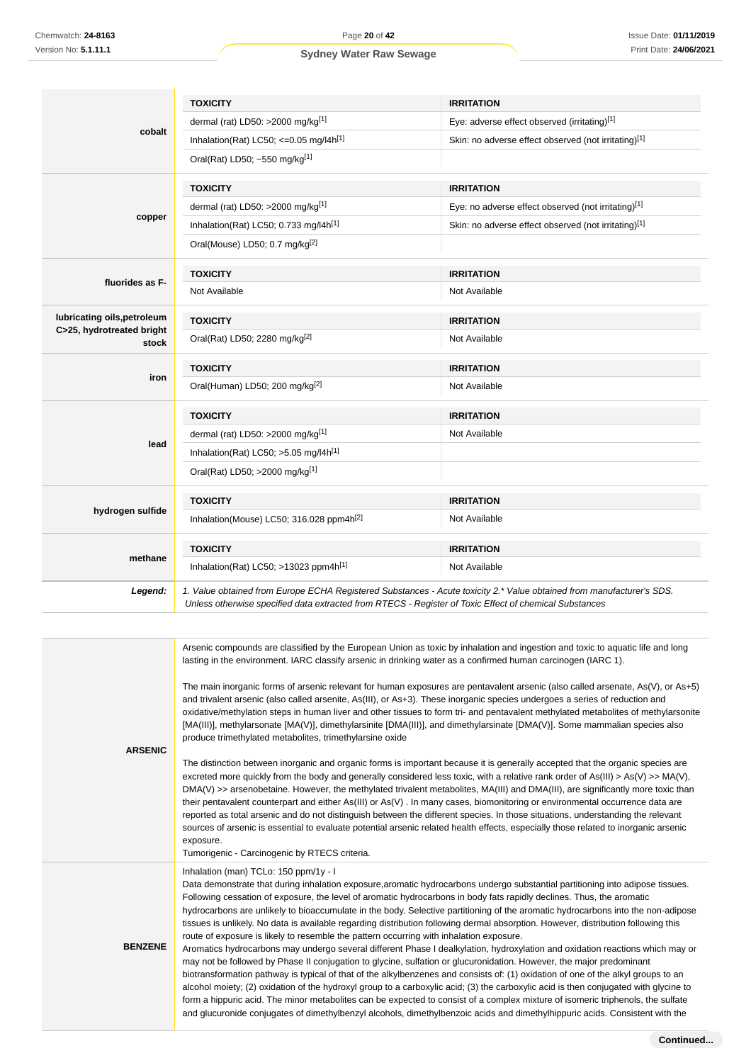| | TOXICITY | IRRITATION |
|---|---|---|
| **cobalt** | dermal (rat) LD50: >2000 mg/kg[1] | Eye: adverse effect observed (irritating)[1] |
| | Inhalation(Rat) LC50; <=0.05 mg/l4h[1] | Skin: no adverse effect observed (not irritating)[1] |
| | Oral(Rat) LD50; ~550 mg/kg[1] | |
| **copper** | **TOXICITY** | **IRRITATION** |
| | dermal (rat) LD50: >2000 mg/kg[1] | Eye: no adverse effect observed (not irritating)[1] |
| | Inhalation(Rat) LC50; 0.733 mg/l4h[1] | Skin: no adverse effect observed (not irritating)[1] |
| | Oral(Mouse) LD50; 0.7 mg/kg[2] | |
| **fluorides as F-** | **TOXICITY** | **IRRITATION** |
| | Not Available | Not Available |
| **lubricating oils,petroleum C>25, hydrotreated bright stock** | **TOXICITY** | **IRRITATION** |
| | Oral(Rat) LD50; 2280 mg/kg[2] | Not Available |
| **iron** | **TOXICITY** | **IRRITATION** |
| | Oral(Human) LD50; 200 mg/kg[2] | Not Available |
| **lead** | **TOXICITY** | **IRRITATION** |
| | dermal (rat) LD50: >2000 mg/kg[1] | Not Available |
| | Inhalation(Rat) LC50; >5.05 mg/l4h[1] | |
| | Oral(Rat) LD50; >2000 mg/kg[1] | |
| **hydrogen sulfide** | **TOXICITY** | **IRRITATION** |
| | Inhalation(Mouse) LC50; 316.028 ppm4h[2] | Not Available |
| **methane** | **TOXICITY** | **IRRITATION** |
| | Inhalation(Rat) LC50; >13023 ppm4h[1] | Not Available |
| ***Legend:*** | *1. Value obtained from Europe ECHA Registered Substances - Acute toxicity 2.* Value obtained from manufacturer's SDS. Unless otherwise specified data extracted from RTECS - Register of Toxic Effect of chemical Substances* | |

| | |
|---|---|
| **ARSENIC** | Arsenic compounds are classified by the European Union as toxic by inhalation and ingestion and toxic to aquatic life and long lasting in the environment. IARC classify arsenic in drinking water as a confirmed human carcinogen (IARC 1).<br><br>The main inorganic forms of arsenic relevant for human exposures are pentavalent arsenic (also called arsenate, As(V), or As+5) and trivalent arsenic (also called arsenite, As(III), or As+3). These inorganic species undergoes a series of reduction and oxidative/methylation steps in human liver and other tissues to form tri- and pentavalent methylated metabolites of methylarsonite [MA(III)], methylarsonate [MA(V)], dimethylarsinite [DMA(III)], and dimethylarsinate [DMA(V)]. Some mammalian species also produce trimethylated metabolites, trimethylarsine oxide<br><br>The distinction between inorganic and organic forms is important because it is generally accepted that the organic species are excreted more quickly from the body and generally considered less toxic, with a relative rank order of As(III) > As(V) >> MA(V), DMA(V) >> arsenobetaine. However, the methylated trivalent metabolites, MA(III) and DMA(III), are significantly more toxic than their pentavalent counterpart and either As(III) or As(V) . In many cases, biomonitoring or environmental occurrence data are reported as total arsenic and do not distinguish between the different species. In those situations, understanding the relevant sources of arsenic is essential to evaluate potential arsenic related health effects, especially those related to inorganic arsenic exposure.<br>Tumorigenic - Carcinogenic by RTECS criteria. |
| **BENZENE** | Inhalation (man) TCLo: 150 ppm/1y - I<br>Data demonstrate that during inhalation exposure,aromatic hydrocarbons undergo substantial partitioning into adipose tissues. Following cessation of exposure, the level of aromatic hydrocarbons in body fats rapidly declines. Thus, the aromatic hydrocarbons are unlikely to bioaccumulate in the body. Selective partitioning of the aromatic hydrocarbons into the non-adipose tissues is unlikely. No data is available regarding distribution following dermal absorption. However, distribution following this route of exposure is likely to resemble the pattern occurring with inhalation exposure.<br>Aromatics hydrocarbons may undergo several different Phase I dealkylation, hydroxylation and oxidation reactions which may or may not be followed by Phase II conjugation to glycine, sulfation or glucuronidation. However, the major predominant biotransformation pathway is typical of that of the alkylbenzenes and consists of: (1) oxidation of one of the alkyl groups to an alcohol moiety; (2) oxidation of the hydroxyl group to a carboxylic acid; (3) the carboxylic acid is then conjugated with glycine to form a hippuric acid. The minor metabolites can be expected to consist of a complex mixture of isomeric triphenols, the sulfate and glucuronide conjugates of dimethylbenzyl alcohols, dimethylbenzoic acids and dimethylhippuric acids. Consistent with the |

**Continued...**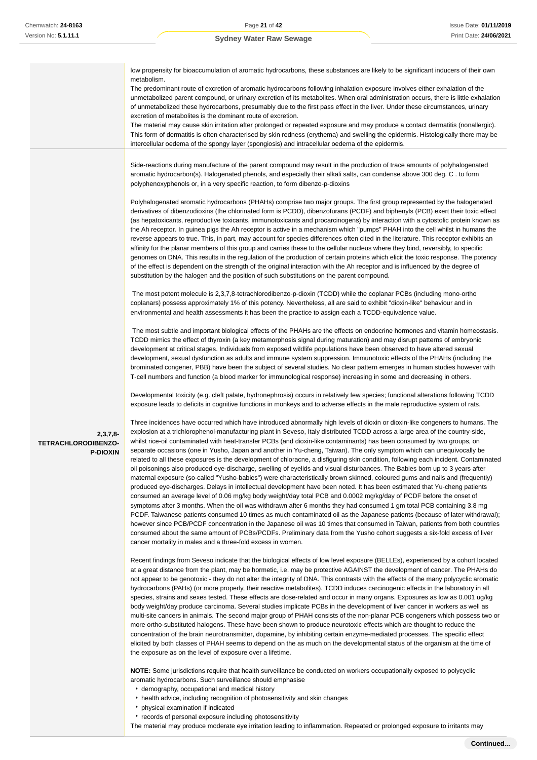| | |
|---|---|
| | low propensity for bioaccumulation of aromatic hydrocarbons, these substances are likely to be significant inducers of their own metabolism.<br>The predominant route of excretion of aromatic hydrocarbons following inhalation exposure involves either exhalation of the unmetabolized parent compound, or urinary excretion of its metabolites. When oral administration occurs, there is little exhalation of unmetabolized these hydrocarbons, presumably due to the first pass effect in the liver. Under these circumstances, urinary excretion of metabolites is the dominant route of excretion.<br>The material may cause skin irritation after prolonged or repeated exposure and may produce a contact dermatitis (nonallergic). This form of dermatitis is often characterised by skin redness (erythema) and swelling the epidermis. Histologically there may be intercellular oedema of the spongy layer (spongiosis) and intracellular oedema of the epidermis. |
| **2,3,7,8-TETRACHLORODIBENZO-P-DIOXIN** | Side-reactions during manufacture of the parent compound may result in the production of trace amounts of polyhalogenated aromatic hydrocarbon(s). Halogenated phenols, and especially their alkali salts, can condense above 300 deg. C . to form polyphenoxyphenols or, in a very specific reaction, to form dibenzo-p-dioxins<br><br>Polyhalogenated aromatic hydrocarbons (PHAHs) comprise two major groups. The first group represented by the halogenated derivatives of dibenzodioxins (the chlorinated form is PCDD), dibenzofurans (PCDF) and biphenyls (PCB) exert their toxic effect (as hepatoxicants, reproductive toxicants, immunotoxicants and procarcinogens) by interaction with a cytostolic protein known as the Ah receptor. In guinea pigs the Ah receptor is active in a mechanism which "pumps" PHAH into the cell whilst in humans the reverse appears to true. This, in part, may account for species differences often cited in the literature. This receptor exhibits an affinity for the planar members of this group and carries these to the cellular nucleus where they bind, reversibly, to specific genomes on DNA. This results in the regulation of the production of certain proteins which elicit the toxic response. The potency of the effect is dependent on the strength of the original interaction with the Ah receptor and is influenced by the degree of substitution by the halogen and the position of such substitutions on the parent compound.<br><br>The most potent molecule is 2,3,7,8-tetrachlorodibenzo-p-dioxin (TCDD) while the coplanar PCBs (including mono-ortho coplanars) possess approximately 1% of this potency. Nevertheless, all are said to exhibit "dioxin-like" behaviour and in environmental and health assessments it has been the practice to assign each a TCDD-equivalence value.<br><br>The most subtle and important biological effects of the PHAHs are the effects on endocrine hormones and vitamin homeostasis. TCDD mimics the effect of thyroxin (a key metamorphosis signal during maturation) and may disrupt patterns of embryonic development at critical stages. Individuals from exposed wildlife populations have been observed to have altered sexual development, sexual dysfunction as adults and immune system suppression. Immunotoxic effects of the PHAHs (including the brominated congener, PBB) have been the subject of several studies. No clear pattern emerges in human studies however with T-cell numbers and function (a blood marker for immunological response) increasing in some and decreasing in others.<br><br>Developmental toxicity (e.g. cleft palate, hydronephrosis) occurs in relatively few species; functional alterations following TCDD exposure leads to deficits in cognitive functions in monkeys and to adverse effects in the male reproductive system of rats.<br><br>Three incidences have occurred which have introduced abnormally high levels of dioxin or dioxin-like congeners to humans. The explosion at a trichlorophenol-manufacturing plant in Seveso, Italy distributed TCDD across a large area of the country-side, whilst rice-oil contaminated with heat-transfer PCBs (and dioxin-like contaminants) has been consumed by two groups, on separate occasions (one in Yusho, Japan and another in Yu-cheng, Taiwan). The only symptom which can unequivocally be related to all these exposures is the development of chloracne, a disfiguring skin condition, following each incident. Contaminated oil poisonings also produced eye-discharge, swelling of eyelids and visual disturbances. The Babies born up to 3 years after maternal exposure (so-called "Yusho-babies") were characteristically brown skinned, coloured gums and nails and (frequently) produced eye-discharges. Delays in intellectual development have been noted. It has been estimated that Yu-cheng patients consumed an average level of 0.06 mg/kg body weight/day total PCB and 0.0002 mg/kg/day of PCDF before the onset of symptoms after 3 months. When the oil was withdrawn after 6 months they had consumed 1 gm total PCB containing 3.8 mg PCDF. Taiwanese patients consumed 10 times as much contaminated oil as the Japanese patients (because of later withdrawal); however since PCB/PCDF concentration in the Japanese oil was 10 times that consumed in Taiwan, patients from both countries consumed about the same amount of PCBs/PCDFs. Preliminary data from the Yusho cohort suggests a six-fold excess of liver cancer mortality in males and a three-fold excess in women.<br><br>Recent findings from Seveso indicate that the biological effects of low level exposure (BELLEs), experienced by a cohort located at a great distance from the plant, may be hormetic, i.e. may be protective AGAINST the development of cancer. The PHAHs do not appear to be genotoxic - they do not alter the integrity of DNA. This contrasts with the effects of the many polycyclic aromatic hydrocarbons (PAHs) (or more properly, their reactive metabolites). TCDD induces carcinogenic effects in the laboratory in all species, strains and sexes tested. These effects are dose-related and occur in many organs. Exposures as low as 0.001 ug/kg body weight/day produce carcinoma. Several studies implicate PCBs in the development of liver cancer in workers as well as multi-site cancers in animals. The second major group of PHAH consists of the non-planar PCB congeners which possess two or more ortho-substituted halogens. These have been shown to produce neurotoxic effects which are thought to reduce the concentration of the brain neurotransmitter, dopamine, by inhibiting certain enzyme-mediated processes. The specific effect elicited by both classes of PHAH seems to depend on the as much on the developmental status of the organism at the time of the exposure as on the level of exposure over a lifetime.<br><br>**NOTE:** Some jurisdictions require that health surveillance be conducted on workers occupationally exposed to polycyclic aromatic hydrocarbons. Such surveillance should emphasise<br>• demography, occupational and medical history<br>• health advice, including recognition of photosensitivity and skin changes<br>• physical examination if indicated<br>• records of personal exposure including photosensitivity<br>The material may produce moderate eye irritation leading to inflammation. Repeated or prolonged exposure to irritants may |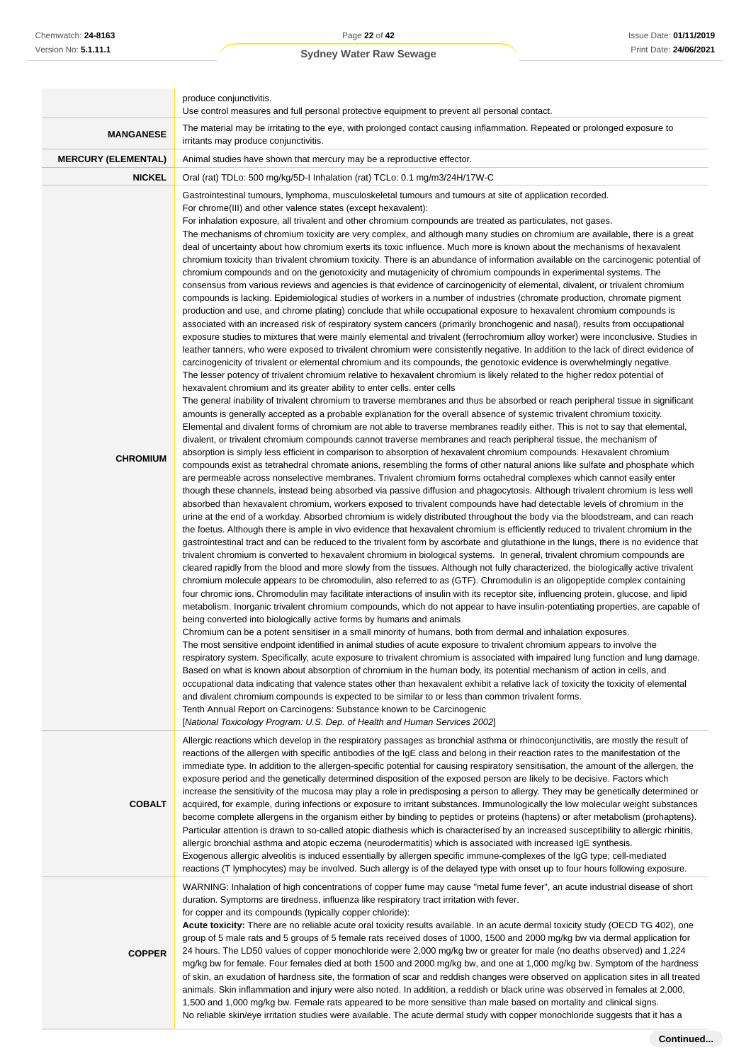| | |
|---|---|
| | produce conjunctivitis.<br>Use control measures and full personal protective equipment to prevent all personal contact. |
| **MANGANESE** | The material may be irritating to the eye, with prolonged contact causing inflammation. Repeated or prolonged exposure to irritants may produce conjunctivitis. |
| **MERCURY (ELEMENTAL)** | Animal studies have shown that mercury may be a reproductive effector. |
| **NICKEL** | Oral (rat) TDLo: 500 mg/kg/5D-I Inhalation (rat) TCLo: 0.1 mg/m3/24H/17W-C |
| **CHROMIUM** | Gastrointestinal tumours, lymphoma, musculoskeletal tumours and tumours at site of application recorded.<br>For chrome(III) and other valence states (except hexavalent):<br>For inhalation exposure, all trivalent and other chromium compounds are treated as particulates, not gases.<br>The mechanisms of chromium toxicity are very complex, and although many studies on chromium are available, there is a great deal of uncertainty about how chromium exerts its toxic influence. Much more is known about the mechanisms of hexavalent chromium toxicity than trivalent chromium toxicity. There is an abundance of information available on the carcinogenic potential of chromium compounds and on the genotoxicity and mutagenicity of chromium compounds in experimental systems. The consensus from various reviews and agencies is that evidence of carcinogenicity of elemental, divalent, or trivalent chromium compounds is lacking. Epidemiological studies of workers in a number of industries (chromate production, chromate pigment production and use, and chrome plating) conclude that while occupational exposure to hexavalent chromium compounds is associated with an increased risk of respiratory system cancers (primarily bronchogenic and nasal), results from occupational exposure studies to mixtures that were mainly elemental and trivalent (ferrochromium alloy worker) were inconclusive. Studies in leather tanners, who were exposed to trivalent chromium were consistently negative. In addition to the lack of direct evidence of carcinogenicity of trivalent or elemental chromium and its compounds, the genotoxic evidence is overwhelmingly negative.<br>The lesser potency of trivalent chromium relative to hexavalent chromium is likely related to the higher redox potential of hexavalent chromium and its greater ability to enter cells. enter cells<br>The general inability of trivalent chromium to traverse membranes and thus be absorbed or reach peripheral tissue in significant amounts is generally accepted as a probable explanation for the overall absence of systemic trivalent chromium toxicity. Elemental and divalent forms of chromium are not able to traverse membranes readily either. This is not to say that elemental, divalent, or trivalent chromium compounds cannot traverse membranes and reach peripheral tissue, the mechanism of absorption is simply less efficient in comparison to absorption of hexavalent chromium compounds. Hexavalent chromium compounds exist as tetrahedral chromate anions, resembling the forms of other natural anions like sulfate and phosphate which are permeable across nonselective membranes. Trivalent chromium forms octahedral complexes which cannot easily enter though these channels, instead being absorbed via passive diffusion and phagocytosis. Although trivalent chromium is less well absorbed than hexavalent chromium, workers exposed to trivalent compounds have had detectable levels of chromium in the urine at the end of a workday. Absorbed chromium is widely distributed throughout the body via the bloodstream, and can reach the foetus. Although there is ample in vivo evidence that hexavalent chromium is efficiently reduced to trivalent chromium in the gastrointestinal tract and can be reduced to the trivalent form by ascorbate and glutathione in the lungs, there is no evidence that trivalent chromium is converted to hexavalent chromium in biological systems. In general, trivalent chromium compounds are cleared rapidly from the blood and more slowly from the tissues. Although not fully characterized, the biologically active trivalent chromium molecule appears to be chromodulin, also referred to as (GTF). Chromodulin is an oligopeptide complex containing four chromic ions. Chromodulin may facilitate interactions of insulin with its receptor site, influencing protein, glucose, and lipid metabolism. Inorganic trivalent chromium compounds, which do not appear to have insulin-potentiating properties, are capable of being converted into biologically active forms by humans and animals<br>Chromium can be a potent sensitiser in a small minority of humans, both from dermal and inhalation exposures.<br>The most sensitive endpoint identified in animal studies of acute exposure to trivalent chromium appears to involve the respiratory system. Specifically, acute exposure to trivalent chromium is associated with impaired lung function and lung damage. Based on what is known about absorption of chromium in the human body, its potential mechanism of action in cells, and occupational data indicating that valence states other than hexavalent exhibit a relative lack of toxicity the toxicity of elemental and divalent chromium compounds is expected to be similar to or less than common trivalent forms.<br>Tenth Annual Report on Carcinogens: Substance known to be Carcinogenic<br>[*National Toxicology Program: U.S. Dep. of Health and Human Services 2002*] |
| **COBALT** | Allergic reactions which develop in the respiratory passages as bronchial asthma or rhinoconjunctivitis, are mostly the result of reactions of the allergen with specific antibodies of the IgE class and belong in their reaction rates to the manifestation of the immediate type. In addition to the allergen-specific potential for causing respiratory sensitisation, the amount of the allergen, the exposure period and the genetically determined disposition of the exposed person are likely to be decisive. Factors which increase the sensitivity of the mucosa may play a role in predisposing a person to allergy. They may be genetically determined or acquired, for example, during infections or exposure to irritant substances. Immunologically the low molecular weight substances become complete allergens in the organism either by binding to peptides or proteins (haptens) or after metabolism (prohaptens). Particular attention is drawn to so-called atopic diathesis which is characterised by an increased susceptibility to allergic rhinitis, allergic bronchial asthma and atopic eczema (neurodermatitis) which is associated with increased IgE synthesis.<br>Exogenous allergic alveolitis is induced essentially by allergen specific immune-complexes of the IgG type; cell-mediated reactions (T lymphocytes) may be involved. Such allergy is of the delayed type with onset up to four hours following exposure. |
| **COPPER** | WARNING: Inhalation of high concentrations of copper fume may cause "metal fume fever", an acute industrial disease of short duration. Symptoms are tiredness, influenza like respiratory tract irritation with fever.<br>for copper and its compounds (typically copper chloride):<br>**Acute toxicity:** There are no reliable acute oral toxicity results available. In an acute dermal toxicity study (OECD TG 402), one group of 5 male rats and 5 groups of 5 female rats received doses of 1000, 1500 and 2000 mg/kg bw via dermal application for 24 hours. The LD50 values of copper monochloride were 2,000 mg/kg bw or greater for male (no deaths observed) and 1,224 mg/kg bw for female. Four females died at both 1500 and 2000 mg/kg bw, and one at 1,000 mg/kg bw. Symptom of the hardness of skin, an exudation of hardness site, the formation of scar and reddish changes were observed on application sites in all treated animals. Skin inflammation and injury were also noted. In addition, a reddish or black urine was observed in females at 2,000, 1,500 and 1,000 mg/kg bw. Female rats appeared to be more sensitive than male based on mortality and clinical signs.<br>No reliable skin/eye irritation studies were available. The acute dermal study with copper monochloride suggests that it has a |

Continued...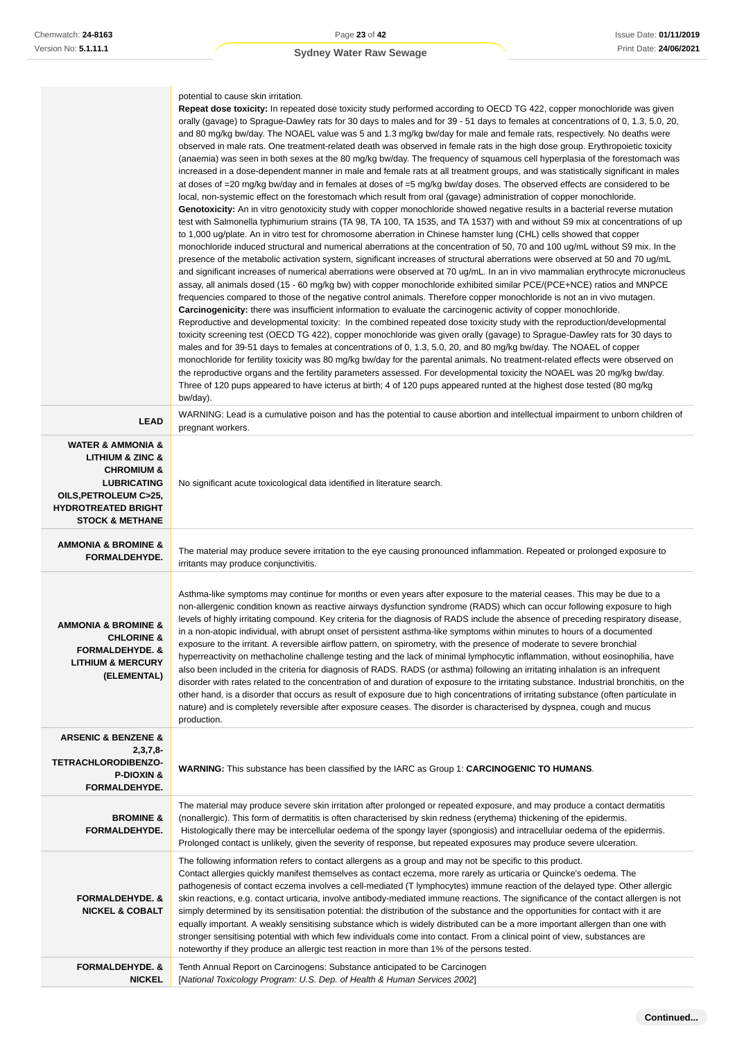| | |
|---|---|
| | potential to cause skin irritation.<br>**Repeat dose toxicity:** In repeated dose toxicity study performed according to OECD TG 422, copper monochloride was given orally (gavage) to Sprague-Dawley rats for 30 days to males and for 39 - 51 days to females at concentrations of 0, 1.3, 5.0, 20, and 80 mg/kg bw/day. The NOAEL value was 5 and 1.3 mg/kg bw/day for male and female rats, respectively. No deaths were observed in male rats. One treatment-related death was observed in female rats in the high dose group. Erythropoietic toxicity (anaemia) was seen in both sexes at the 80 mg/kg bw/day. The frequency of squamous cell hyperplasia of the forestomach was increased in a dose-dependent manner in male and female rats at all treatment groups, and was statistically significant in males at doses of =20 mg/kg bw/day and in females at doses of =5 mg/kg bw/day doses. The observed effects are considered to be local, non-systemic effect on the forestomach which result from oral (gavage) administration of copper monochloride.<br>**Genotoxicity:** An in vitro genotoxicity study with copper monochloride showed negative results in a bacterial reverse mutation test with Salmonella typhimurium strains (TA 98, TA 100, TA 1535, and TA 1537) with and without S9 mix at concentrations of up to 1,000 ug/plate. An in vitro test for chromosome aberration in Chinese hamster lung (CHL) cells showed that copper monochloride induced structural and numerical aberrations at the concentration of 50, 70 and 100 ug/mL without S9 mix. In the presence of the metabolic activation system, significant increases of structural aberrations were observed at 50 and 70 ug/mL and significant increases of numerical aberrations were observed at 70 ug/mL. In an in vivo mammalian erythrocyte micronucleus assay, all animals dosed (15 - 60 mg/kg bw) with copper monochloride exhibited similar PCE/(PCE+NCE) ratios and MNPCE frequencies compared to those of the negative control animals. Therefore copper monochloride is not an in vivo mutagen.<br>**Carcinogenicity:** there was insufficient information to evaluate the carcinogenic activity of copper monochloride.<br>Reproductive and developmental toxicity: In the combined repeated dose toxicity study with the reproduction/developmental toxicity screening test (OECD TG 422), copper monochloride was given orally (gavage) to Sprague-Dawley rats for 30 days to males and for 39-51 days to females at concentrations of 0, 1.3, 5.0, 20, and 80 mg/kg bw/day. The NOAEL of copper monochloride for fertility toxicity was 80 mg/kg bw/day for the parental animals. No treatment-related effects were observed on the reproductive organs and the fertility parameters assessed. For developmental toxicity the NOAEL was 20 mg/kg bw/day. Three of 120 pups appeared to have icterus at birth; 4 of 120 pups appeared runted at the highest dose tested (80 mg/kg bw/day). |
| **LEAD** | WARNING: Lead is a cumulative poison and has the potential to cause abortion and intellectual impairment to unborn children of pregnant workers. |
| **WATER & AMMONIA & LITHIUM & ZINC & CHROMIUM & LUBRICATING OILS,PETROLEUM C>25, HYDROTREATED BRIGHT STOCK & METHANE** | No significant acute toxicological data identified in literature search. |
| **AMMONIA & BROMINE & FORMALDEHYDE.** | The material may produce severe irritation to the eye causing pronounced inflammation. Repeated or prolonged exposure to irritants may produce conjunctivitis. |
| **AMMONIA & BROMINE & CHLORINE & FORMALDEHYDE. & LITHIUM & MERCURY (ELEMENTAL)** | Asthma-like symptoms may continue for months or even years after exposure to the material ceases. This may be due to a non-allergenic condition known as reactive airways dysfunction syndrome (RADS) which can occur following exposure to high levels of highly irritating compound. Key criteria for the diagnosis of RADS include the absence of preceding respiratory disease, in a non-atopic individual, with abrupt onset of persistent asthma-like symptoms within minutes to hours of a documented exposure to the irritant. A reversible airflow pattern, on spirometry, with the presence of moderate to severe bronchial hyperreactivity on methacholine challenge testing and the lack of minimal lymphocytic inflammation, without eosinophilia, have also been included in the criteria for diagnosis of RADS. RADS (or asthma) following an irritating inhalation is an infrequent disorder with rates related to the concentration of and duration of exposure to the irritating substance. Industrial bronchitis, on the other hand, is a disorder that occurs as result of exposure due to high concentrations of irritating substance (often particulate in nature) and is completely reversible after exposure ceases. The disorder is characterised by dyspnea, cough and mucus production. |
| **ARSENIC & BENZENE & 2,3,7,8-TETRACHLORODIBENZO-P-DIOXIN & FORMALDEHYDE.** | **WARNING:** This substance has been classified by the IARC as Group 1: **CARCINOGENIC TO HUMANS**. |
| **BROMINE & FORMALDEHYDE.** | The material may produce severe skin irritation after prolonged or repeated exposure, and may produce a contact dermatitis (nonallergic). This form of dermatitis is often characterised by skin redness (erythema) thickening of the epidermis. Histologically there may be intercellular oedema of the spongy layer (spongiosis) and intracellular oedema of the epidermis. Prolonged contact is unlikely, given the severity of response, but repeated exposures may produce severe ulceration. |
| **FORMALDEHYDE. & NICKEL & COBALT** | The following information refers to contact allergens as a group and may not be specific to this product.<br>Contact allergies quickly manifest themselves as contact eczema, more rarely as urticaria or Quincke's oedema. The pathogenesis of contact eczema involves a cell-mediated (T lymphocytes) immune reaction of the delayed type. Other allergic skin reactions, e.g. contact urticaria, involve antibody-mediated immune reactions. The significance of the contact allergen is not simply determined by its sensitisation potential: the distribution of the substance and the opportunities for contact with it are equally important. A weakly sensitising substance which is widely distributed can be a more important allergen than one with stronger sensitising potential with which few individuals come into contact. From a clinical point of view, substances are noteworthy if they produce an allergic test reaction in more than 1% of the persons tested. |
| **FORMALDEHYDE. & NICKEL** | Tenth Annual Report on Carcinogens: Substance anticipated to be Carcinogen<br>[*National Toxicology Program: U.S. Dep. of Health & Human Services 2002*] |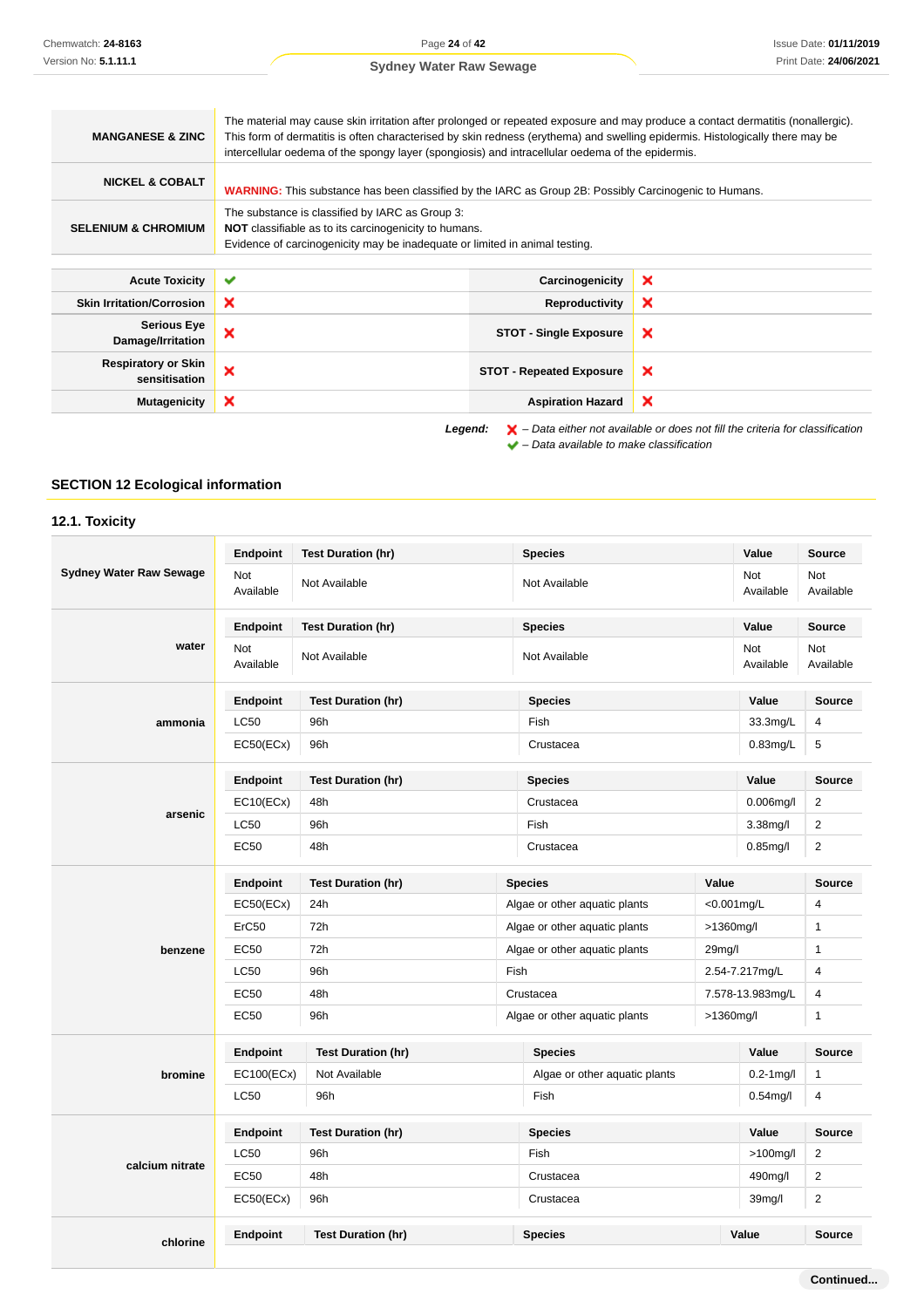| | |
|---|---|
| **MANGANESE & ZINC** | The material may cause skin irritation after prolonged or repeated exposure and may produce a contact dermatitis (nonallergic). This form of dermatitis is often characterised by skin redness (erythema) and swelling epidermis. Histologically there may be intercellular oedema of the spongy layer (spongiosis) and intracellular oedema of the epidermis. |
| **NICKEL & COBALT** | **WARNING:** This substance has been classified by the IARC as Group 2B: Possibly Carcinogenic to Humans. |
| **SELENIUM & CHROMIUM** | The substance is classified by IARC as Group 3: **NOT** classifiable as to its carcinogenicity to humans. Evidence of carcinogenicity may be inadequate or limited in animal testing. |

| | | | |
|---|---|---|---|
| **Acute Toxicity** | ✔ | **Carcinogenicity** | ✘ |
| **Skin Irritation/Corrosion** | ✘ | **Reproductivity** | ✘ |
| **Serious Eye Damage/Irritation** | ✘ | **STOT - Single Exposure** | ✘ |
| **Respiratory or Skin sensitisation** | ✘ | **STOT - Repeated Exposure** | ✘ |
| **Mutagenicity** | ✘ | **Aspiration Hazard** | ✘ |

*Legend:* ✘ – *Data either not available or does not fill the criteria for classification*
✔ – *Data available to make classification*

## SECTION 12 Ecological information

### 12.1. Toxicity

**Sydney Water Raw Sewage**

| Endpoint | Test Duration (hr) | Species | Value | Source |
|---|---|---|---|---|
| Not Available | Not Available | Not Available | Not Available | Not Available |

**water**

| Endpoint | Test Duration (hr) | Species | Value | Source |
|---|---|---|---|---|
| Not Available | Not Available | Not Available | Not Available | Not Available |

**ammonia**

| Endpoint | Test Duration (hr) | Species | Value | Source |
|---|---|---|---|---|
| LC50 | 96h | Fish | 33.3mg/L | 4 |
| EC50(ECx) | 96h | Crustacea | 0.83mg/L | 5 |

**arsenic**

| Endpoint | Test Duration (hr) | Species | Value | Source |
|---|---|---|---|---|
| EC10(ECx) | 48h | Crustacea | 0.006mg/l | 2 |
| LC50 | 96h | Fish | 3.38mg/l | 2 |
| EC50 | 48h | Crustacea | 0.85mg/l | 2 |

**benzene**

| Endpoint | Test Duration (hr) | Species | Value | Source |
|---|---|---|---|---|
| EC50(ECx) | 24h | Algae or other aquatic plants | <0.001mg/L | 4 |
| ErC50 | 72h | Algae or other aquatic plants | >1360mg/l | 1 |
| EC50 | 72h | Algae or other aquatic plants | 29mg/l | 1 |
| LC50 | 96h | Fish | 2.54-7.217mg/L | 4 |
| EC50 | 48h | Crustacea | 7.578-13.983mg/L | 4 |
| EC50 | 96h | Algae or other aquatic plants | >1360mg/l | 1 |

**bromine**

| Endpoint | Test Duration (hr) | Species | Value | Source |
|---|---|---|---|---|
| EC100(ECx) | Not Available | Algae or other aquatic plants | 0.2-1mg/l | 1 |
| LC50 | 96h | Fish | 0.54mg/l | 4 |

**calcium nitrate**

| Endpoint | Test Duration (hr) | Species | Value | Source |
|---|---|---|---|---|
| LC50 | 96h | Fish | >100mg/l | 2 |
| EC50 | 48h | Crustacea | 490mg/l | 2 |
| EC50(ECx) | 96h | Crustacea | 39mg/l | 2 |

**chlorine**

| Endpoint | Test Duration (hr) | Species | Value | Source |
|---|---|---|---|---|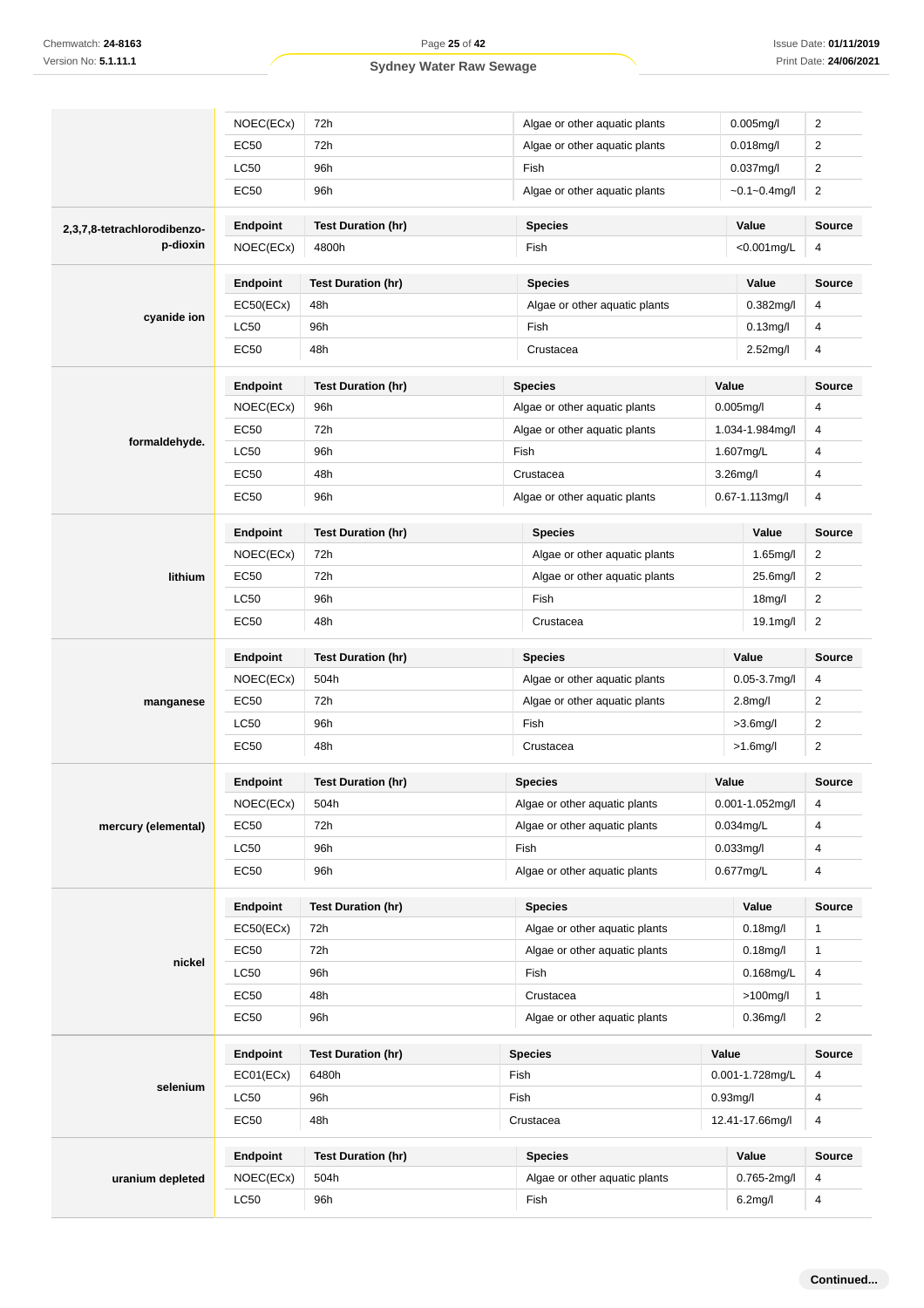| | Endpoint | Test Duration (hr) | Species | Value | Source |
|---|---|---|---|---|---|
| | NOEC(ECx) | 72h | Algae or other aquatic plants | 0.005mg/l | 2 |
| | EC50 | 72h | Algae or other aquatic plants | 0.018mg/l | 2 |
| | LC50 | 96h | Fish | 0.037mg/l | 2 |
| | EC50 | 96h | Algae or other aquatic plants | ~0.1~0.4mg/l | 2 |
| **2,3,7,8-tetrachlorodibenzo-p-dioxin** | **Endpoint** | **Test Duration (hr)** | **Species** | **Value** | **Source** |
| | NOEC(ECx) | 4800h | Fish | <0.001mg/L | 4 |
| **cyanide ion** | **Endpoint** | **Test Duration (hr)** | **Species** | **Value** | **Source** |
| | EC50(ECx) | 48h | Algae or other aquatic plants | 0.382mg/l | 4 |
| | LC50 | 96h | Fish | 0.13mg/l | 4 |
| | EC50 | 48h | Crustacea | 2.52mg/l | 4 |
| **formaldehyde.** | **Endpoint** | **Test Duration (hr)** | **Species** | **Value** | **Source** |
| | NOEC(ECx) | 96h | Algae or other aquatic plants | 0.005mg/l | 4 |
| | EC50 | 72h | Algae or other aquatic plants | 1.034-1.984mg/l | 4 |
| | LC50 | 96h | Fish | 1.607mg/L | 4 |
| | EC50 | 48h | Crustacea | 3.26mg/l | 4 |
| | EC50 | 96h | Algae or other aquatic plants | 0.67-1.113mg/l | 4 |
| **lithium** | **Endpoint** | **Test Duration (hr)** | **Species** | **Value** | **Source** |
| | NOEC(ECx) | 72h | Algae or other aquatic plants | 1.65mg/l | 2 |
| | EC50 | 72h | Algae or other aquatic plants | 25.6mg/l | 2 |
| | LC50 | 96h | Fish | 18mg/l | 2 |
| | EC50 | 48h | Crustacea | 19.1mg/l | 2 |
| **manganese** | **Endpoint** | **Test Duration (hr)** | **Species** | **Value** | **Source** |
| | NOEC(ECx) | 504h | Algae or other aquatic plants | 0.05-3.7mg/l | 4 |
| | EC50 | 72h | Algae or other aquatic plants | 2.8mg/l | 2 |
| | LC50 | 96h | Fish | >3.6mg/l | 2 |
| | EC50 | 48h | Crustacea | >1.6mg/l | 2 |
| **mercury (elemental)** | **Endpoint** | **Test Duration (hr)** | **Species** | **Value** | **Source** |
| | NOEC(ECx) | 504h | Algae or other aquatic plants | 0.001-1.052mg/l | 4 |
| | EC50 | 72h | Algae or other aquatic plants | 0.034mg/L | 4 |
| | LC50 | 96h | Fish | 0.033mg/l | 4 |
| | EC50 | 96h | Algae or other aquatic plants | 0.677mg/L | 4 |
| **nickel** | **Endpoint** | **Test Duration (hr)** | **Species** | **Value** | **Source** |
| | EC50(ECx) | 72h | Algae or other aquatic plants | 0.18mg/l | 1 |
| | EC50 | 72h | Algae or other aquatic plants | 0.18mg/l | 1 |
| | LC50 | 96h | Fish | 0.168mg/L | 4 |
| | EC50 | 48h | Crustacea | >100mg/l | 1 |
| | EC50 | 96h | Algae or other aquatic plants | 0.36mg/l | 2 |
| **selenium** | **Endpoint** | **Test Duration (hr)** | **Species** | **Value** | **Source** |
| | EC01(ECx) | 6480h | Fish | 0.001-1.728mg/L | 4 |
| | LC50 | 96h | Fish | 0.93mg/l | 4 |
| | EC50 | 48h | Crustacea | 12.41-17.66mg/l | 4 |
| **uranium depleted** | **Endpoint** | **Test Duration (hr)** | **Species** | **Value** | **Source** |
| | NOEC(ECx) | 504h | Algae or other aquatic plants | 0.765-2mg/l | 4 |
| | LC50 | 96h | Fish | 6.2mg/l | 4 |

**Continued...**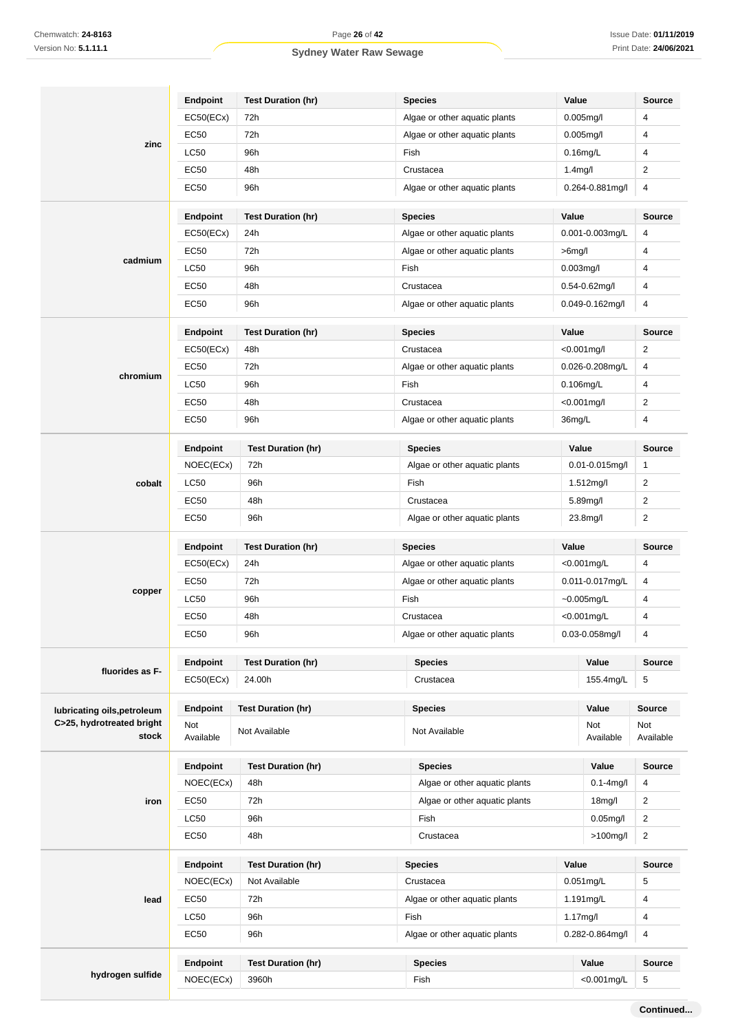| | Endpoint | Test Duration (hr) | Species | Value | Source |
|---|---|---|---|---|---|
| **zinc** | EC50(ECx) | 72h | Algae or other aquatic plants | 0.005mg/l | 4 |
| | EC50 | 72h | Algae or other aquatic plants | 0.005mg/l | 4 |
| | LC50 | 96h | Fish | 0.16mg/L | 4 |
| | EC50 | 48h | Crustacea | 1.4mg/l | 2 |
| | EC50 | 96h | Algae or other aquatic plants | 0.264-0.881mg/l | 4 |

| | Endpoint | Test Duration (hr) | Species | Value | Source |
|---|---|---|---|---|---|
| **cadmium** | EC50(ECx) | 24h | Algae or other aquatic plants | 0.001-0.003mg/L | 4 |
| | EC50 | 72h | Algae or other aquatic plants | >6mg/l | 4 |
| | LC50 | 96h | Fish | 0.003mg/l | 4 |
| | EC50 | 48h | Crustacea | 0.54-0.62mg/l | 4 |
| | EC50 | 96h | Algae or other aquatic plants | 0.049-0.162mg/l | 4 |

| | Endpoint | Test Duration (hr) | Species | Value | Source |
|---|---|---|---|---|---|
| **chromium** | EC50(ECx) | 48h | Crustacea | <0.001mg/l | 2 |
| | EC50 | 72h | Algae or other aquatic plants | 0.026-0.208mg/L | 4 |
| | LC50 | 96h | Fish | 0.106mg/L | 4 |
| | EC50 | 48h | Crustacea | <0.001mg/l | 2 |
| | EC50 | 96h | Algae or other aquatic plants | 36mg/L | 4 |

| | Endpoint | Test Duration (hr) | Species | Value | Source |
|---|---|---|---|---|---|
| **cobalt** | NOEC(ECx) | 72h | Algae or other aquatic plants | 0.01-0.015mg/l | 1 |
| | LC50 | 96h | Fish | 1.512mg/l | 2 |
| | EC50 | 48h | Crustacea | 5.89mg/l | 2 |
| | EC50 | 96h | Algae or other aquatic plants | 23.8mg/l | 2 |

| | Endpoint | Test Duration (hr) | Species | Value | Source |
|---|---|---|---|---|---|
| **copper** | EC50(ECx) | 24h | Algae or other aquatic plants | <0.001mg/L | 4 |
| | EC50 | 72h | Algae or other aquatic plants | 0.011-0.017mg/L | 4 |
| | LC50 | 96h | Fish | ~0.005mg/L | 4 |
| | EC50 | 48h | Crustacea | <0.001mg/L | 4 |
| | EC50 | 96h | Algae or other aquatic plants | 0.03-0.058mg/l | 4 |

| | Endpoint | Test Duration (hr) | Species | Value | Source |
|---|---|---|---|---|---|
| **fluorides as F-** | EC50(ECx) | 24.00h | Crustacea | 155.4mg/L | 5 |

| | Endpoint | Test Duration (hr) | Species | Value | Source |
|---|---|---|---|---|---|
| **lubricating oils,petroleum C>25, hydrotreated bright stock** | Not Available | Not Available | Not Available | Not Available | Not Available |

| | Endpoint | Test Duration (hr) | Species | Value | Source |
|---|---|---|---|---|---|
| **iron** | NOEC(ECx) | 48h | Algae or other aquatic plants | 0.1-4mg/l | 4 |
| | EC50 | 72h | Algae or other aquatic plants | 18mg/l | 2 |
| | LC50 | 96h | Fish | 0.05mg/l | 2 |
| | EC50 | 48h | Crustacea | >100mg/l | 2 |

| | Endpoint | Test Duration (hr) | Species | Value | Source |
|---|---|---|---|---|---|
| **lead** | NOEC(ECx) | Not Available | Crustacea | 0.051mg/L | 5 |
| | EC50 | 72h | Algae or other aquatic plants | 1.191mg/L | 4 |
| | LC50 | 96h | Fish | 1.17mg/l | 4 |
| | EC50 | 96h | Algae or other aquatic plants | 0.282-0.864mg/l | 4 |

| | Endpoint | Test Duration (hr) | Species | Value | Source |
|---|---|---|---|---|---|
| **hydrogen sulfide** | NOEC(ECx) | 3960h | Fish | <0.001mg/L | 5 |

**Continued...**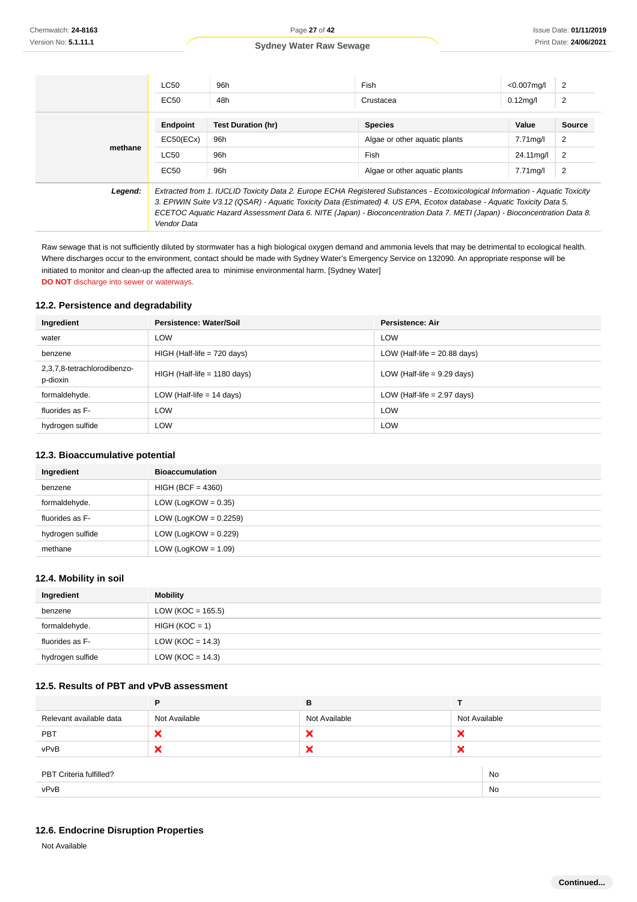| | Endpoint | Test Duration (hr) | Species | Value | Source |
|---|---|---|---|---|---|
| | LC50 | 96h | Fish | <0.007mg/l | 2 |
| | EC50 | 48h | Crustacea | 0.12mg/l | 2 |
| **methane** | **Endpoint** | **Test Duration (hr)** | **Species** | **Value** | **Source** |
| | EC50(ECx) | 96h | Algae or other aquatic plants | 7.71mg/l | 2 |
| | LC50 | 96h | Fish | 24.11mg/l | 2 |
| | EC50 | 96h | Algae or other aquatic plants | 7.71mg/l | 2 |
| ***Legend:*** | *Extracted from 1. IUCLID Toxicity Data 2. Europe ECHA Registered Substances - Ecotoxicological Information - Aquatic Toxicity 3. EPIWIN Suite V3.12 (QSAR) - Aquatic Toxicity Data (Estimated) 4. US EPA, Ecotox database - Aquatic Toxicity Data 5. ECETOC Aquatic Hazard Assessment Data 6. NITE (Japan) - Bioconcentration Data 7. METI (Japan) - Bioconcentration Data 8. Vendor Data* | | | | |

Raw sewage that is not sufficiently diluted by stormwater has a high biological oxygen demand and ammonia levels that may be detrimental to ecological health. Where discharges occur to the environment, contact should be made with Sydney Water's Emergency Service on 132090. An appropriate response will be initiated to monitor and clean-up the affected area to minimise environmental harm. [Sydney Water]

**DO NOT** discharge into sewer or waterways.

## 12.2. Persistence and degradability

| Ingredient | Persistence: Water/Soil | Persistence: Air |
|---|---|---|
| water | LOW | LOW |
| benzene | HIGH (Half-life = 720 days) | LOW (Half-life = 20.88 days) |
| 2,3,7,8-tetrachlorodibenzo-p-dioxin | HIGH (Half-life = 1180 days) | LOW (Half-life = 9.29 days) |
| formaldehyde. | LOW (Half-life = 14 days) | LOW (Half-life = 2.97 days) |
| fluorides as F- | LOW | LOW |
| hydrogen sulfide | LOW | LOW |

## 12.3. Bioaccumulative potential

| Ingredient | Bioaccumulation |
|---|---|
| benzene | HIGH (BCF = 4360) |
| formaldehyde. | LOW (LogKOW = 0.35) |
| fluorides as F- | LOW (LogKOW = 0.2259) |
| hydrogen sulfide | LOW (LogKOW = 0.229) |
| methane | LOW (LogKOW = 1.09) |

## 12.4. Mobility in soil

| Ingredient | Mobility |
|---|---|
| benzene | LOW (KOC = 165.5) |
| formaldehyde. | HIGH (KOC = 1) |
| fluorides as F- | LOW (KOC = 14.3) |
| hydrogen sulfide | LOW (KOC = 14.3) |

## 12.5. Results of PBT and vPvB assessment

| | P | B | T |
|---|---|---|---|
| Relevant available data | Not Available | Not Available | Not Available |
| PBT | ✗ | ✗ | ✗ |
| vPvB | ✗ | ✗ | ✗ |

| | |
|---|---|
| PBT Criteria fulfilled? | No |
| vPvB | No |

## 12.6. Endocrine Disruption Properties

Not Available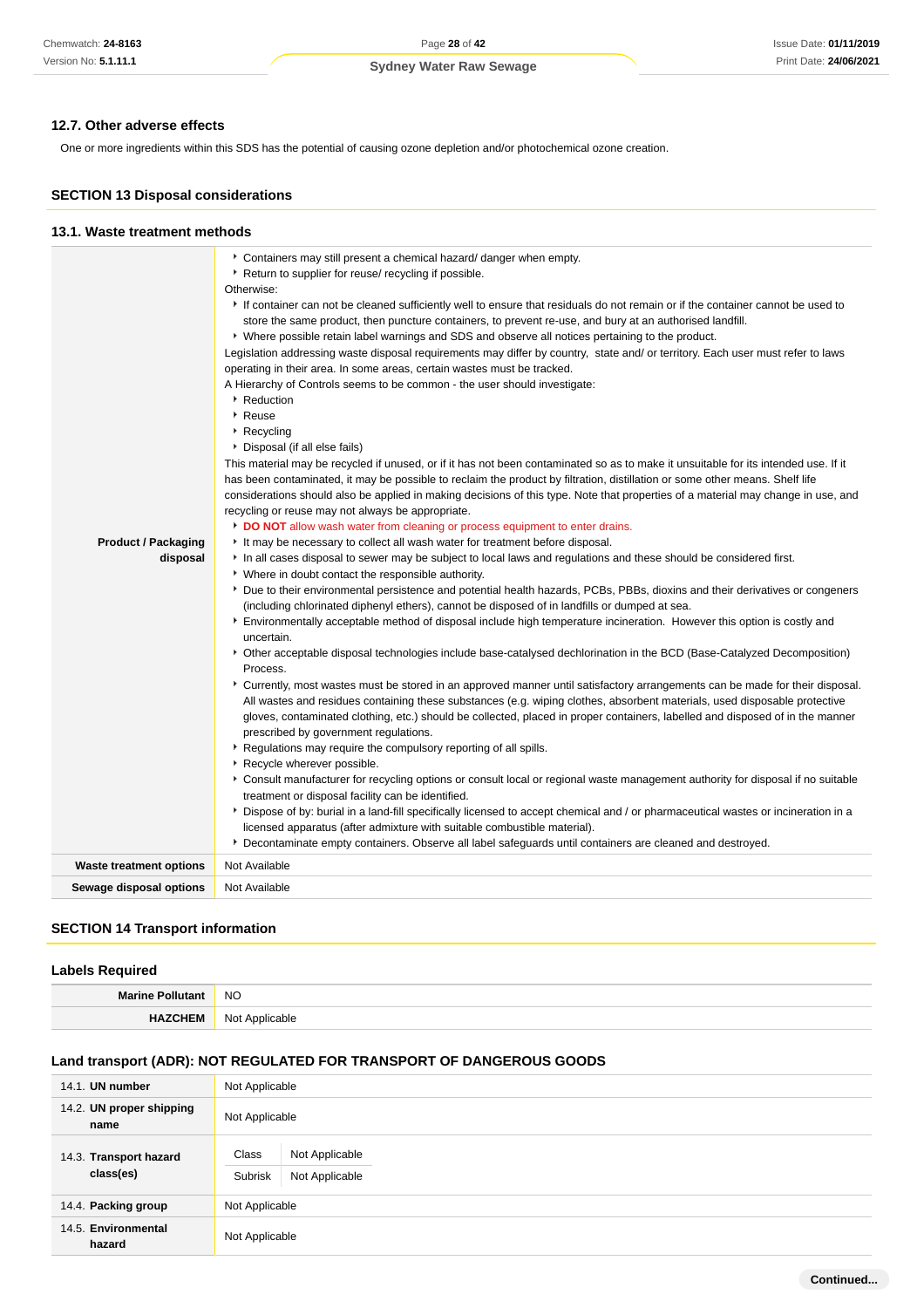### 12.7. Other adverse effects

One or more ingredients within this SDS has the potential of causing ozone depletion and/or photochemical ozone creation.

## SECTION 13 Disposal considerations

### 13.1. Waste treatment methods

| | |
|---|---|
| **Product / Packaging disposal** | ▸ Containers may still present a chemical hazard/ danger when empty.<br>▸ Return to supplier for reuse/ recycling if possible.<br>Otherwise:<br>▸ If container can not be cleaned sufficiently well to ensure that residuals do not remain or if the container cannot be used to store the same product, then puncture containers, to prevent re-use, and bury at an authorised landfill.<br>▸ Where possible retain label warnings and SDS and observe all notices pertaining to the product.<br>Legislation addressing waste disposal requirements may differ by country, state and/ or territory. Each user must refer to laws operating in their area. In some areas, certain wastes must be tracked.<br>A Hierarchy of Controls seems to be common - the user should investigate:<br>▸ Reduction<br>▸ Reuse<br>▸ Recycling<br>▸ Disposal (if all else fails)<br>This material may be recycled if unused, or if it has not been contaminated so as to make it unsuitable for its intended use. If it has been contaminated, it may be possible to reclaim the product by filtration, distillation or some other means. Shelf life considerations should also be applied in making decisions of this type. Note that properties of a material may change in use, and recycling or reuse may not always be appropriate.<br>▸ **DO NOT** allow wash water from cleaning or process equipment to enter drains.<br>▸ It may be necessary to collect all wash water for treatment before disposal.<br>▸ In all cases disposal to sewer may be subject to local laws and regulations and these should be considered first.<br>▸ Where in doubt contact the responsible authority.<br>▸ Due to their environmental persistence and potential health hazards, PCBs, PBBs, dioxins and their derivatives or congeners (including chlorinated diphenyl ethers), cannot be disposed of in landfills or dumped at sea.<br>▸ Environmentally acceptable method of disposal include high temperature incineration. However this option is costly and uncertain.<br>▸ Other acceptable disposal technologies include base-catalysed dechlorination in the BCD (Base-Catalyzed Decomposition) Process.<br>▸ Currently, most wastes must be stored in an approved manner until satisfactory arrangements can be made for their disposal. All wastes and residues containing these substances (e.g. wiping clothes, absorbent materials, used disposable protective gloves, contaminated clothing, etc.) should be collected, placed in proper containers, labelled and disposed of in the manner prescribed by government regulations.<br>▸ Regulations may require the compulsory reporting of all spills.<br>▸ Recycle wherever possible.<br>▸ Consult manufacturer for recycling options or consult local or regional waste management authority for disposal if no suitable treatment or disposal facility can be identified.<br>▸ Dispose of by: burial in a land-fill specifically licensed to accept chemical and / or pharmaceutical wastes or incineration in a licensed apparatus (after admixture with suitable combustible material).<br>▸ Decontaminate empty containers. Observe all label safeguards until containers are cleaned and destroyed. |
| **Waste treatment options** | Not Available |
| **Sewage disposal options** | Not Available |

## SECTION 14 Transport information

### Labels Required

| | |
|---|---|
| **Marine Pollutant** | NO |
| **HAZCHEM** | Not Applicable |

### Land transport (ADR): NOT REGULATED FOR TRANSPORT OF DANGEROUS GOODS

| | |
|---|---|
| 14.1. **UN number** | Not Applicable |
| 14.2. **UN proper shipping name** | Not Applicable |
| 14.3. **Transport hazard class(es)** | Class: Not Applicable<br>Subrisk: Not Applicable |
| 14.4. **Packing group** | Not Applicable |
| 14.5. **Environmental hazard** | Not Applicable |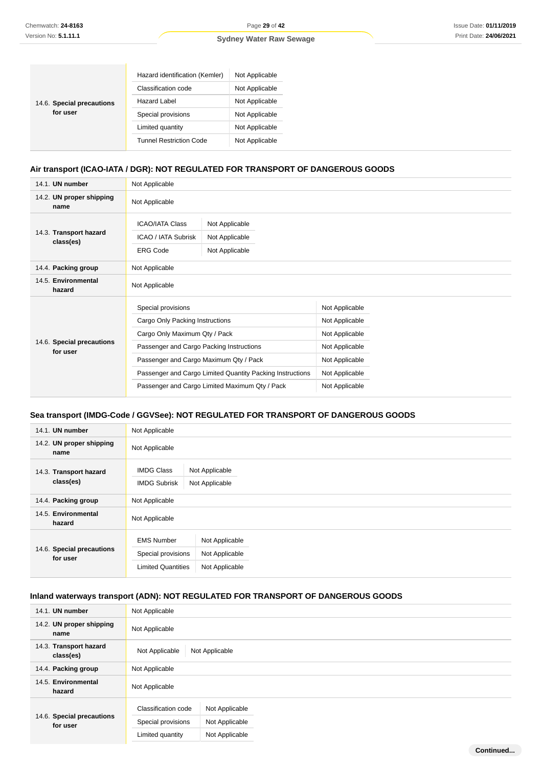| | | |
|---|---|---|
| 14.6. **Special precautions for user** | Hazard identification (Kemler) | Not Applicable |
| | Classification code | Not Applicable |
| | Hazard Label | Not Applicable |
| | Special provisions | Not Applicable |
| | Limited quantity | Not Applicable |
| | Tunnel Restriction Code | Not Applicable |

### Air transport (ICAO-IATA / DGR): NOT REGULATED FOR TRANSPORT OF DANGEROUS GOODS

| | | |
|---|---|---|
| 14.1. **UN number** | Not Applicable | |
| 14.2. **UN proper shipping name** | Not Applicable | |
| 14.3. **Transport hazard class(es)** | ICAO/IATA Class | Not Applicable |
| | ICAO / IATA Subrisk | Not Applicable |
| | ERG Code | Not Applicable |
| 14.4. **Packing group** | Not Applicable | |
| 14.5. **Environmental hazard** | Not Applicable | |
| 14.6. **Special precautions for user** | Special provisions | Not Applicable |
| | Cargo Only Packing Instructions | Not Applicable |
| | Cargo Only Maximum Qty / Pack | Not Applicable |
| | Passenger and Cargo Packing Instructions | Not Applicable |
| | Passenger and Cargo Maximum Qty / Pack | Not Applicable |
| | Passenger and Cargo Limited Quantity Packing Instructions | Not Applicable |
| | Passenger and Cargo Limited Maximum Qty / Pack | Not Applicable |

### Sea transport (IMDG-Code / GGVSee): NOT REGULATED FOR TRANSPORT OF DANGEROUS GOODS

| | | |
|---|---|---|
| 14.1. **UN number** | Not Applicable | |
| 14.2. **UN proper shipping name** | Not Applicable | |
| 14.3. **Transport hazard class(es)** | IMDG Class | Not Applicable |
| | IMDG Subrisk | Not Applicable |
| 14.4. **Packing group** | Not Applicable | |
| 14.5. **Environmental hazard** | Not Applicable | |
| 14.6. **Special precautions for user** | EMS Number | Not Applicable |
| | Special provisions | Not Applicable |
| | Limited Quantities | Not Applicable |

### Inland waterways transport (ADN): NOT REGULATED FOR TRANSPORT OF DANGEROUS GOODS

| | | |
|---|---|---|
| 14.1. **UN number** | Not Applicable | |
| 14.2. **UN proper shipping name** | Not Applicable | |
| 14.3. **Transport hazard class(es)** | Not Applicable | Not Applicable |
| 14.4. **Packing group** | Not Applicable | |
| 14.5. **Environmental hazard** | Not Applicable | |
| 14.6. **Special precautions for user** | Classification code | Not Applicable |
| | Special provisions | Not Applicable |
| | Limited quantity | Not Applicable |

**Continued...**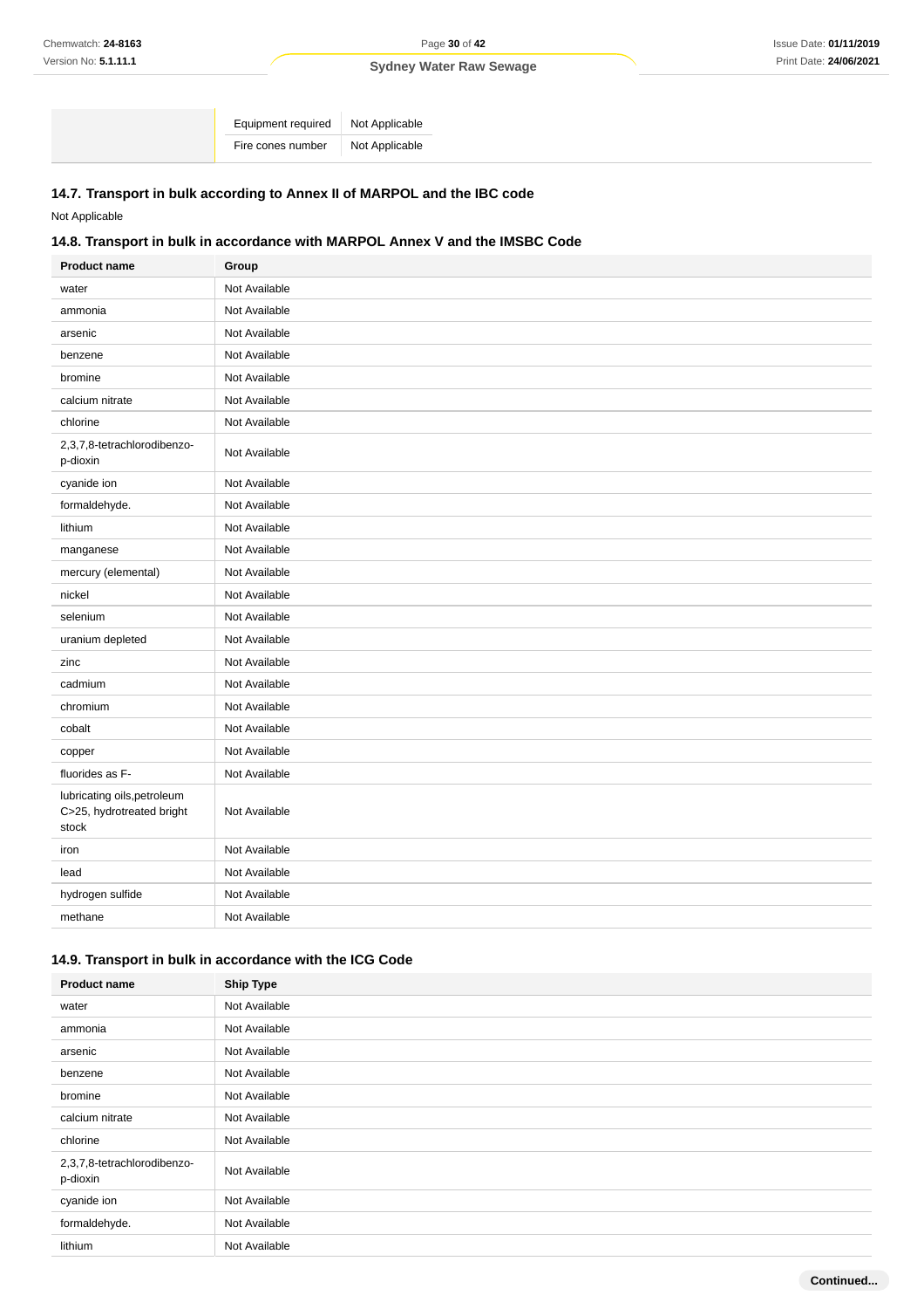| | | |
|---|---|---|
| | Equipment required | Not Applicable |
| | Fire cones number | Not Applicable |

### 14.7. Transport in bulk according to Annex II of MARPOL and the IBC code

Not Applicable

### 14.8. Transport in bulk in accordance with MARPOL Annex V and the IMSBC Code

| Product name | Group |
|---|---|
| water | Not Available |
| ammonia | Not Available |
| arsenic | Not Available |
| benzene | Not Available |
| bromine | Not Available |
| calcium nitrate | Not Available |
| chlorine | Not Available |
| 2,3,7,8-tetrachlorodibenzo-p-dioxin | Not Available |
| cyanide ion | Not Available |
| formaldehyde. | Not Available |
| lithium | Not Available |
| manganese | Not Available |
| mercury (elemental) | Not Available |
| nickel | Not Available |
| selenium | Not Available |
| uranium depleted | Not Available |
| zinc | Not Available |
| cadmium | Not Available |
| chromium | Not Available |
| cobalt | Not Available |
| copper | Not Available |
| fluorides as F- | Not Available |
| lubricating oils,petroleum C>25, hydrotreated bright stock | Not Available |
| iron | Not Available |
| lead | Not Available |
| hydrogen sulfide | Not Available |
| methane | Not Available |

### 14.9. Transport in bulk in accordance with the ICG Code

| Product name | Ship Type |
|---|---|
| water | Not Available |
| ammonia | Not Available |
| arsenic | Not Available |
| benzene | Not Available |
| bromine | Not Available |
| calcium nitrate | Not Available |
| chlorine | Not Available |
| 2,3,7,8-tetrachlorodibenzo-p-dioxin | Not Available |
| cyanide ion | Not Available |
| formaldehyde. | Not Available |
| lithium | Not Available |

Continued...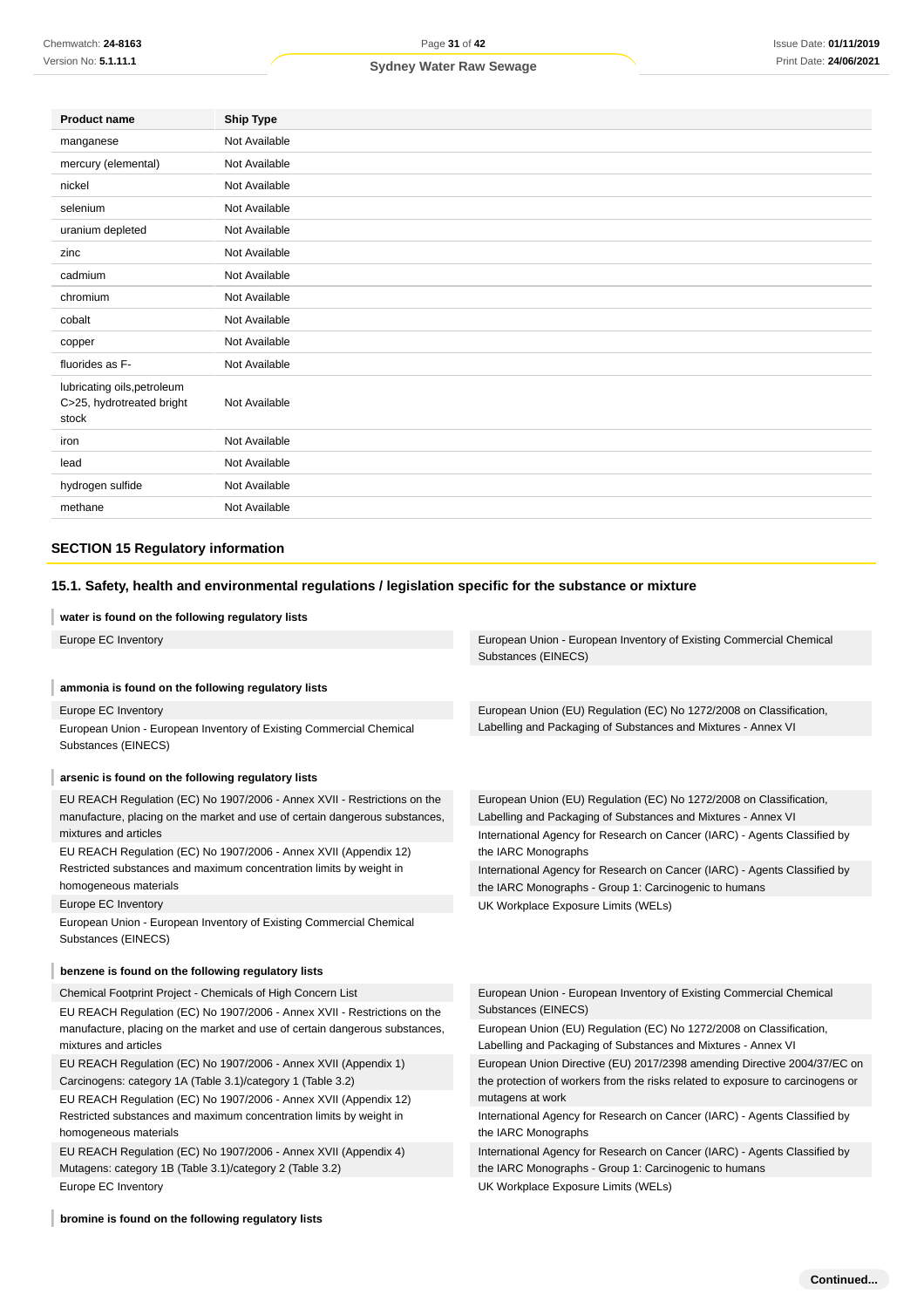| Product name | Ship Type |
|---|---|
| manganese | Not Available |
| mercury (elemental) | Not Available |
| nickel | Not Available |
| selenium | Not Available |
| uranium depleted | Not Available |
| zinc | Not Available |
| cadmium | Not Available |
| chromium | Not Available |
| cobalt | Not Available |
| copper | Not Available |
| fluorides as F- | Not Available |
| lubricating oils,petroleum C>25, hydrotreated bright stock | Not Available |
| iron | Not Available |
| lead | Not Available |
| hydrogen sulfide | Not Available |
| methane | Not Available |

## SECTION 15 Regulatory information

### 15.1. Safety, health and environmental regulations / legislation specific for the substance or mixture

**water is found on the following regulatory lists**

- Europe EC Inventory
- European Union - European Inventory of Existing Commercial Chemical Substances (EINECS)

**ammonia is found on the following regulatory lists**

- Europe EC Inventory
- European Union - European Inventory of Existing Commercial Chemical Substances (EINECS)
- European Union (EU) Regulation (EC) No 1272/2008 on Classification, Labelling and Packaging of Substances and Mixtures - Annex VI

**arsenic is found on the following regulatory lists**

- EU REACH Regulation (EC) No 1907/2006 - Annex XVII - Restrictions on the manufacture, placing on the market and use of certain dangerous substances, mixtures and articles
- EU REACH Regulation (EC) No 1907/2006 - Annex XVII (Appendix 12) Restricted substances and maximum concentration limits by weight in homogeneous materials
- Europe EC Inventory
- European Union - European Inventory of Existing Commercial Chemical Substances (EINECS)
- European Union (EU) Regulation (EC) No 1272/2008 on Classification, Labelling and Packaging of Substances and Mixtures - Annex VI
- International Agency for Research on Cancer (IARC) - Agents Classified by the IARC Monographs
- International Agency for Research on Cancer (IARC) - Agents Classified by the IARC Monographs - Group 1: Carcinogenic to humans
- UK Workplace Exposure Limits (WELs)

**benzene is found on the following regulatory lists**

- Chemical Footprint Project - Chemicals of High Concern List
- EU REACH Regulation (EC) No 1907/2006 - Annex XVII - Restrictions on the manufacture, placing on the market and use of certain dangerous substances, mixtures and articles
- EU REACH Regulation (EC) No 1907/2006 - Annex XVII (Appendix 1) Carcinogens: category 1A (Table 3.1)/category 1 (Table 3.2)
- EU REACH Regulation (EC) No 1907/2006 - Annex XVII (Appendix 12) Restricted substances and maximum concentration limits by weight in homogeneous materials
- EU REACH Regulation (EC) No 1907/2006 - Annex XVII (Appendix 4) Mutagens: category 1B (Table 3.1)/category 2 (Table 3.2)
- Europe EC Inventory
- European Union - European Inventory of Existing Commercial Chemical Substances (EINECS)
- European Union (EU) Regulation (EC) No 1272/2008 on Classification, Labelling and Packaging of Substances and Mixtures - Annex VI
- European Union Directive (EU) 2017/2398 amending Directive 2004/37/EC on the protection of workers from the risks related to exposure to carcinogens or mutagens at work
- International Agency for Research on Cancer (IARC) - Agents Classified by the IARC Monographs
- International Agency for Research on Cancer (IARC) - Agents Classified by the IARC Monographs - Group 1: Carcinogenic to humans
- UK Workplace Exposure Limits (WELs)

**bromine is found on the following regulatory lists**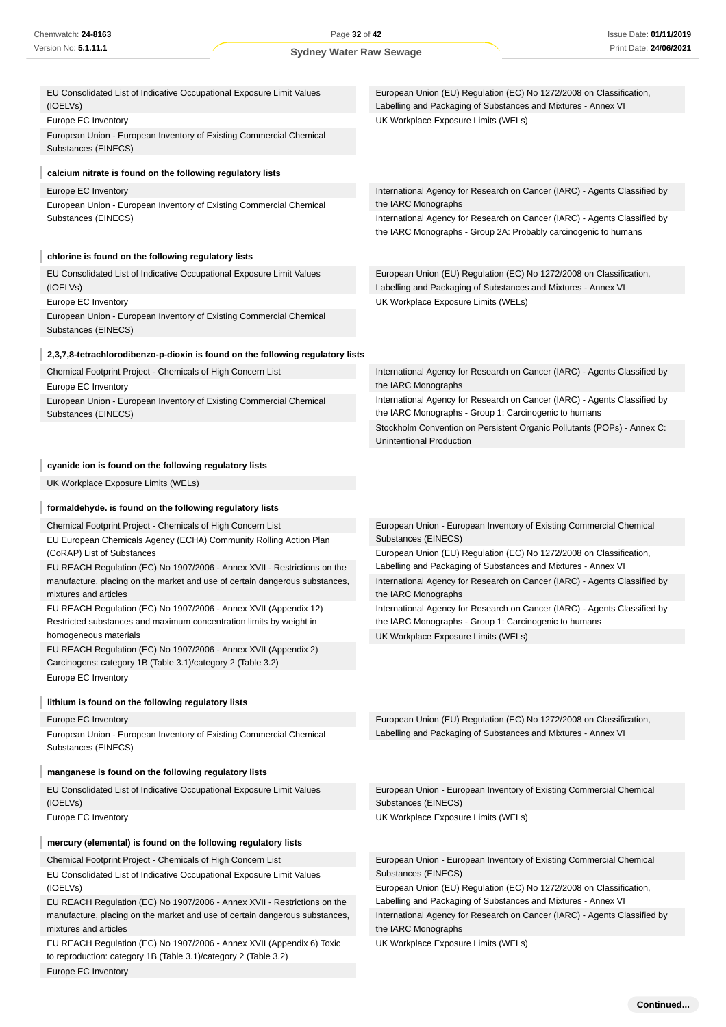| | |
|---|---|
| EU Consolidated List of Indicative Occupational Exposure Limit Values (IOELVs) | European Union (EU) Regulation (EC) No 1272/2008 on Classification, Labelling and Packaging of Substances and Mixtures - Annex VI |
| Europe EC Inventory | UK Workplace Exposure Limits (WELs) |
| European Union - European Inventory of Existing Commercial Chemical Substances (EINECS) | |

**calcium nitrate is found on the following regulatory lists**

| | |
|---|---|
| Europe EC Inventory | International Agency for Research on Cancer (IARC) - Agents Classified by the IARC Monographs |
| European Union - European Inventory of Existing Commercial Chemical Substances (EINECS) | International Agency for Research on Cancer (IARC) - Agents Classified by the IARC Monographs - Group 2A: Probably carcinogenic to humans |

**chlorine is found on the following regulatory lists**

| | |
|---|---|
| EU Consolidated List of Indicative Occupational Exposure Limit Values (IOELVs) | European Union (EU) Regulation (EC) No 1272/2008 on Classification, Labelling and Packaging of Substances and Mixtures - Annex VI |
| Europe EC Inventory | UK Workplace Exposure Limits (WELs) |
| European Union - European Inventory of Existing Commercial Chemical Substances (EINECS) | |

**2,3,7,8-tetrachlorodibenzo-p-dioxin is found on the following regulatory lists**

| | |
|---|---|
| Chemical Footprint Project - Chemicals of High Concern List | International Agency for Research on Cancer (IARC) - Agents Classified by the IARC Monographs |
| Europe EC Inventory | International Agency for Research on Cancer (IARC) - Agents Classified by the IARC Monographs - Group 1: Carcinogenic to humans |
| European Union - European Inventory of Existing Commercial Chemical Substances (EINECS) | Stockholm Convention on Persistent Organic Pollutants (POPs) - Annex C: Unintentional Production |

**cyanide ion is found on the following regulatory lists**

| |
|---|
| UK Workplace Exposure Limits (WELs) |

**formaldehyde. is found on the following regulatory lists**

| | |
|---|---|
| Chemical Footprint Project - Chemicals of High Concern List | European Union - European Inventory of Existing Commercial Chemical Substances (EINECS) |
| EU European Chemicals Agency (ECHA) Community Rolling Action Plan (CoRAP) List of Substances | European Union (EU) Regulation (EC) No 1272/2008 on Classification, Labelling and Packaging of Substances and Mixtures - Annex VI |
| EU REACH Regulation (EC) No 1907/2006 - Annex XVII - Restrictions on the manufacture, placing on the market and use of certain dangerous substances, mixtures and articles | International Agency for Research on Cancer (IARC) - Agents Classified by the IARC Monographs |
| EU REACH Regulation (EC) No 1907/2006 - Annex XVII (Appendix 12) Restricted substances and maximum concentration limits by weight in homogeneous materials | International Agency for Research on Cancer (IARC) - Agents Classified by the IARC Monographs - Group 1: Carcinogenic to humans |
| EU REACH Regulation (EC) No 1907/2006 - Annex XVII (Appendix 2) Carcinogens: category 1B (Table 3.1)/category 2 (Table 3.2) | UK Workplace Exposure Limits (WELs) |
| Europe EC Inventory | |

**lithium is found on the following regulatory lists**

| | |
|---|---|
| Europe EC Inventory | European Union (EU) Regulation (EC) No 1272/2008 on Classification, Labelling and Packaging of Substances and Mixtures - Annex VI |
| European Union - European Inventory of Existing Commercial Chemical Substances (EINECS) | |

**manganese is found on the following regulatory lists**

| | |
|---|---|
| EU Consolidated List of Indicative Occupational Exposure Limit Values (IOELVs) | European Union - European Inventory of Existing Commercial Chemical Substances (EINECS) |
| Europe EC Inventory | UK Workplace Exposure Limits (WELs) |

**mercury (elemental) is found on the following regulatory lists**

| | |
|---|---|
| Chemical Footprint Project - Chemicals of High Concern List | European Union - European Inventory of Existing Commercial Chemical Substances (EINECS) |
| EU Consolidated List of Indicative Occupational Exposure Limit Values (IOELVs) | European Union (EU) Regulation (EC) No 1272/2008 on Classification, Labelling and Packaging of Substances and Mixtures - Annex VI |
| EU REACH Regulation (EC) No 1907/2006 - Annex XVII - Restrictions on the manufacture, placing on the market and use of certain dangerous substances, mixtures and articles | International Agency for Research on Cancer (IARC) - Agents Classified by the IARC Monographs |
| EU REACH Regulation (EC) No 1907/2006 - Annex XVII (Appendix 6) Toxic to reproduction: category 1B (Table 3.1)/category 2 (Table 3.2) | UK Workplace Exposure Limits (WELs) |
| Europe EC Inventory | |

Continued...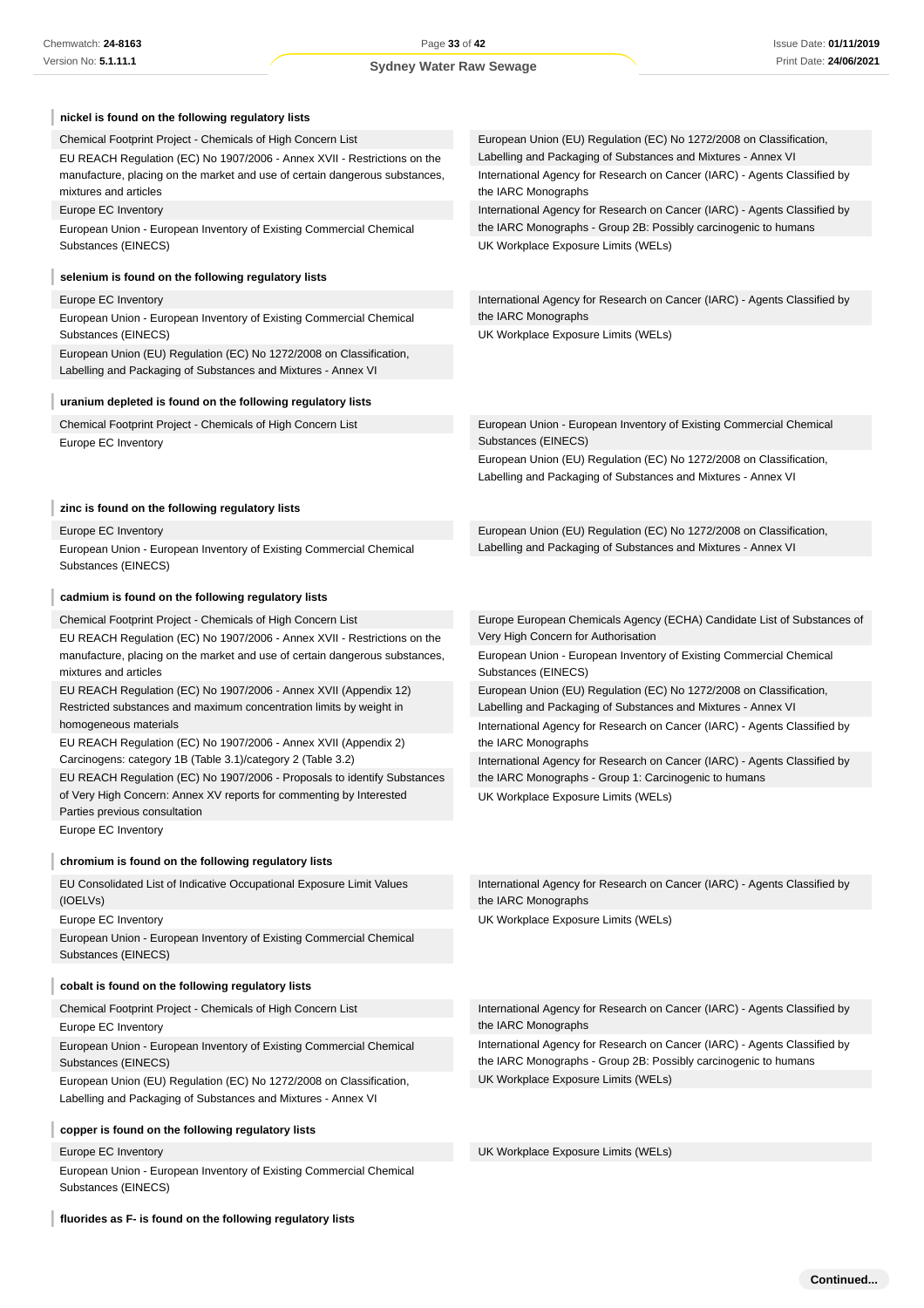**nickel is found on the following regulatory lists**

| | |
|---|---|
| Chemical Footprint Project - Chemicals of High Concern List | European Union (EU) Regulation (EC) No 1272/2008 on Classification, Labelling and Packaging of Substances and Mixtures - Annex VI |
| EU REACH Regulation (EC) No 1907/2006 - Annex XVII - Restrictions on the manufacture, placing on the market and use of certain dangerous substances, mixtures and articles | International Agency for Research on Cancer (IARC) - Agents Classified by the IARC Monographs |
| Europe EC Inventory | International Agency for Research on Cancer (IARC) - Agents Classified by the IARC Monographs - Group 2B: Possibly carcinogenic to humans |
| European Union - European Inventory of Existing Commercial Chemical Substances (EINECS) | UK Workplace Exposure Limits (WELs) |

**selenium is found on the following regulatory lists**

| | |
|---|---|
| Europe EC Inventory | International Agency for Research on Cancer (IARC) - Agents Classified by the IARC Monographs |
| European Union - European Inventory of Existing Commercial Chemical Substances (EINECS) | UK Workplace Exposure Limits (WELs) |
| European Union (EU) Regulation (EC) No 1272/2008 on Classification, Labelling and Packaging of Substances and Mixtures - Annex VI | |

**uranium depleted is found on the following regulatory lists**

| | |
|---|---|
| Chemical Footprint Project - Chemicals of High Concern List | European Union - European Inventory of Existing Commercial Chemical Substances (EINECS) |
| Europe EC Inventory | European Union (EU) Regulation (EC) No 1272/2008 on Classification, Labelling and Packaging of Substances and Mixtures - Annex VI |

**zinc is found on the following regulatory lists**

| | |
|---|---|
| Europe EC Inventory | European Union (EU) Regulation (EC) No 1272/2008 on Classification, Labelling and Packaging of Substances and Mixtures - Annex VI |
| European Union - European Inventory of Existing Commercial Chemical Substances (EINECS) | |

**cadmium is found on the following regulatory lists**

| | |
|---|---|
| Chemical Footprint Project - Chemicals of High Concern List | Europe European Chemicals Agency (ECHA) Candidate List of Substances of Very High Concern for Authorisation |
| EU REACH Regulation (EC) No 1907/2006 - Annex XVII - Restrictions on the manufacture, placing on the market and use of certain dangerous substances, mixtures and articles | European Union - European Inventory of Existing Commercial Chemical Substances (EINECS) |
| EU REACH Regulation (EC) No 1907/2006 - Annex XVII (Appendix 12) Restricted substances and maximum concentration limits by weight in homogeneous materials | European Union (EU) Regulation (EC) No 1272/2008 on Classification, Labelling and Packaging of Substances and Mixtures - Annex VI |
| EU REACH Regulation (EC) No 1907/2006 - Annex XVII (Appendix 2) Carcinogens: category 1B (Table 3.1)/category 2 (Table 3.2) | International Agency for Research on Cancer (IARC) - Agents Classified by the IARC Monographs |
| EU REACH Regulation (EC) No 1907/2006 - Proposals to identify Substances of Very High Concern: Annex XV reports for commenting by Interested Parties previous consultation | International Agency for Research on Cancer (IARC) - Agents Classified by the IARC Monographs - Group 1: Carcinogenic to humans |
| Europe EC Inventory | UK Workplace Exposure Limits (WELs) |

**chromium is found on the following regulatory lists**

| | |
|---|---|
| EU Consolidated List of Indicative Occupational Exposure Limit Values (IOELVs) | International Agency for Research on Cancer (IARC) - Agents Classified by the IARC Monographs |
| Europe EC Inventory | UK Workplace Exposure Limits (WELs) |
| European Union - European Inventory of Existing Commercial Chemical Substances (EINECS) | |

**cobalt is found on the following regulatory lists**

| | |
|---|---|
| Chemical Footprint Project - Chemicals of High Concern List | International Agency for Research on Cancer (IARC) - Agents Classified by the IARC Monographs |
| Europe EC Inventory | International Agency for Research on Cancer (IARC) - Agents Classified by the IARC Monographs - Group 2B: Possibly carcinogenic to humans |
| European Union - European Inventory of Existing Commercial Chemical Substances (EINECS) | UK Workplace Exposure Limits (WELs) |
| European Union (EU) Regulation (EC) No 1272/2008 on Classification, Labelling and Packaging of Substances and Mixtures - Annex VI | |

**copper is found on the following regulatory lists**

| | |
|---|---|
| Europe EC Inventory | UK Workplace Exposure Limits (WELs) |
| European Union - European Inventory of Existing Commercial Chemical Substances (EINECS) | |

**fluorides as F- is found on the following regulatory lists**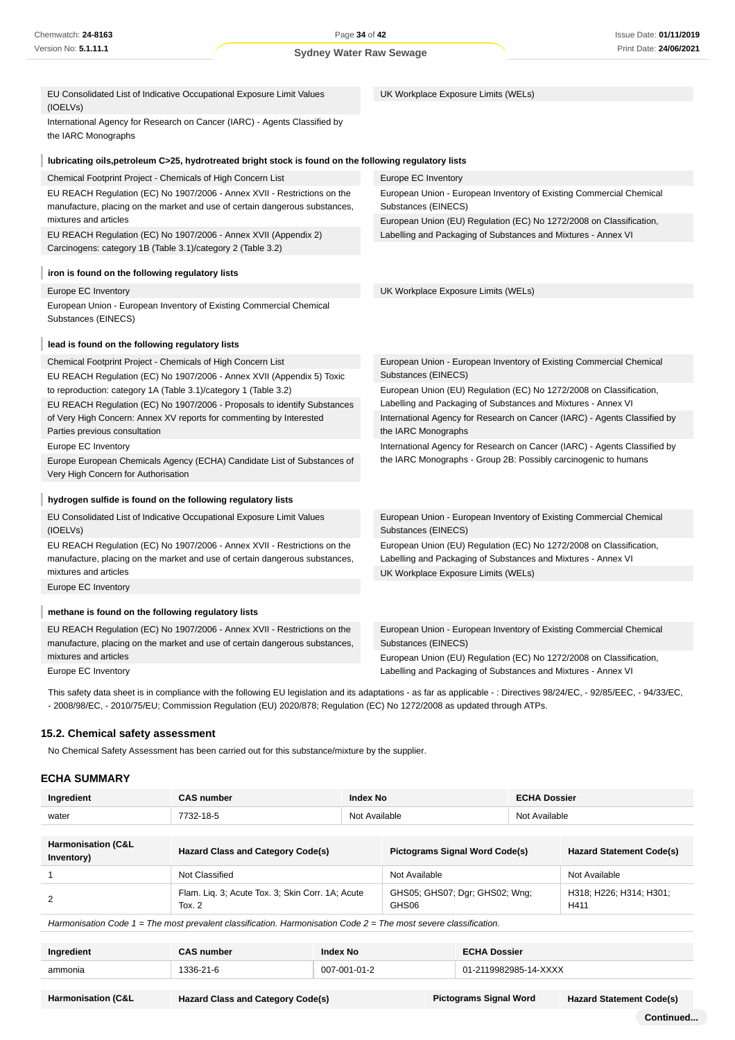EU Consolidated List of Indicative Occupational Exposure Limit Values (IOELVs)

International Agency for Research on Cancer (IARC) - Agents Classified by the IARC Monographs

UK Workplace Exposure Limits (WELs)

**lubricating oils,petroleum C>25, hydrotreated bright stock is found on the following regulatory lists**

Chemical Footprint Project - Chemicals of High Concern List

EU REACH Regulation (EC) No 1907/2006 - Annex XVII - Restrictions on the manufacture, placing on the market and use of certain dangerous substances, mixtures and articles

EU REACH Regulation (EC) No 1907/2006 - Annex XVII (Appendix 2) Carcinogens: category 1B (Table 3.1)/category 2 (Table 3.2)

Europe EC Inventory

European Union - European Inventory of Existing Commercial Chemical Substances (EINECS)

European Union (EU) Regulation (EC) No 1272/2008 on Classification, Labelling and Packaging of Substances and Mixtures - Annex VI

**iron is found on the following regulatory lists**

Europe EC Inventory

European Union - European Inventory of Existing Commercial Chemical Substances (EINECS)

UK Workplace Exposure Limits (WELs)

**lead is found on the following regulatory lists**

Chemical Footprint Project - Chemicals of High Concern List

EU REACH Regulation (EC) No 1907/2006 - Annex XVII (Appendix 5) Toxic to reproduction: category 1A (Table 3.1)/category 1 (Table 3.2)

EU REACH Regulation (EC) No 1907/2006 - Proposals to identify Substances of Very High Concern: Annex XV reports for commenting by Interested Parties previous consultation

Europe EC Inventory

Europe European Chemicals Agency (ECHA) Candidate List of Substances of Very High Concern for Authorisation

European Union - European Inventory of Existing Commercial Chemical Substances (EINECS)

European Union (EU) Regulation (EC) No 1272/2008 on Classification, Labelling and Packaging of Substances and Mixtures - Annex VI

International Agency for Research on Cancer (IARC) - Agents Classified by the IARC Monographs

International Agency for Research on Cancer (IARC) - Agents Classified by the IARC Monographs - Group 2B: Possibly carcinogenic to humans

**hydrogen sulfide is found on the following regulatory lists**

EU Consolidated List of Indicative Occupational Exposure Limit Values (IOELVs)

EU REACH Regulation (EC) No 1907/2006 - Annex XVII - Restrictions on the manufacture, placing on the market and use of certain dangerous substances, mixtures and articles

Europe EC Inventory

European Union - European Inventory of Existing Commercial Chemical Substances (EINECS)

European Union (EU) Regulation (EC) No 1272/2008 on Classification, Labelling and Packaging of Substances and Mixtures - Annex VI

UK Workplace Exposure Limits (WELs)

**methane is found on the following regulatory lists**

EU REACH Regulation (EC) No 1907/2006 - Annex XVII - Restrictions on the manufacture, placing on the market and use of certain dangerous substances, mixtures and articles

Europe EC Inventory

European Union - European Inventory of Existing Commercial Chemical Substances (EINECS)

European Union (EU) Regulation (EC) No 1272/2008 on Classification, Labelling and Packaging of Substances and Mixtures - Annex VI

This safety data sheet is in compliance with the following EU legislation and its adaptations - as far as applicable - : Directives 98/24/EC, - 92/85/EEC, - 94/33/EC, - 2008/98/EC, - 2010/75/EU; Commission Regulation (EU) 2020/878; Regulation (EC) No 1272/2008 as updated through ATPs.

## 15.2. Chemical safety assessment

No Chemical Safety Assessment has been carried out for this substance/mixture by the supplier.

## ECHA SUMMARY

| Ingredient | CAS number | Index No | ECHA Dossier |
|---|---|---|---|
| water | 7732-18-5 | Not Available | Not Available |

| Harmonisation (C&L Inventory) | Hazard Class and Category Code(s) | Pictograms Signal Word Code(s) | Hazard Statement Code(s) |
|---|---|---|---|
| 1 | Not Classified | Not Available | Not Available |
| 2 | Flam. Liq. 3; Acute Tox. 3; Skin Corr. 1A; Acute Tox. 2 | GHS05; GHS07; Dgr; GHS02; Wng; GHS06 | H318; H226; H314; H301; H411 |

*Harmonisation Code 1 = The most prevalent classification. Harmonisation Code 2 = The most severe classification.*

| Ingredient | CAS number | Index No | ECHA Dossier |
|---|---|---|---|
| ammonia | 1336-21-6 | 007-001-01-2 | 01-2119982985-14-XXXX |

| Harmonisation (C&L | Hazard Class and Category Code(s) | Pictograms Signal Word | Hazard Statement Code(s) |
|---|---|---|---|

**Continued...**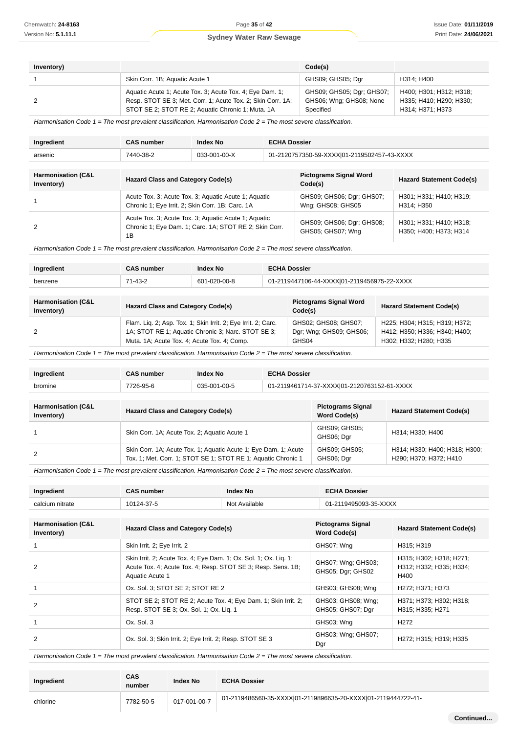| Inventory) | | Code(s) | |
|---|---|---|---|
| 1 | Skin Corr. 1B; Aquatic Acute 1 | GHS09; GHS05; Dgr | H314; H400 |
| 2 | Aquatic Acute 1; Acute Tox. 3; Acute Tox. 4; Eye Dam. 1; Resp. STOT SE 3; Met. Corr. 1; Aquatic Acute 1; Skin Corr. 1A; STOT SE 2; STOT RE 2; Aquatic Chronic 1; Muta. 1A | GHS09; GHS05; Dgr; GHS07; GHS06; Wng; GHS08; None Specified | H400; H301; H312; H318; H335; H410; H290; H330; H314; H371; H373 |

*Harmonisation Code 1 = The most prevalent classification. Harmonisation Code 2 = The most severe classification.*

| Ingredient | CAS number | Index No | ECHA Dossier |
|---|---|---|---|
| arsenic | 7440-38-2 | 033-001-00-X | 01-2120757350-59-XXXX\|01-2119502457-43-XXXX |

| Harmonisation (C&L Inventory) | Hazard Class and Category Code(s) | Pictograms Signal Word Code(s) | Hazard Statement Code(s) |
|---|---|---|---|
| 1 | Acute Tox. 3; Acute Tox. 3; Aquatic Acute 1; Aquatic Chronic 1; Eye Irrit. 2; Skin Corr. 1B; Carc. 1A | GHS09; GHS06; Dgr; GHS07; Wng; GHS08; GHS05 | H301; H331; H410; H319; H314; H350 |
| 2 | Acute Tox. 3; Acute Tox. 3; Aquatic Acute 1; Aquatic Chronic 1; Eye Dam. 1; Carc. 1A; STOT RE 2; Skin Corr. 1B | GHS09; GHS06; Dgr; GHS08; GHS05; GHS07; Wng | H301; H331; H410; H318; H350; H400; H373; H314 |

*Harmonisation Code 1 = The most prevalent classification. Harmonisation Code 2 = The most severe classification.*

| Ingredient | CAS number | Index No | ECHA Dossier |
|---|---|---|---|
| benzene | 71-43-2 | 601-020-00-8 | 01-2119447106-44-XXXX\|01-2119456975-22-XXXX |

| Harmonisation (C&L Inventory) | Hazard Class and Category Code(s) | Pictograms Signal Word Code(s) | Hazard Statement Code(s) |
|---|---|---|---|
| 2 | Flam. Liq. 2; Asp. Tox. 1; Skin Irrit. 2; Eye Irrit. 2; Carc. 1A; STOT RE 1; Aquatic Chronic 3; Narc. STOT SE 3; Muta. 1A; Acute Tox. 4; Acute Tox. 4; Comp. | GHS02; GHS08; GHS07; Dgr; Wng; GHS09; GHS06; GHS04 | H225; H304; H315; H319; H372; H412; H350; H336; H340; H400; H302; H332; H280; H335 |

*Harmonisation Code 1 = The most prevalent classification. Harmonisation Code 2 = The most severe classification.*

| Ingredient | CAS number | Index No | ECHA Dossier |
|---|---|---|---|
| bromine | 7726-95-6 | 035-001-00-5 | 01-2119461714-37-XXXX\|01-2120763152-61-XXXX |

| Harmonisation (C&L Inventory) | Hazard Class and Category Code(s) | Pictograms Signal Word Code(s) | Hazard Statement Code(s) |
|---|---|---|---|
| 1 | Skin Corr. 1A; Acute Tox. 2; Aquatic Acute 1 | GHS09; GHS05; GHS06; Dgr | H314; H330; H400 |
| 2 | Skin Corr. 1A; Acute Tox. 1; Aquatic Acute 1; Eye Dam. 1; Acute Tox. 1; Met. Corr. 1; STOT SE 1; STOT RE 1; Aquatic Chronic 1 | GHS09; GHS05; GHS06; Dgr | H314; H330; H400; H318; H300; H290; H370; H372; H410 |

*Harmonisation Code 1 = The most prevalent classification. Harmonisation Code 2 = The most severe classification.*

| Ingredient | CAS number | Index No | ECHA Dossier |
|---|---|---|---|
| calcium nitrate | 10124-37-5 | Not Available | 01-2119495093-35-XXXX |

| Harmonisation (C&L Inventory) | Hazard Class and Category Code(s) | Pictograms Signal Word Code(s) | Hazard Statement Code(s) |
|---|---|---|---|
| 1 | Skin Irrit. 2; Eye Irrit. 2 | GHS07; Wng | H315; H319 |
| 2 | Skin Irrit. 2; Acute Tox. 4; Eye Dam. 1; Ox. Sol. 1; Ox. Liq. 1; Acute Tox. 4; Acute Tox. 4; Resp. STOT SE 3; Resp. Sens. 1B; Aquatic Acute 1 | GHS07; Wng; GHS03; GHS05; Dgr; GHS02 | H315; H302; H318; H271; H312; H332; H335; H334; H400 |
| 1 | Ox. Sol. 3; STOT SE 2; STOT RE 2 | GHS03; GHS08; Wng | H272; H371; H373 |
| 2 | STOT SE 2; STOT RE 2; Acute Tox. 4; Eye Dam. 1; Skin Irrit. 2; Resp. STOT SE 3; Ox. Sol. 1; Ox. Liq. 1 | GHS03; GHS08; Wng; GHS05; GHS07; Dgr | H371; H373; H302; H318; H315; H335; H271 |
| 1 | Ox. Sol. 3 | GHS03; Wng | H272 |
| 2 | Ox. Sol. 3; Skin Irrit. 2; Eye Irrit. 2; Resp. STOT SE 3 | GHS03; Wng; GHS07; Dgr | H272; H315; H319; H335 |

*Harmonisation Code 1 = The most prevalent classification. Harmonisation Code 2 = The most severe classification.*

| Ingredient | CAS number | Index No | ECHA Dossier |
|---|---|---|---|
| chlorine | 7782-50-5 | 017-001-00-7 | 01-2119486560-35-XXXX\|01-2119896635-20-XXXX\|01-2119444722-41- |

Continued...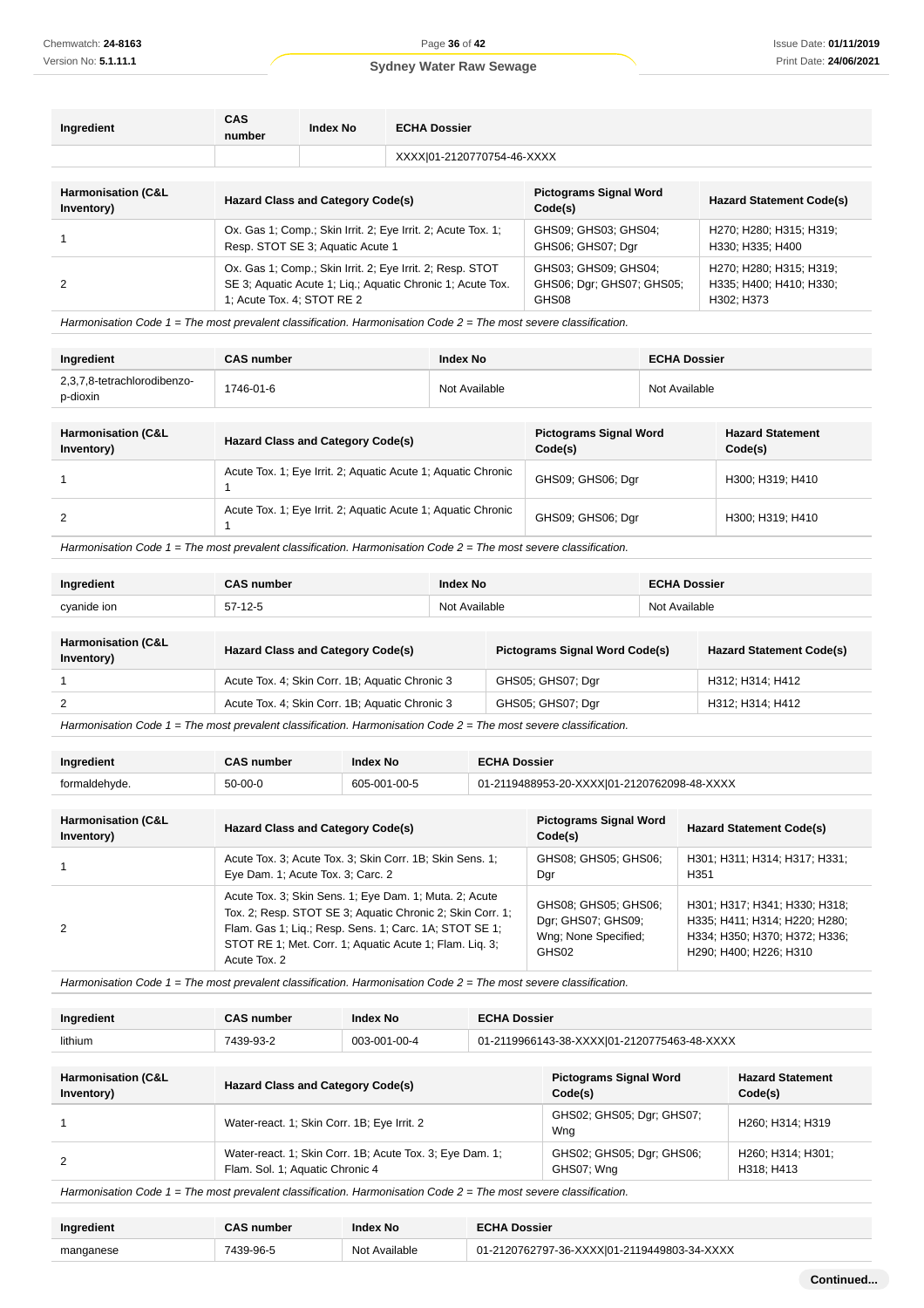| Ingredient | CAS number | Index No | ECHA Dossier |
|---|---|---|---|
| | | | XXXX\|01-2120770754-46-XXXX |

| Harmonisation (C&L Inventory) | Hazard Class and Category Code(s) | Pictograms Signal Word Code(s) | Hazard Statement Code(s) |
|---|---|---|---|
| 1 | Ox. Gas 1; Comp.; Skin Irrit. 2; Eye Irrit. 2; Acute Tox. 1; Resp. STOT SE 3; Aquatic Acute 1 | GHS09; GHS03; GHS04; GHS06; GHS07; Dgr | H270; H280; H315; H319; H330; H335; H400 |
| 2 | Ox. Gas 1; Comp.; Skin Irrit. 2; Eye Irrit. 2; Resp. STOT SE 3; Aquatic Acute 1; Liq.; Aquatic Chronic 1; Acute Tox. 1; Acute Tox. 4; STOT RE 2 | GHS03; GHS09; GHS04; GHS06; Dgr; GHS07; GHS05; GHS08 | H270; H280; H315; H319; H335; H400; H410; H330; H302; H373 |

*Harmonisation Code 1 = The most prevalent classification. Harmonisation Code 2 = The most severe classification.*

| Ingredient | CAS number | Index No | ECHA Dossier |
|---|---|---|---|
| 2,3,7,8-tetrachlorodibenzo-p-dioxin | 1746-01-6 | Not Available | Not Available |

| Harmonisation (C&L Inventory) | Hazard Class and Category Code(s) | Pictograms Signal Word Code(s) | Hazard Statement Code(s) |
|---|---|---|---|
| 1 | Acute Tox. 1; Eye Irrit. 2; Aquatic Acute 1; Aquatic Chronic 1 | GHS09; GHS06; Dgr | H300; H319; H410 |
| 2 | Acute Tox. 1; Eye Irrit. 2; Aquatic Acute 1; Aquatic Chronic 1 | GHS09; GHS06; Dgr | H300; H319; H410 |

*Harmonisation Code 1 = The most prevalent classification. Harmonisation Code 2 = The most severe classification.*

| Ingredient | CAS number | Index No | ECHA Dossier |
|---|---|---|---|
| cyanide ion | 57-12-5 | Not Available | Not Available |

| Harmonisation (C&L Inventory) | Hazard Class and Category Code(s) | Pictograms Signal Word Code(s) | Hazard Statement Code(s) |
|---|---|---|---|
| 1 | Acute Tox. 4; Skin Corr. 1B; Aquatic Chronic 3 | GHS05; GHS07; Dgr | H312; H314; H412 |
| 2 | Acute Tox. 4; Skin Corr. 1B; Aquatic Chronic 3 | GHS05; GHS07; Dgr | H312; H314; H412 |

*Harmonisation Code 1 = The most prevalent classification. Harmonisation Code 2 = The most severe classification.*

| Ingredient | CAS number | Index No | ECHA Dossier |
|---|---|---|---|
| formaldehyde. | 50-00-0 | 605-001-00-5 | 01-2119488953-20-XXXX\|01-2120762098-48-XXXX |

| Harmonisation (C&L Inventory) | Hazard Class and Category Code(s) | Pictograms Signal Word Code(s) | Hazard Statement Code(s) |
|---|---|---|---|
| 1 | Acute Tox. 3; Acute Tox. 3; Skin Corr. 1B; Skin Sens. 1; Eye Dam. 1; Acute Tox. 3; Carc. 2 | GHS08; GHS05; GHS06; Dgr | H301; H311; H314; H317; H331; H351 |
| 2 | Acute Tox. 3; Skin Sens. 1; Eye Dam. 1; Muta. 2; Acute Tox. 2; Resp. STOT SE 3; Aquatic Chronic 2; Skin Corr. 1; Flam. Gas 1; Liq.; Resp. Sens. 1; Carc. 1A; STOT SE 1; STOT RE 1; Met. Corr. 1; Aquatic Acute 1; Flam. Liq. 3; Acute Tox. 2 | GHS08; GHS05; GHS06; Dgr; GHS07; GHS09; Wng; None Specified; GHS02 | H301; H317; H341; H330; H318; H335; H411; H314; H220; H280; H334; H350; H370; H372; H336; H290; H400; H226; H310 |

*Harmonisation Code 1 = The most prevalent classification. Harmonisation Code 2 = The most severe classification.*

| Ingredient | CAS number | Index No | ECHA Dossier |
|---|---|---|---|
| lithium | 7439-93-2 | 003-001-00-4 | 01-2119966143-38-XXXX\|01-2120775463-48-XXXX |

| Harmonisation (C&L Inventory) | Hazard Class and Category Code(s) | Pictograms Signal Word Code(s) | Hazard Statement Code(s) |
|---|---|---|---|
| 1 | Water-react. 1; Skin Corr. 1B; Eye Irrit. 2 | GHS02; GHS05; Dgr; GHS07; Wng | H260; H314; H319 |
| 2 | Water-react. 1; Skin Corr. 1B; Acute Tox. 3; Eye Dam. 1; Flam. Sol. 1; Aquatic Chronic 4 | GHS02; GHS05; Dgr; GHS06; GHS07; Wng | H260; H314; H301; H318; H413 |

*Harmonisation Code 1 = The most prevalent classification. Harmonisation Code 2 = The most severe classification.*

| Ingredient | CAS number | Index No | ECHA Dossier |
|---|---|---|---|
| manganese | 7439-96-5 | Not Available | 01-2120762797-36-XXXX\|01-2119449803-34-XXXX |

Continued...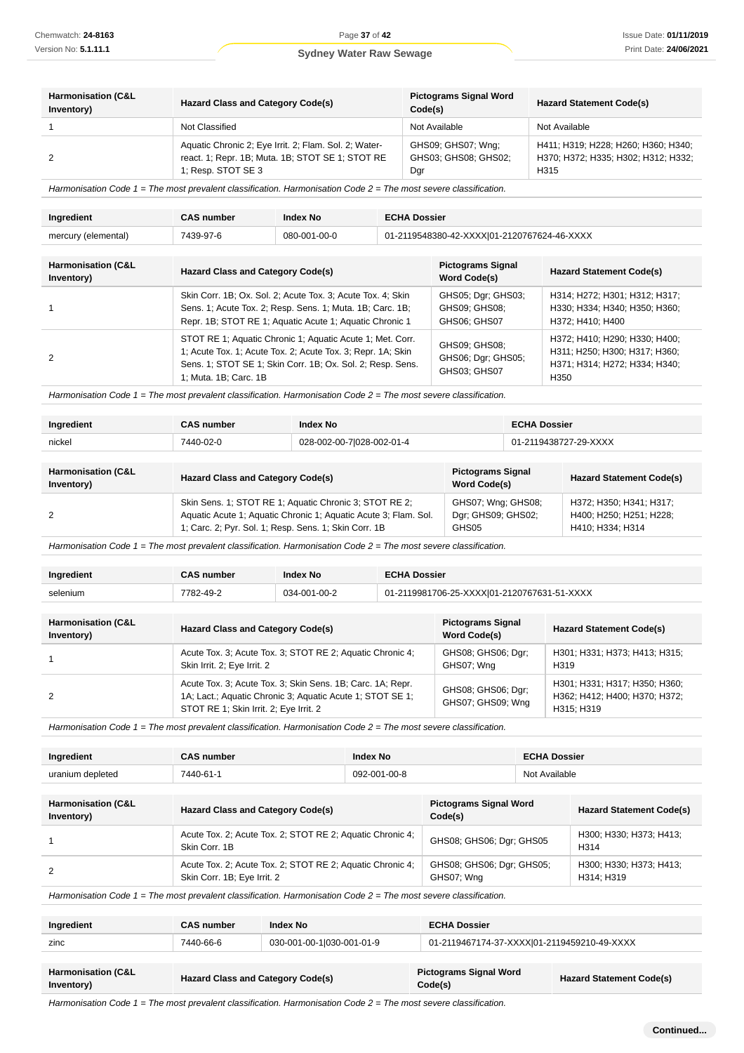| Harmonisation (C&L Inventory) | Hazard Class and Category Code(s) | Pictograms Signal Word Code(s) | Hazard Statement Code(s) |
|---|---|---|---|
| 1 | Not Classified | Not Available | Not Available |
| 2 | Aquatic Chronic 2; Eye Irrit. 2; Flam. Sol. 2; Water-react. 1; Repr. 1B; Muta. 1B; STOT SE 1; STOT RE 1; Resp. STOT SE 3 | GHS09; GHS07; Wng; GHS03; GHS08; GHS02; Dgr | H411; H319; H228; H260; H360; H340; H370; H372; H335; H302; H312; H332; H315 |

*Harmonisation Code 1 = The most prevalent classification. Harmonisation Code 2 = The most severe classification.*

| Ingredient | CAS number | Index No | ECHA Dossier |
|---|---|---|---|
| mercury (elemental) | 7439-97-6 | 080-001-00-0 | 01-2119548380-42-XXXX\|01-2120767624-46-XXXX |

| Harmonisation (C&L Inventory) | Hazard Class and Category Code(s) | Pictograms Signal Word Code(s) | Hazard Statement Code(s) |
|---|---|---|---|
| 1 | Skin Corr. 1B; Ox. Sol. 2; Acute Tox. 3; Acute Tox. 4; Skin Sens. 1; Acute Tox. 2; Resp. Sens. 1; Muta. 1B; Carc. 1B; Repr. 1B; STOT RE 1; Aquatic Acute 1; Aquatic Chronic 1 | GHS05; Dgr; GHS03; GHS09; GHS08; GHS06; GHS07 | H314; H272; H301; H312; H317; H330; H334; H340; H350; H360; H372; H410; H400 |
| 2 | STOT RE 1; Aquatic Chronic 1; Aquatic Acute 1; Met. Corr. 1; Acute Tox. 1; Acute Tox. 2; Acute Tox. 3; Repr. 1A; Skin Sens. 1; STOT SE 1; Skin Corr. 1B; Ox. Sol. 2; Resp. Sens. 1; Muta. 1B; Carc. 1B | GHS09; GHS08; GHS06; Dgr; GHS05; GHS03; GHS07 | H372; H410; H290; H330; H400; H311; H250; H300; H317; H360; H371; H314; H272; H334; H340; H350 |

*Harmonisation Code 1 = The most prevalent classification. Harmonisation Code 2 = The most severe classification.*

| Ingredient | CAS number | Index No | ECHA Dossier |
|---|---|---|---|
| nickel | 7440-02-0 | 028-002-00-7\|028-002-01-4 | 01-2119438727-29-XXXX |

| Harmonisation (C&L Inventory) | Hazard Class and Category Code(s) | Pictograms Signal Word Code(s) | Hazard Statement Code(s) |
|---|---|---|---|
| 2 | Skin Sens. 1; STOT RE 1; Aquatic Chronic 3; STOT RE 2; Aquatic Acute 1; Aquatic Chronic 1; Aquatic Acute 3; Flam. Sol. 1; Carc. 2; Pyr. Sol. 1; Resp. Sens. 1; Skin Corr. 1B | GHS07; Wng; GHS08; Dgr; GHS09; GHS02; GHS05 | H372; H350; H341; H317; H400; H250; H251; H228; H410; H334; H314 |

*Harmonisation Code 1 = The most prevalent classification. Harmonisation Code 2 = The most severe classification.*

| Ingredient | CAS number | Index No | ECHA Dossier |
|---|---|---|---|
| selenium | 7782-49-2 | 034-001-00-2 | 01-2119981706-25-XXXX\|01-2120767631-51-XXXX |

| Harmonisation (C&L Inventory) | Hazard Class and Category Code(s) | Pictograms Signal Word Code(s) | Hazard Statement Code(s) |
|---|---|---|---|
| 1 | Acute Tox. 3; Acute Tox. 3; STOT RE 2; Aquatic Chronic 4; Skin Irrit. 2; Eye Irrit. 2 | GHS08; GHS06; Dgr; GHS07; Wng | H301; H331; H373; H413; H315; H319 |
| 2 | Acute Tox. 3; Acute Tox. 3; Skin Sens. 1B; Carc. 1A; Repr. 1A; Lact.; Aquatic Chronic 3; Aquatic Acute 1; STOT SE 1; STOT RE 1; Skin Irrit. 2; Eye Irrit. 2 | GHS08; GHS06; Dgr; GHS07; GHS09; Wng | H301; H331; H317; H350; H360; H362; H412; H400; H370; H372; H315; H319 |

*Harmonisation Code 1 = The most prevalent classification. Harmonisation Code 2 = The most severe classification.*

| Ingredient | CAS number | Index No | ECHA Dossier |
|---|---|---|---|
| uranium depleted | 7440-61-1 | 092-001-00-8 | Not Available |

| Harmonisation (C&L Inventory) | Hazard Class and Category Code(s) | Pictograms Signal Word Code(s) | Hazard Statement Code(s) |
|---|---|---|---|
| 1 | Acute Tox. 2; Acute Tox. 2; STOT RE 2; Aquatic Chronic 4; Skin Corr. 1B | GHS08; GHS06; Dgr; GHS05 | H300; H330; H373; H413; H314 |
| 2 | Acute Tox. 2; Acute Tox. 2; STOT RE 2; Aquatic Chronic 4; Skin Corr. 1B; Eye Irrit. 2 | GHS08; GHS06; Dgr; GHS05; GHS07; Wng | H300; H330; H373; H413; H314; H319 |

*Harmonisation Code 1 = The most prevalent classification. Harmonisation Code 2 = The most severe classification.*

| Ingredient | CAS number | Index No | ECHA Dossier |
|---|---|---|---|
| zinc | 7440-66-6 | 030-001-00-1\|030-001-01-9 | 01-2119467174-37-XXXX\|01-2119459210-49-XXXX |

| Harmonisation (C&L Inventory) | Hazard Class and Category Code(s) | Pictograms Signal Word Code(s) | Hazard Statement Code(s) |
|---|---|---|---|

*Harmonisation Code 1 = The most prevalent classification. Harmonisation Code 2 = The most severe classification.*

**Continued...**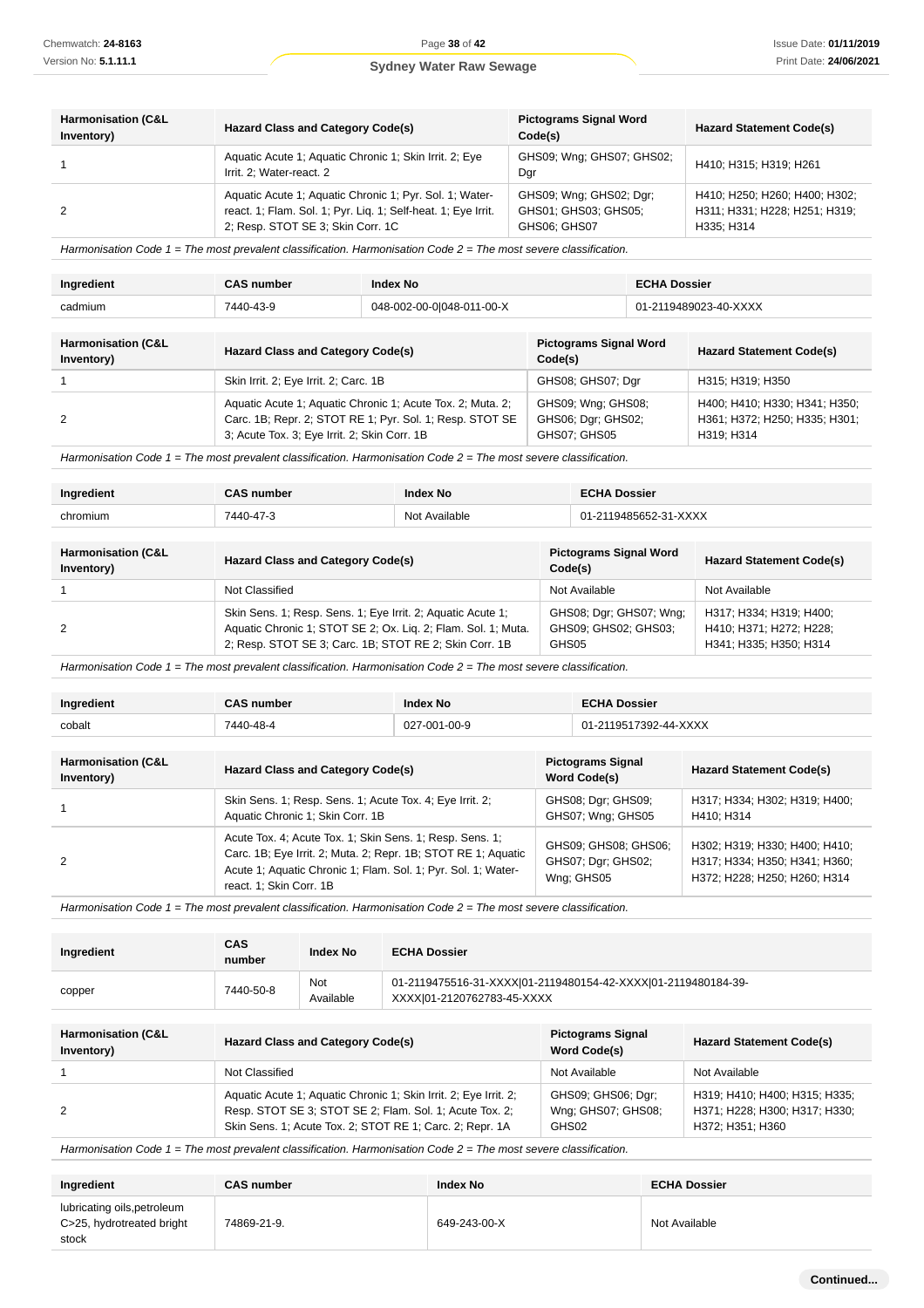| Harmonisation (C&L Inventory) | Hazard Class and Category Code(s) | Pictograms Signal Word Code(s) | Hazard Statement Code(s) |
|---|---|---|---|
| 1 | Aquatic Acute 1; Aquatic Chronic 1; Skin Irrit. 2; Eye Irrit. 2; Water-react. 2 | GHS09; Wng; GHS07; GHS02; Dgr | H410; H315; H319; H261 |
| 2 | Aquatic Acute 1; Aquatic Chronic 1; Pyr. Sol. 1; Water-react. 1; Flam. Sol. 1; Pyr. Liq. 1; Self-heat. 1; Eye Irrit. 2; Resp. STOT SE 3; Skin Corr. 1C | GHS09; Wng; GHS02; Dgr; GHS01; GHS03; GHS05; GHS06; GHS07 | H410; H250; H260; H400; H302; H311; H331; H228; H251; H319; H335; H314 |

*Harmonisation Code 1 = The most prevalent classification. Harmonisation Code 2 = The most severe classification.*

| Ingredient | CAS number | Index No | ECHA Dossier |
|---|---|---|---|
| cadmium | 7440-43-9 | 048-002-00-0\|048-011-00-X | 01-2119489023-40-XXXX |

| Harmonisation (C&L Inventory) | Hazard Class and Category Code(s) | Pictograms Signal Word Code(s) | Hazard Statement Code(s) |
|---|---|---|---|
| 1 | Skin Irrit. 2; Eye Irrit. 2; Carc. 1B | GHS08; GHS07; Dgr | H315; H319; H350 |
| 2 | Aquatic Acute 1; Aquatic Chronic 1; Acute Tox. 2; Muta. 2; Carc. 1B; Repr. 2; STOT RE 1; Pyr. Sol. 1; Resp. STOT SE 3; Acute Tox. 3; Eye Irrit. 2; Skin Corr. 1B | GHS09; Wng; GHS08; GHS06; Dgr; GHS02; GHS07; GHS05 | H400; H410; H330; H341; H350; H361; H372; H250; H335; H301; H319; H314 |

*Harmonisation Code 1 = The most prevalent classification. Harmonisation Code 2 = The most severe classification.*

| Ingredient | CAS number | Index No | ECHA Dossier |
|---|---|---|---|
| chromium | 7440-47-3 | Not Available | 01-2119485652-31-XXXX |

| Harmonisation (C&L Inventory) | Hazard Class and Category Code(s) | Pictograms Signal Word Code(s) | Hazard Statement Code(s) |
|---|---|---|---|
| 1 | Not Classified | Not Available | Not Available |
| 2 | Skin Sens. 1; Resp. Sens. 1; Eye Irrit. 2; Aquatic Acute 1; Aquatic Chronic 1; STOT SE 2; Ox. Liq. 2; Flam. Sol. 1; Muta. 2; Resp. STOT SE 3; Carc. 1B; STOT RE 2; Skin Corr. 1B | GHS08; Dgr; GHS07; Wng; GHS09; GHS02; GHS03; GHS05 | H317; H334; H319; H400; H410; H371; H272; H228; H341; H335; H350; H314 |

*Harmonisation Code 1 = The most prevalent classification. Harmonisation Code 2 = The most severe classification.*

| Ingredient | CAS number | Index No | ECHA Dossier |
|---|---|---|---|
| cobalt | 7440-48-4 | 027-001-00-9 | 01-2119517392-44-XXXX |

| Harmonisation (C&L Inventory) | Hazard Class and Category Code(s) | Pictograms Signal Word Code(s) | Hazard Statement Code(s) |
|---|---|---|---|
| 1 | Skin Sens. 1; Resp. Sens. 1; Acute Tox. 4; Eye Irrit. 2; Aquatic Chronic 1; Skin Corr. 1B | GHS08; Dgr; GHS09; GHS07; Wng; GHS05 | H317; H334; H302; H319; H400; H410; H314 |
| 2 | Acute Tox. 4; Acute Tox. 1; Skin Sens. 1; Resp. Sens. 1; Carc. 1B; Eye Irrit. 2; Muta. 2; Repr. 1B; STOT RE 1; Aquatic Acute 1; Aquatic Chronic 1; Flam. Sol. 1; Pyr. Sol. 1; Water-react. 1; Skin Corr. 1B | GHS09; GHS08; GHS06; GHS07; Dgr; GHS02; Wng; GHS05 | H302; H319; H330; H400; H410; H317; H334; H350; H341; H360; H372; H228; H250; H260; H314 |

*Harmonisation Code 1 = The most prevalent classification. Harmonisation Code 2 = The most severe classification.*

| Ingredient | CAS number | Index No | ECHA Dossier |
|---|---|---|---|
| copper | 7440-50-8 | Not Available | 01-2119475516-31-XXXX\|01-2119480154-42-XXXX\|01-2119480184-39-XXXX\|01-2120762783-45-XXXX |

| Harmonisation (C&L Inventory) | Hazard Class and Category Code(s) | Pictograms Signal Word Code(s) | Hazard Statement Code(s) |
|---|---|---|---|
| 1 | Not Classified | Not Available | Not Available |
| 2 | Aquatic Acute 1; Aquatic Chronic 1; Skin Irrit. 2; Eye Irrit. 2; Resp. STOT SE 3; STOT SE 2; Flam. Sol. 1; Acute Tox. 2; Skin Sens. 1; Acute Tox. 2; STOT RE 1; Carc. 2; Repr. 1A | GHS09; GHS06; Dgr; Wng; GHS07; GHS08; GHS02 | H319; H410; H400; H315; H335; H371; H228; H300; H317; H330; H372; H351; H360 |

*Harmonisation Code 1 = The most prevalent classification. Harmonisation Code 2 = The most severe classification.*

| Ingredient | CAS number | Index No | ECHA Dossier |
|---|---|---|---|
| lubricating oils,petroleum C>25, hydrotreated bright stock | 74869-21-9. | 649-243-00-X | Not Available |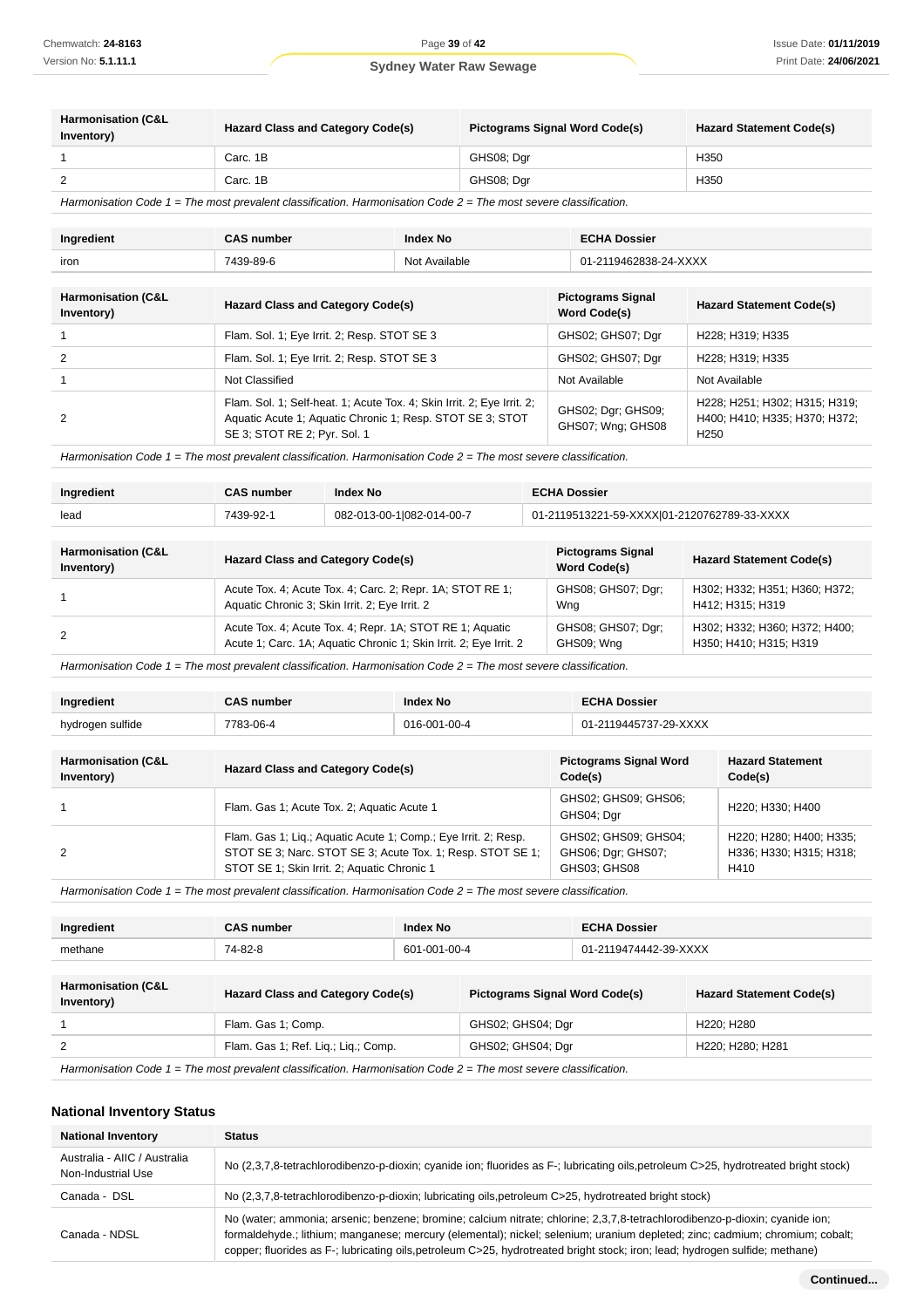| Harmonisation (C&L Inventory) | Hazard Class and Category Code(s) | Pictograms Signal Word Code(s) | Hazard Statement Code(s) |
|---|---|---|---|
| 1 | Carc. 1B | GHS08; Dgr | H350 |
| 2 | Carc. 1B | GHS08; Dgr | H350 |

*Harmonisation Code 1 = The most prevalent classification. Harmonisation Code 2 = The most severe classification.*

| Ingredient | CAS number | Index No | ECHA Dossier |
|---|---|---|---|
| iron | 7439-89-6 | Not Available | 01-2119462838-24-XXXX |

| Harmonisation (C&L Inventory) | Hazard Class and Category Code(s) | Pictograms Signal Word Code(s) | Hazard Statement Code(s) |
|---|---|---|---|
| 1 | Flam. Sol. 1; Eye Irrit. 2; Resp. STOT SE 3 | GHS02; GHS07; Dgr | H228; H319; H335 |
| 2 | Flam. Sol. 1; Eye Irrit. 2; Resp. STOT SE 3 | GHS02; GHS07; Dgr | H228; H319; H335 |
| 1 | Not Classified | Not Available | Not Available |
| 2 | Flam. Sol. 1; Self-heat. 1; Acute Tox. 4; Skin Irrit. 2; Eye Irrit. 2; Aquatic Acute 1; Aquatic Chronic 1; Resp. STOT SE 3; STOT SE 3; STOT RE 2; Pyr. Sol. 1 | GHS02; Dgr; GHS09; GHS07; Wng; GHS08 | H228; H251; H302; H315; H319; H400; H410; H335; H370; H372; H250 |

*Harmonisation Code 1 = The most prevalent classification. Harmonisation Code 2 = The most severe classification.*

| Ingredient | CAS number | Index No | ECHA Dossier |
|---|---|---|---|
| lead | 7439-92-1 | 082-013-00-1\|082-014-00-7 | 01-2119513221-59-XXXX\|01-2120762789-33-XXXX |

| Harmonisation (C&L Inventory) | Hazard Class and Category Code(s) | Pictograms Signal Word Code(s) | Hazard Statement Code(s) |
|---|---|---|---|
| 1 | Acute Tox. 4; Acute Tox. 4; Carc. 2; Repr. 1A; STOT RE 1; Aquatic Chronic 3; Skin Irrit. 2; Eye Irrit. 2 | GHS08; GHS07; Dgr; Wng | H302; H332; H351; H360; H372; H412; H315; H319 |
| 2 | Acute Tox. 4; Acute Tox. 4; Repr. 1A; STOT RE 1; Aquatic Acute 1; Carc. 1A; Aquatic Chronic 1; Skin Irrit. 2; Eye Irrit. 2 | GHS08; GHS07; Dgr; GHS09; Wng | H302; H332; H360; H372; H400; H350; H410; H315; H319 |

*Harmonisation Code 1 = The most prevalent classification. Harmonisation Code 2 = The most severe classification.*

| Ingredient | CAS number | Index No | ECHA Dossier |
|---|---|---|---|
| hydrogen sulfide | 7783-06-4 | 016-001-00-4 | 01-2119445737-29-XXXX |

| Harmonisation (C&L Inventory) | Hazard Class and Category Code(s) | Pictograms Signal Word Code(s) | Hazard Statement Code(s) |
|---|---|---|---|
| 1 | Flam. Gas 1; Acute Tox. 2; Aquatic Acute 1 | GHS02; GHS09; GHS06; GHS04; Dgr | H220; H330; H400 |
| 2 | Flam. Gas 1; Liq.; Aquatic Acute 1; Comp.; Eye Irrit. 2; Resp. STOT SE 3; Narc. STOT SE 3; Acute Tox. 1; Resp. STOT SE 1; STOT SE 1; Skin Irrit. 2; Aquatic Chronic 1 | GHS02; GHS09; GHS04; GHS06; Dgr; GHS07; GHS03; GHS08 | H220; H280; H400; H335; H336; H330; H315; H318; H410 |

*Harmonisation Code 1 = The most prevalent classification. Harmonisation Code 2 = The most severe classification.*

| Ingredient | CAS number | Index No | ECHA Dossier |
|---|---|---|---|
| methane | 74-82-8 | 601-001-00-4 | 01-2119474442-39-XXXX |

| Harmonisation (C&L Inventory) | Hazard Class and Category Code(s) | Pictograms Signal Word Code(s) | Hazard Statement Code(s) |
|---|---|---|---|
| 1 | Flam. Gas 1; Comp. | GHS02; GHS04; Dgr | H220; H280 |
| 2 | Flam. Gas 1; Ref. Liq.; Liq.; Comp. | GHS02; GHS04; Dgr | H220; H280; H281 |

*Harmonisation Code 1 = The most prevalent classification. Harmonisation Code 2 = The most severe classification.*

## National Inventory Status

| National Inventory | Status |
|---|---|
| Australia - AIIC / Australia Non-Industrial Use | No (2,3,7,8-tetrachlorodibenzo-p-dioxin; cyanide ion; fluorides as F-; lubricating oils,petroleum C>25, hydrotreated bright stock) |
| Canada - DSL | No (2,3,7,8-tetrachlorodibenzo-p-dioxin; lubricating oils,petroleum C>25, hydrotreated bright stock) |
| Canada - NDSL | No (water; ammonia; arsenic; benzene; bromine; calcium nitrate; chlorine; 2,3,7,8-tetrachlorodibenzo-p-dioxin; cyanide ion; formaldehyde.; lithium; manganese; mercury (elemental); nickel; selenium; uranium depleted; zinc; cadmium; chromium; cobalt; copper; fluorides as F-; lubricating oils,petroleum C>25, hydrotreated bright stock; iron; lead; hydrogen sulfide; methane) |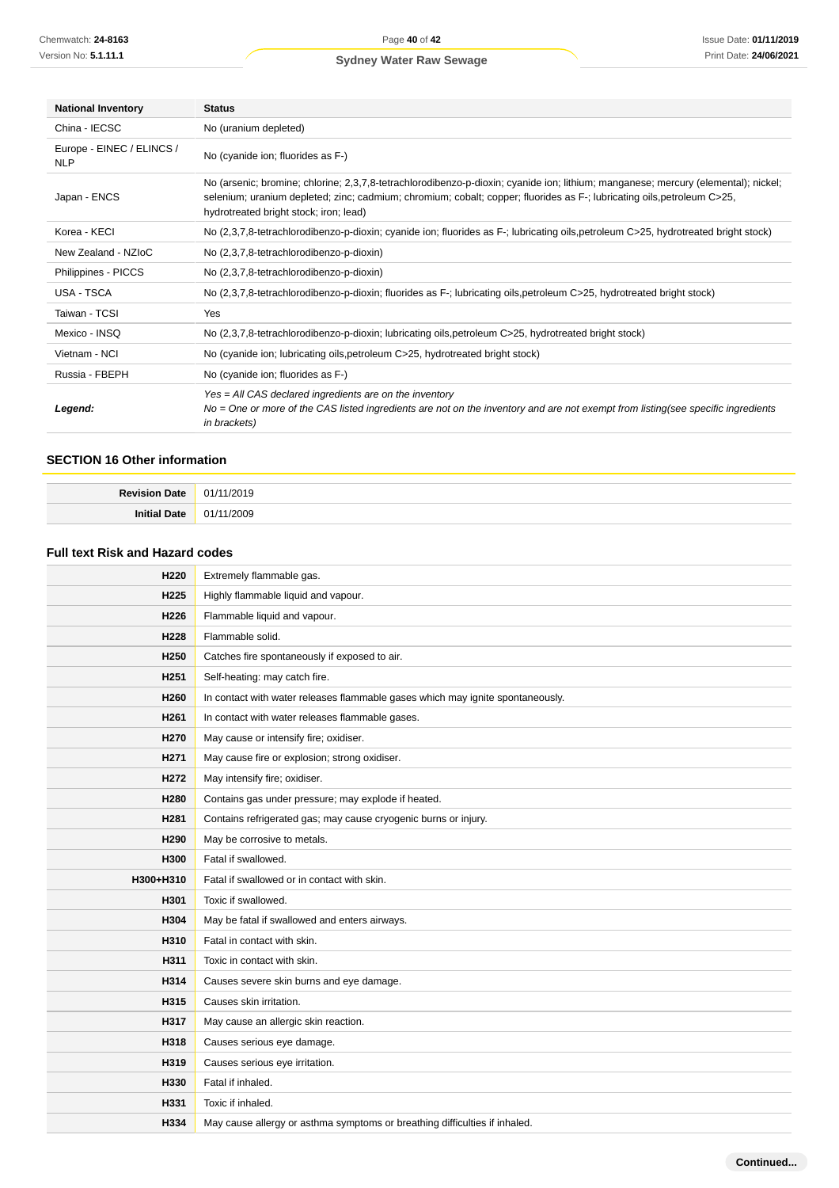| National Inventory | Status |
|---|---|
| China - IECSC | No (uranium depleted) |
| Europe - EINEC / ELINCS / NLP | No (cyanide ion; fluorides as F-) |
| Japan - ENCS | No (arsenic; bromine; chlorine; 2,3,7,8-tetrachlorodibenzo-p-dioxin; cyanide ion; lithium; manganese; mercury (elemental); nickel; selenium; uranium depleted; zinc; cadmium; chromium; cobalt; copper; fluorides as F-; lubricating oils,petroleum C>25, hydrotreated bright stock; iron; lead) |
| Korea - KECI | No (2,3,7,8-tetrachlorodibenzo-p-dioxin; cyanide ion; fluorides as F-; lubricating oils,petroleum C>25, hydrotreated bright stock) |
| New Zealand - NZIoC | No (2,3,7,8-tetrachlorodibenzo-p-dioxin) |
| Philippines - PICCS | No (2,3,7,8-tetrachlorodibenzo-p-dioxin) |
| USA - TSCA | No (2,3,7,8-tetrachlorodibenzo-p-dioxin; fluorides as F-; lubricating oils,petroleum C>25, hydrotreated bright stock) |
| Taiwan - TCSI | Yes |
| Mexico - INSQ | No (2,3,7,8-tetrachlorodibenzo-p-dioxin; lubricating oils,petroleum C>25, hydrotreated bright stock) |
| Vietnam - NCI | No (cyanide ion; lubricating oils,petroleum C>25, hydrotreated bright stock) |
| Russia - FBEPH | No (cyanide ion; fluorides as F-) |
| ***Legend:*** | *Yes = All CAS declared ingredients are on the inventory*<br>*No = One or more of the CAS listed ingredients are not on the inventory and are not exempt from listing(see specific ingredients in brackets)* |

## SECTION 16 Other information

| | |
|---|---|
| **Revision Date** | 01/11/2019 |
| **Initial Date** | 01/11/2009 |

### Full text Risk and Hazard codes

| | |
|---|---|
| **H220** | Extremely flammable gas. |
| **H225** | Highly flammable liquid and vapour. |
| **H226** | Flammable liquid and vapour. |
| **H228** | Flammable solid. |
| **H250** | Catches fire spontaneously if exposed to air. |
| **H251** | Self-heating: may catch fire. |
| **H260** | In contact with water releases flammable gases which may ignite spontaneously. |
| **H261** | In contact with water releases flammable gases. |
| **H270** | May cause or intensify fire; oxidiser. |
| **H271** | May cause fire or explosion; strong oxidiser. |
| **H272** | May intensify fire; oxidiser. |
| **H280** | Contains gas under pressure; may explode if heated. |
| **H281** | Contains refrigerated gas; may cause cryogenic burns or injury. |
| **H290** | May be corrosive to metals. |
| **H300** | Fatal if swallowed. |
| **H300+H310** | Fatal if swallowed or in contact with skin. |
| **H301** | Toxic if swallowed. |
| **H304** | May be fatal if swallowed and enters airways. |
| **H310** | Fatal in contact with skin. |
| **H311** | Toxic in contact with skin. |
| **H314** | Causes severe skin burns and eye damage. |
| **H315** | Causes skin irritation. |
| **H317** | May cause an allergic skin reaction. |
| **H318** | Causes serious eye damage. |
| **H319** | Causes serious eye irritation. |
| **H330** | Fatal if inhaled. |
| **H331** | Toxic if inhaled. |
| **H334** | May cause allergy or asthma symptoms or breathing difficulties if inhaled. |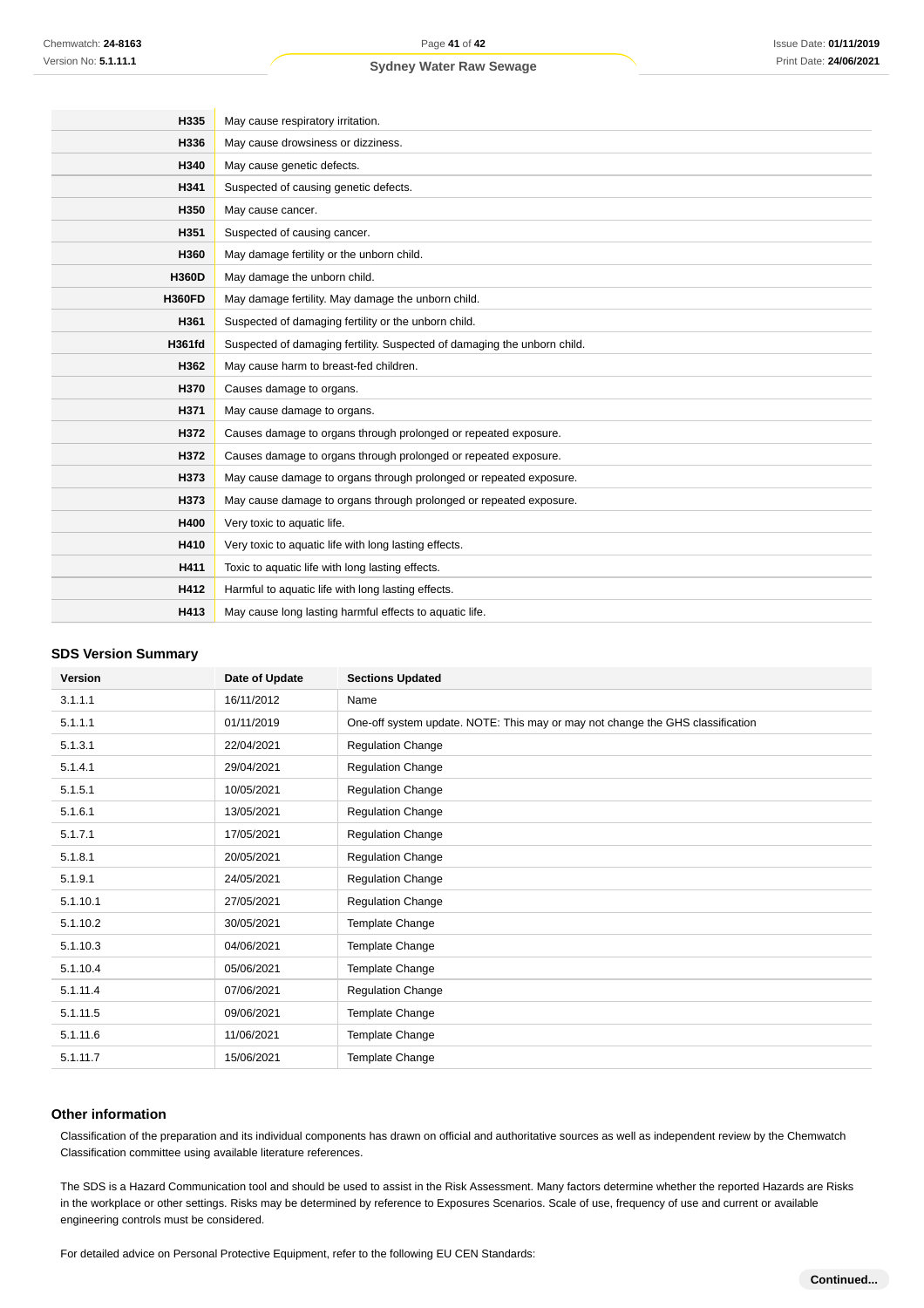| | |
|---|---|
| **H335** | May cause respiratory irritation. |
| **H336** | May cause drowsiness or dizziness. |
| **H340** | May cause genetic defects. |
| **H341** | Suspected of causing genetic defects. |
| **H350** | May cause cancer. |
| **H351** | Suspected of causing cancer. |
| **H360** | May damage fertility or the unborn child. |
| **H360D** | May damage the unborn child. |
| **H360FD** | May damage fertility. May damage the unborn child. |
| **H361** | Suspected of damaging fertility or the unborn child. |
| **H361fd** | Suspected of damaging fertility. Suspected of damaging the unborn child. |
| **H362** | May cause harm to breast-fed children. |
| **H370** | Causes damage to organs. |
| **H371** | May cause damage to organs. |
| **H372** | Causes damage to organs through prolonged or repeated exposure. |
| **H372** | Causes damage to organs through prolonged or repeated exposure. |
| **H373** | May cause damage to organs through prolonged or repeated exposure. |
| **H373** | May cause damage to organs through prolonged or repeated exposure. |
| **H400** | Very toxic to aquatic life. |
| **H410** | Very toxic to aquatic life with long lasting effects. |
| **H411** | Toxic to aquatic life with long lasting effects. |
| **H412** | Harmful to aquatic life with long lasting effects. |
| **H413** | May cause long lasting harmful effects to aquatic life. |

### SDS Version Summary

| Version | Date of Update | Sections Updated |
|---|---|---|
| 3.1.1.1 | 16/11/2012 | Name |
| 5.1.1.1 | 01/11/2019 | One-off system update. NOTE: This may or may not change the GHS classification |
| 5.1.3.1 | 22/04/2021 | Regulation Change |
| 5.1.4.1 | 29/04/2021 | Regulation Change |
| 5.1.5.1 | 10/05/2021 | Regulation Change |
| 5.1.6.1 | 13/05/2021 | Regulation Change |
| 5.1.7.1 | 17/05/2021 | Regulation Change |
| 5.1.8.1 | 20/05/2021 | Regulation Change |
| 5.1.9.1 | 24/05/2021 | Regulation Change |
| 5.1.10.1 | 27/05/2021 | Regulation Change |
| 5.1.10.2 | 30/05/2021 | Template Change |
| 5.1.10.3 | 04/06/2021 | Template Change |
| 5.1.10.4 | 05/06/2021 | Template Change |
| 5.1.11.4 | 07/06/2021 | Regulation Change |
| 5.1.11.5 | 09/06/2021 | Template Change |
| 5.1.11.6 | 11/06/2021 | Template Change |
| 5.1.11.7 | 15/06/2021 | Template Change |

### Other information

Classification of the preparation and its individual components has drawn on official and authoritative sources as well as independent review by the Chemwatch Classification committee using available literature references.

The SDS is a Hazard Communication tool and should be used to assist in the Risk Assessment. Many factors determine whether the reported Hazards are Risks in the workplace or other settings. Risks may be determined by reference to Exposures Scenarios. Scale of use, frequency of use and current or available engineering controls must be considered.

For detailed advice on Personal Protective Equipment, refer to the following EU CEN Standards: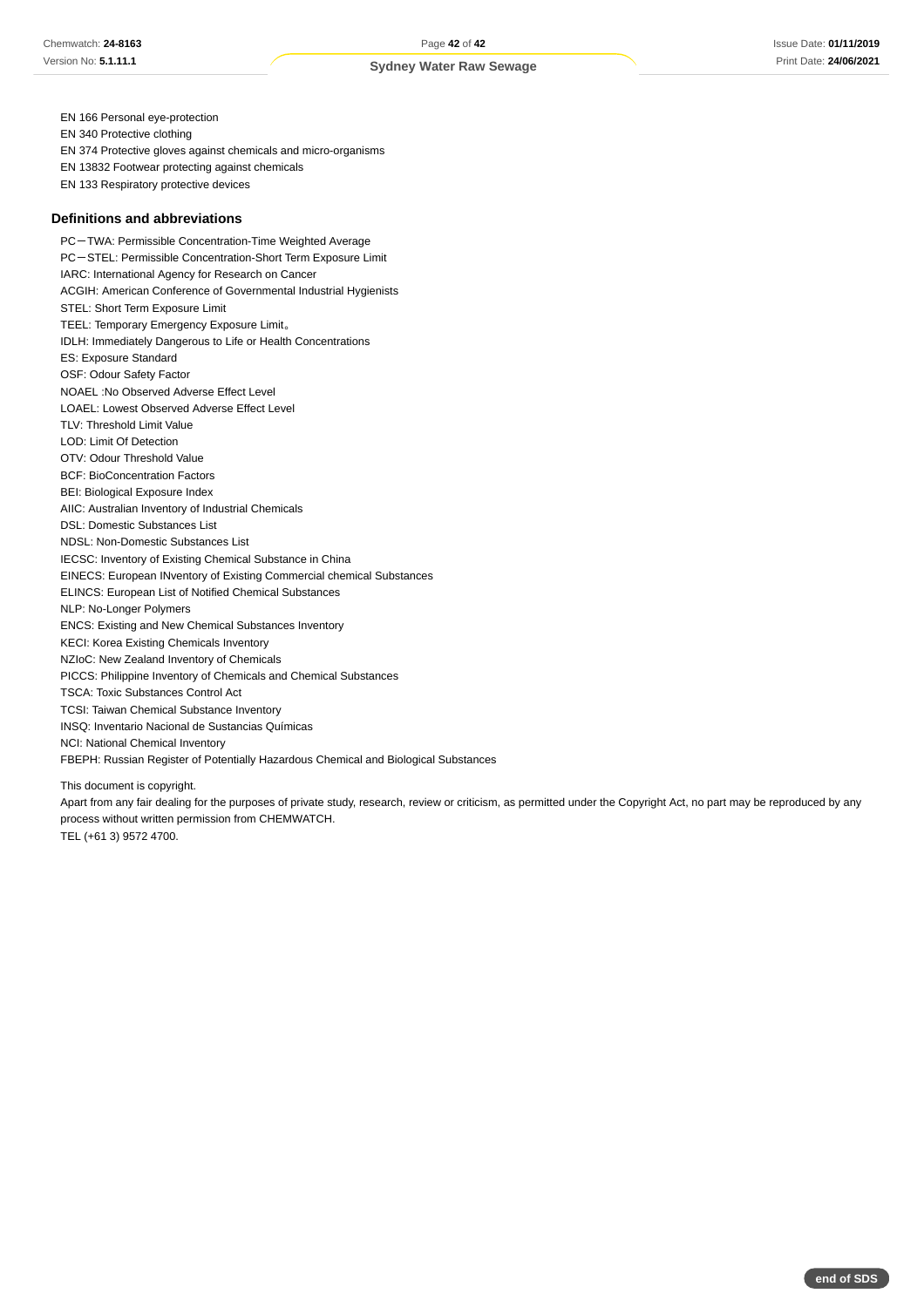EN 166 Personal eye-protection
EN 340 Protective clothing
EN 374 Protective gloves against chemicals and micro-organisms
EN 13832 Footwear protecting against chemicals
EN 133 Respiratory protective devices

### Definitions and abbreviations

PC－TWA: Permissible Concentration-Time Weighted Average
PC－STEL: Permissible Concentration-Short Term Exposure Limit
IARC: International Agency for Research on Cancer
ACGIH: American Conference of Governmental Industrial Hygienists
STEL: Short Term Exposure Limit
TEEL: Temporary Emergency Exposure Limit。
IDLH: Immediately Dangerous to Life or Health Concentrations
ES: Exposure Standard
OSF: Odour Safety Factor
NOAEL :No Observed Adverse Effect Level
LOAEL: Lowest Observed Adverse Effect Level
TLV: Threshold Limit Value
LOD: Limit Of Detection
OTV: Odour Threshold Value
BCF: BioConcentration Factors
BEI: Biological Exposure Index
AIIC: Australian Inventory of Industrial Chemicals
DSL: Domestic Substances List
NDSL: Non-Domestic Substances List
IECSC: Inventory of Existing Chemical Substance in China
EINECS: European INventory of Existing Commercial chemical Substances
ELINCS: European List of Notified Chemical Substances
NLP: No-Longer Polymers
ENCS: Existing and New Chemical Substances Inventory
KECI: Korea Existing Chemicals Inventory
NZIoC: New Zealand Inventory of Chemicals
PICCS: Philippine Inventory of Chemicals and Chemical Substances
TSCA: Toxic Substances Control Act
TCSI: Taiwan Chemical Substance Inventory
INSQ: Inventario Nacional de Sustancias Químicas
NCI: National Chemical Inventory
FBEPH: Russian Register of Potentially Hazardous Chemical and Biological Substances

This document is copyright.
Apart from any fair dealing for the purposes of private study, research, review or criticism, as permitted under the Copyright Act, no part may be reproduced by any process without written permission from CHEMWATCH.
TEL (+61 3) 9572 4700.

end of SDS